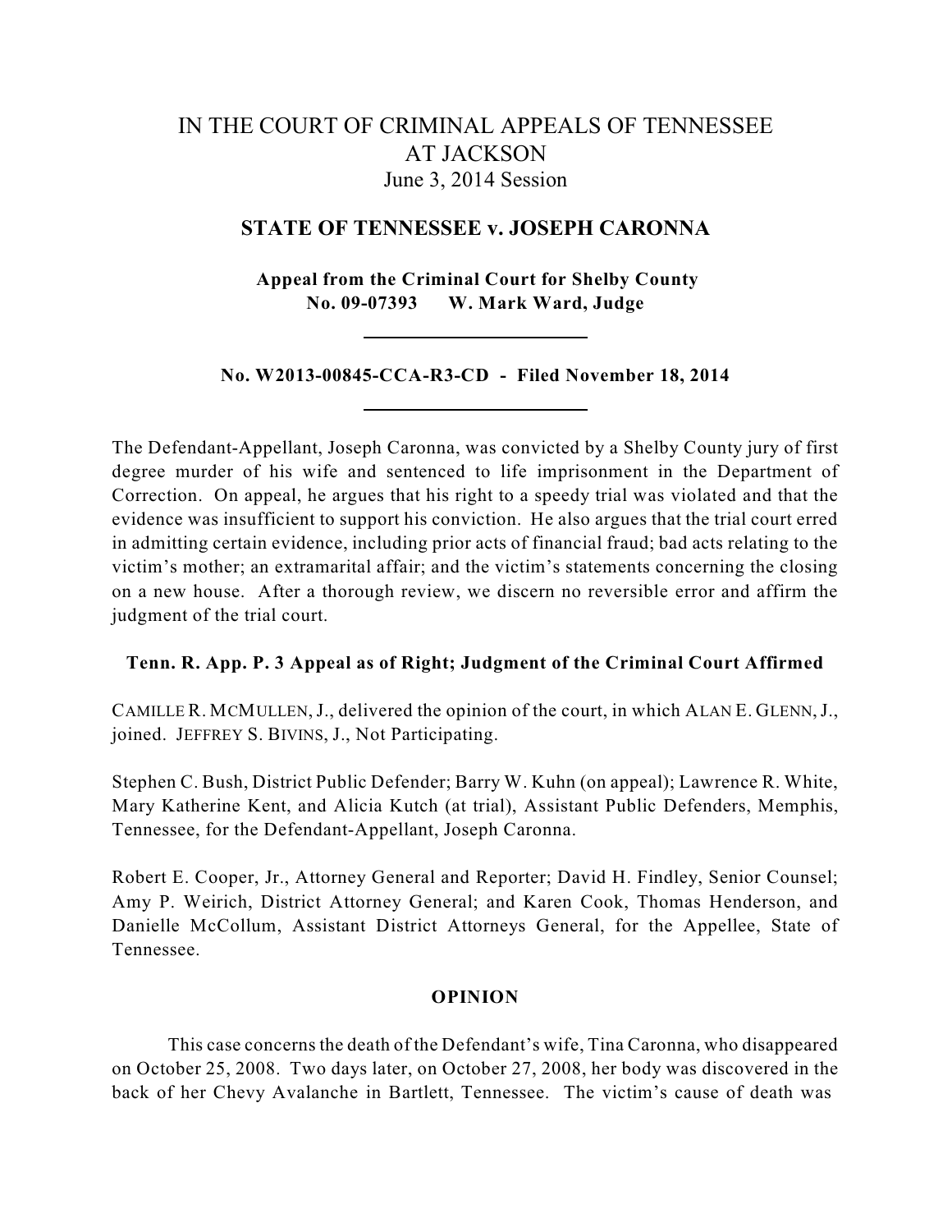# IN THE COURT OF CRIMINAL APPEALS OF TENNESSEE AT JACKSON

June 3, 2014 Session

## STATE OF TENNESSEE v. JOSEPH CARONNA

**Appeal from the Criminal Court for Shelby County**
**No. 09-07393 W. Mark Ward, Judge**

---

**No. W2013-00845-CCA-R3-CD - Filed November 18, 2014**

---

The Defendant-Appellant, Joseph Caronna, was convicted by a Shelby County jury of first degree murder of his wife and sentenced to life imprisonment in the Department of Correction. On appeal, he argues that his right to a speedy trial was violated and that the evidence was insufficient to support his conviction. He also argues that the trial court erred in admitting certain evidence, including prior acts of financial fraud; bad acts relating to the victim's mother; an extramarital affair; and the victim's statements concerning the closing on a new house. After a thorough review, we discern no reversible error and affirm the judgment of the trial court.

**Tenn. R. App. P. 3 Appeal as of Right; Judgment of the Criminal Court Affirmed**

CAMILLE R. MCMULLEN, J., delivered the opinion of the court, in which ALAN E. GLENN, J., joined. JEFFREY S. BIVINS, J., Not Participating.

Stephen C. Bush, District Public Defender; Barry W. Kuhn (on appeal); Lawrence R. White, Mary Katherine Kent, and Alicia Kutch (at trial), Assistant Public Defenders, Memphis, Tennessee, for the Defendant-Appellant, Joseph Caronna.

Robert E. Cooper, Jr., Attorney General and Reporter; David H. Findley, Senior Counsel; Amy P. Weirich, District Attorney General; and Karen Cook, Thomas Henderson, and Danielle McCollum, Assistant District Attorneys General, for the Appellee, State of Tennessee.

### OPINION

This case concerns the death of the Defendant's wife, Tina Caronna, who disappeared on October 25, 2008. Two days later, on October 27, 2008, her body was discovered in the back of her Chevy Avalanche in Bartlett, Tennessee. The victim's cause of death was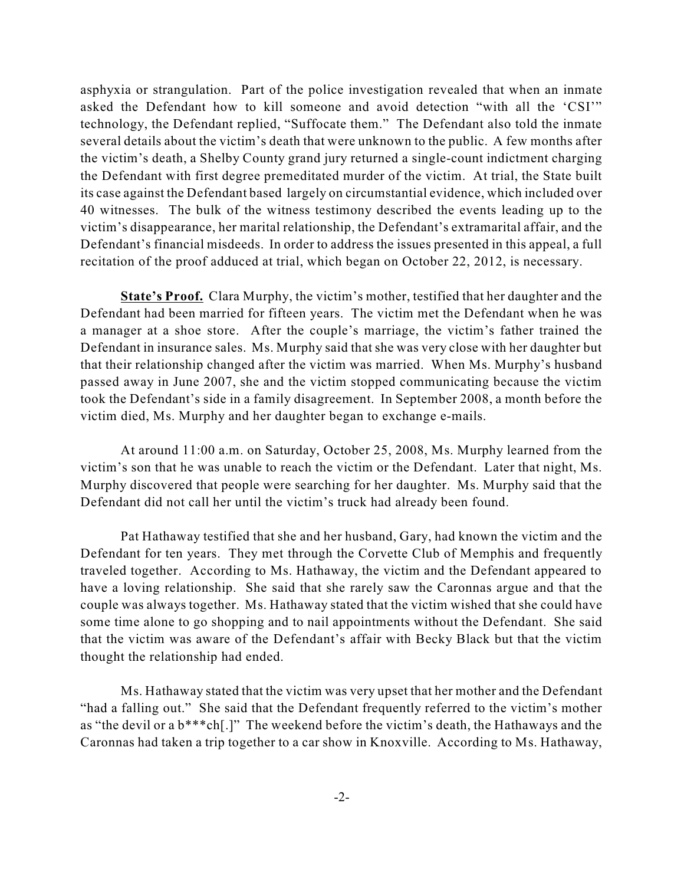asphyxia or strangulation. Part of the police investigation revealed that when an inmate asked the Defendant how to kill someone and avoid detection "with all the 'CSI'" technology, the Defendant replied, "Suffocate them." The Defendant also told the inmate several details about the victim's death that were unknown to the public. A few months after the victim's death, a Shelby County grand jury returned a single-count indictment charging the Defendant with first degree premeditated murder of the victim. At trial, the State built its case against the Defendant based largely on circumstantial evidence, which included over 40 witnesses. The bulk of the witness testimony described the events leading up to the victim's disappearance, her marital relationship, the Defendant's extramarital affair, and the Defendant's financial misdeeds. In order to address the issues presented in this appeal, a full recitation of the proof adduced at trial, which began on October 22, 2012, is necessary.

**State's Proof.** Clara Murphy, the victim's mother, testified that her daughter and the Defendant had been married for fifteen years. The victim met the Defendant when he was a manager at a shoe store. After the couple's marriage, the victim's father trained the Defendant in insurance sales. Ms. Murphy said that she was very close with her daughter but that their relationship changed after the victim was married. When Ms. Murphy's husband passed away in June 2007, she and the victim stopped communicating because the victim took the Defendant's side in a family disagreement. In September 2008, a month before the victim died, Ms. Murphy and her daughter began to exchange e-mails.

At around 11:00 a.m. on Saturday, October 25, 2008, Ms. Murphy learned from the victim's son that he was unable to reach the victim or the Defendant. Later that night, Ms. Murphy discovered that people were searching for her daughter. Ms. Murphy said that the Defendant did not call her until the victim's truck had already been found.

Pat Hathaway testified that she and her husband, Gary, had known the victim and the Defendant for ten years. They met through the Corvette Club of Memphis and frequently traveled together. According to Ms. Hathaway, the victim and the Defendant appeared to have a loving relationship. She said that she rarely saw the Caronnas argue and that the couple was always together. Ms. Hathaway stated that the victim wished that she could have some time alone to go shopping and to nail appointments without the Defendant. She said that the victim was aware of the Defendant's affair with Becky Black but that the victim thought the relationship had ended.

Ms. Hathaway stated that the victim was very upset that her mother and the Defendant "had a falling out." She said that the Defendant frequently referred to the victim's mother as "the devil or a b***ch[.]" The weekend before the victim's death, the Hathaways and the Caronnas had taken a trip together to a car show in Knoxville. According to Ms. Hathaway,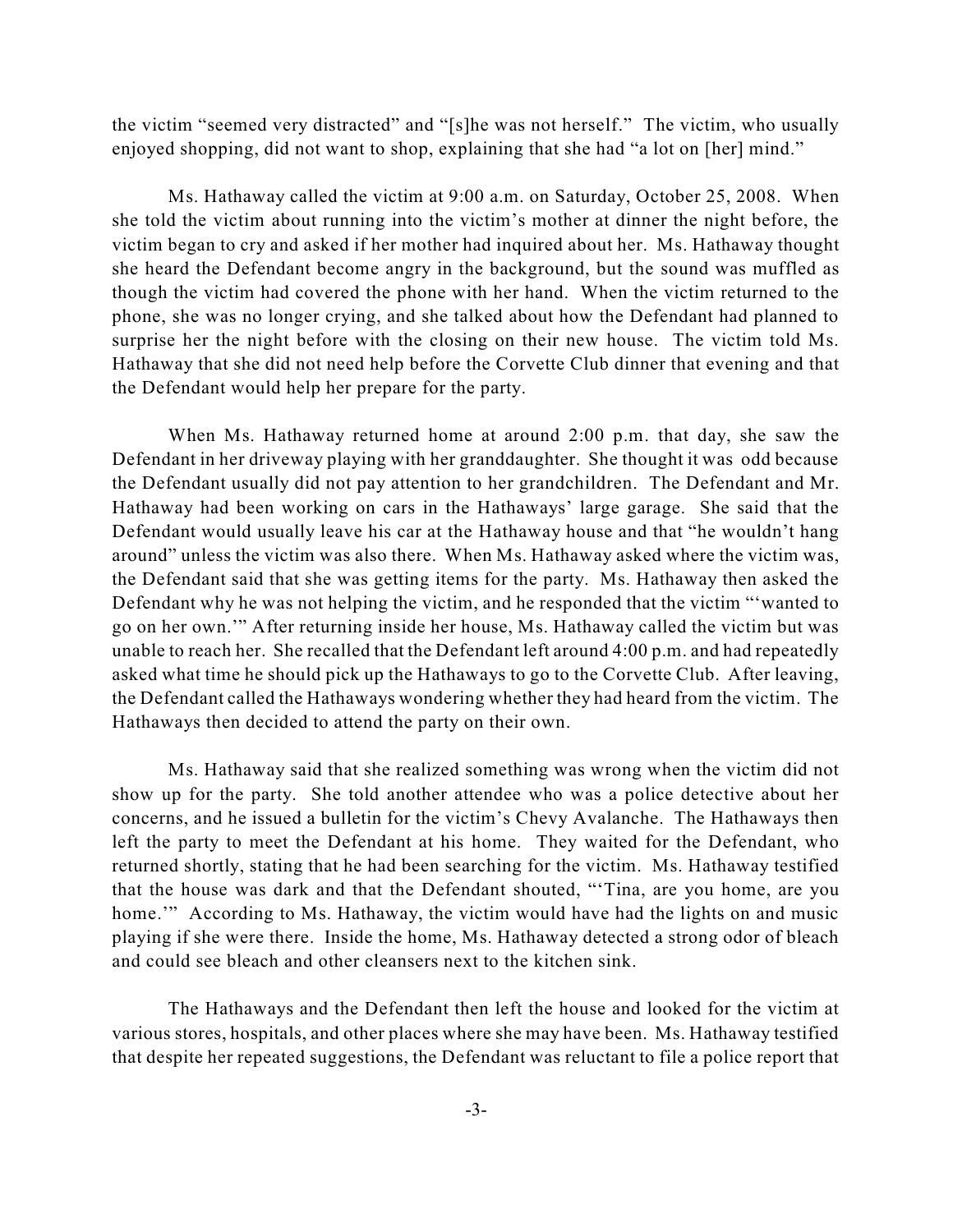the victim "seemed very distracted" and "[s]he was not herself." The victim, who usually enjoyed shopping, did not want to shop, explaining that she had "a lot on [her] mind."

Ms. Hathaway called the victim at 9:00 a.m. on Saturday, October 25, 2008. When she told the victim about running into the victim's mother at dinner the night before, the victim began to cry and asked if her mother had inquired about her. Ms. Hathaway thought she heard the Defendant become angry in the background, but the sound was muffled as though the victim had covered the phone with her hand. When the victim returned to the phone, she was no longer crying, and she talked about how the Defendant had planned to surprise her the night before with the closing on their new house. The victim told Ms. Hathaway that she did not need help before the Corvette Club dinner that evening and that the Defendant would help her prepare for the party.

When Ms. Hathaway returned home at around 2:00 p.m. that day, she saw the Defendant in her driveway playing with her granddaughter. She thought it was odd because the Defendant usually did not pay attention to her grandchildren. The Defendant and Mr. Hathaway had been working on cars in the Hathaways' large garage. She said that the Defendant would usually leave his car at the Hathaway house and that "he wouldn't hang around" unless the victim was also there. When Ms. Hathaway asked where the victim was, the Defendant said that she was getting items for the party. Ms. Hathaway then asked the Defendant why he was not helping the victim, and he responded that the victim "'wanted to go on her own.'" After returning inside her house, Ms. Hathaway called the victim but was unable to reach her. She recalled that the Defendant left around 4:00 p.m. and had repeatedly asked what time he should pick up the Hathaways to go to the Corvette Club. After leaving, the Defendant called the Hathaways wondering whether they had heard from the victim. The Hathaways then decided to attend the party on their own.

Ms. Hathaway said that she realized something was wrong when the victim did not show up for the party. She told another attendee who was a police detective about her concerns, and he issued a bulletin for the victim's Chevy Avalanche. The Hathaways then left the party to meet the Defendant at his home. They waited for the Defendant, who returned shortly, stating that he had been searching for the victim. Ms. Hathaway testified that the house was dark and that the Defendant shouted, "'Tina, are you home, are you home.'" According to Ms. Hathaway, the victim would have had the lights on and music playing if she were there. Inside the home, Ms. Hathaway detected a strong odor of bleach and could see bleach and other cleansers next to the kitchen sink.

The Hathaways and the Defendant then left the house and looked for the victim at various stores, hospitals, and other places where she may have been. Ms. Hathaway testified that despite her repeated suggestions, the Defendant was reluctant to file a police report that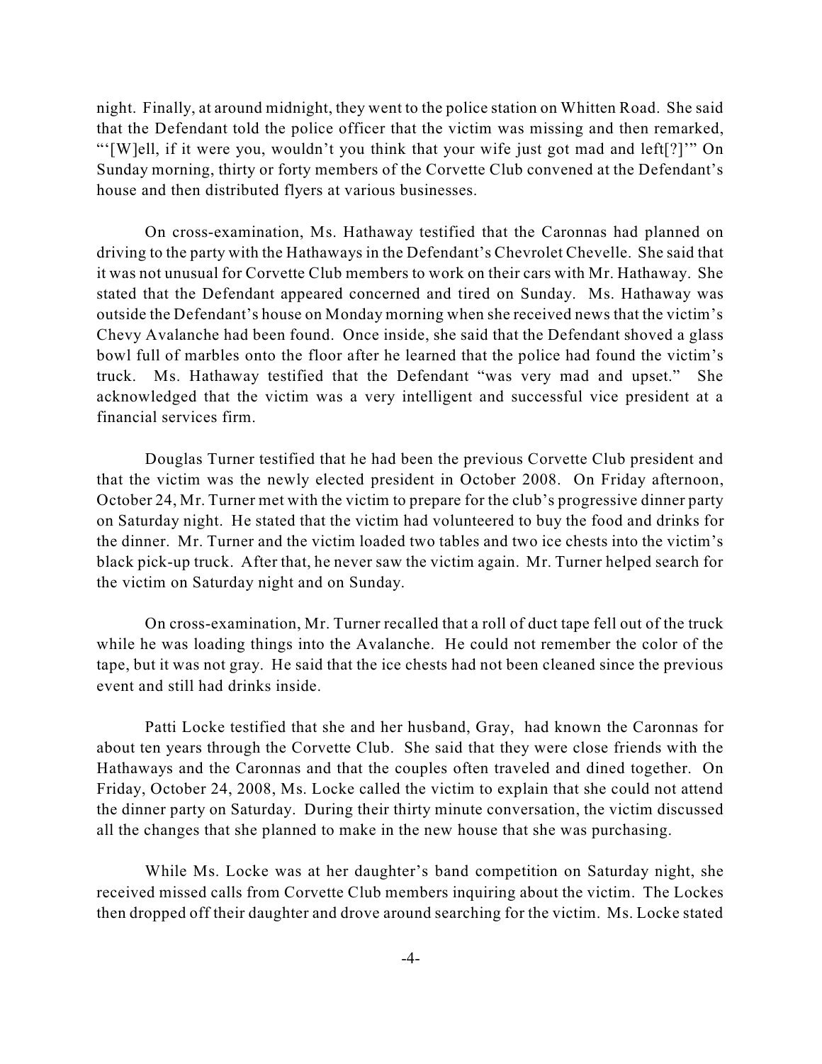night. Finally, at around midnight, they went to the police station on Whitten Road. She said that the Defendant told the police officer that the victim was missing and then remarked, "'[W]ell, if it were you, wouldn't you think that your wife just got mad and left[?]'" On Sunday morning, thirty or forty members of the Corvette Club convened at the Defendant's house and then distributed flyers at various businesses.

On cross-examination, Ms. Hathaway testified that the Caronnas had planned on driving to the party with the Hathaways in the Defendant's Chevrolet Chevelle. She said that it was not unusual for Corvette Club members to work on their cars with Mr. Hathaway. She stated that the Defendant appeared concerned and tired on Sunday. Ms. Hathaway was outside the Defendant's house on Monday morning when she received news that the victim's Chevy Avalanche had been found. Once inside, she said that the Defendant shoved a glass bowl full of marbles onto the floor after he learned that the police had found the victim's truck. Ms. Hathaway testified that the Defendant "was very mad and upset." She acknowledged that the victim was a very intelligent and successful vice president at a financial services firm.

Douglas Turner testified that he had been the previous Corvette Club president and that the victim was the newly elected president in October 2008. On Friday afternoon, October 24, Mr. Turner met with the victim to prepare for the club's progressive dinner party on Saturday night. He stated that the victim had volunteered to buy the food and drinks for the dinner. Mr. Turner and the victim loaded two tables and two ice chests into the victim's black pick-up truck. After that, he never saw the victim again. Mr. Turner helped search for the victim on Saturday night and on Sunday.

On cross-examination, Mr. Turner recalled that a roll of duct tape fell out of the truck while he was loading things into the Avalanche. He could not remember the color of the tape, but it was not gray. He said that the ice chests had not been cleaned since the previous event and still had drinks inside.

Patti Locke testified that she and her husband, Gray, had known the Caronnas for about ten years through the Corvette Club. She said that they were close friends with the Hathaways and the Caronnas and that the couples often traveled and dined together. On Friday, October 24, 2008, Ms. Locke called the victim to explain that she could not attend the dinner party on Saturday. During their thirty minute conversation, the victim discussed all the changes that she planned to make in the new house that she was purchasing.

While Ms. Locke was at her daughter's band competition on Saturday night, she received missed calls from Corvette Club members inquiring about the victim. The Lockes then dropped off their daughter and drove around searching for the victim. Ms. Locke stated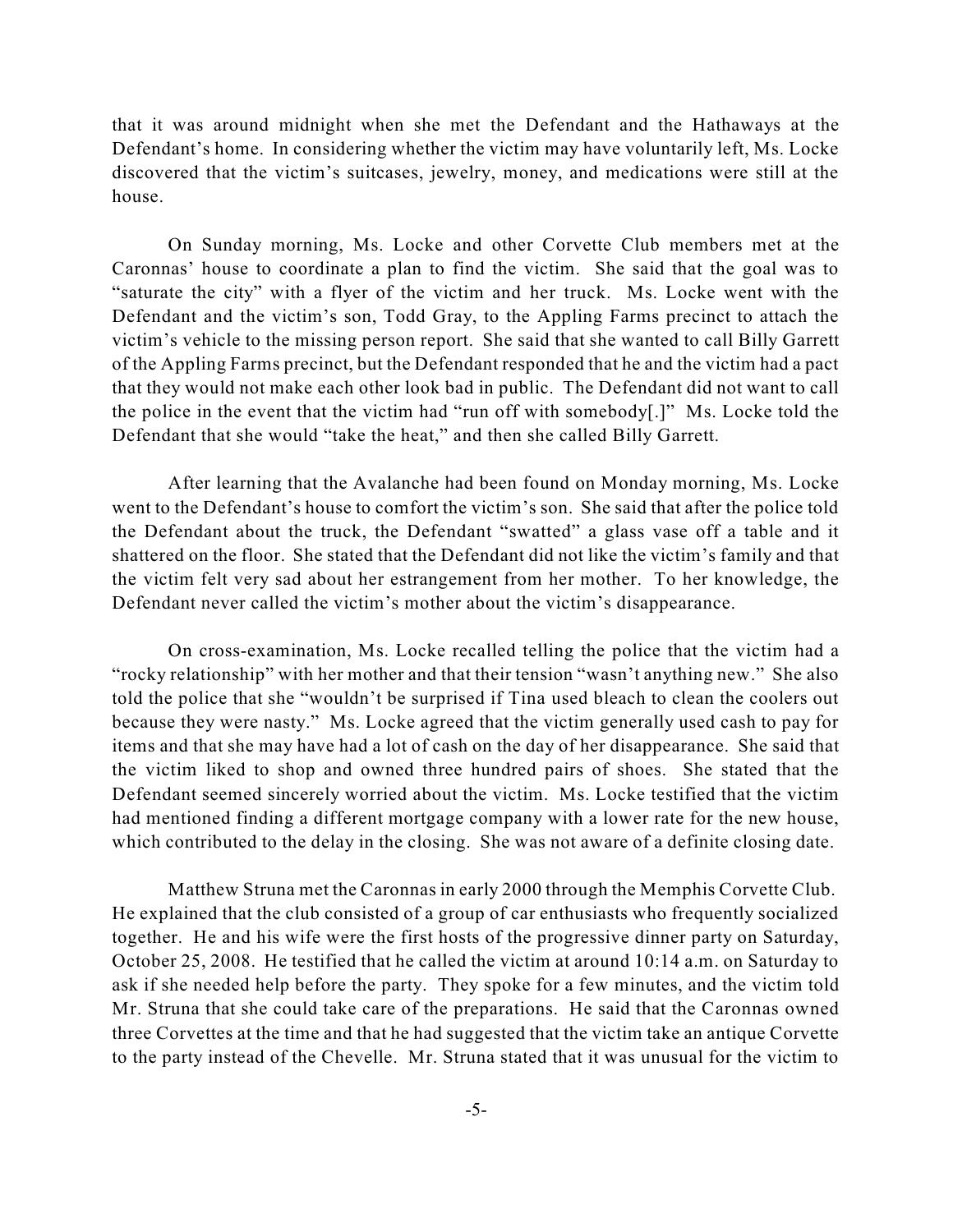that it was around midnight when she met the Defendant and the Hathaways at the Defendant's home. In considering whether the victim may have voluntarily left, Ms. Locke discovered that the victim's suitcases, jewelry, money, and medications were still at the house.

On Sunday morning, Ms. Locke and other Corvette Club members met at the Caronnas' house to coordinate a plan to find the victim. She said that the goal was to "saturate the city" with a flyer of the victim and her truck. Ms. Locke went with the Defendant and the victim's son, Todd Gray, to the Appling Farms precinct to attach the victim's vehicle to the missing person report. She said that she wanted to call Billy Garrett of the Appling Farms precinct, but the Defendant responded that he and the victim had a pact that they would not make each other look bad in public. The Defendant did not want to call the police in the event that the victim had "run off with somebody[.]" Ms. Locke told the Defendant that she would "take the heat," and then she called Billy Garrett.

After learning that the Avalanche had been found on Monday morning, Ms. Locke went to the Defendant's house to comfort the victim's son. She said that after the police told the Defendant about the truck, the Defendant "swatted" a glass vase off a table and it shattered on the floor. She stated that the Defendant did not like the victim's family and that the victim felt very sad about her estrangement from her mother. To her knowledge, the Defendant never called the victim's mother about the victim's disappearance.

On cross-examination, Ms. Locke recalled telling the police that the victim had a "rocky relationship" with her mother and that their tension "wasn't anything new." She also told the police that she "wouldn't be surprised if Tina used bleach to clean the coolers out because they were nasty." Ms. Locke agreed that the victim generally used cash to pay for items and that she may have had a lot of cash on the day of her disappearance. She said that the victim liked to shop and owned three hundred pairs of shoes. She stated that the Defendant seemed sincerely worried about the victim. Ms. Locke testified that the victim had mentioned finding a different mortgage company with a lower rate for the new house, which contributed to the delay in the closing. She was not aware of a definite closing date.

Matthew Struna met the Caronnas in early 2000 through the Memphis Corvette Club. He explained that the club consisted of a group of car enthusiasts who frequently socialized together. He and his wife were the first hosts of the progressive dinner party on Saturday, October 25, 2008. He testified that he called the victim at around 10:14 a.m. on Saturday to ask if she needed help before the party. They spoke for a few minutes, and the victim told Mr. Struna that she could take care of the preparations. He said that the Caronnas owned three Corvettes at the time and that he had suggested that the victim take an antique Corvette to the party instead of the Chevelle. Mr. Struna stated that it was unusual for the victim to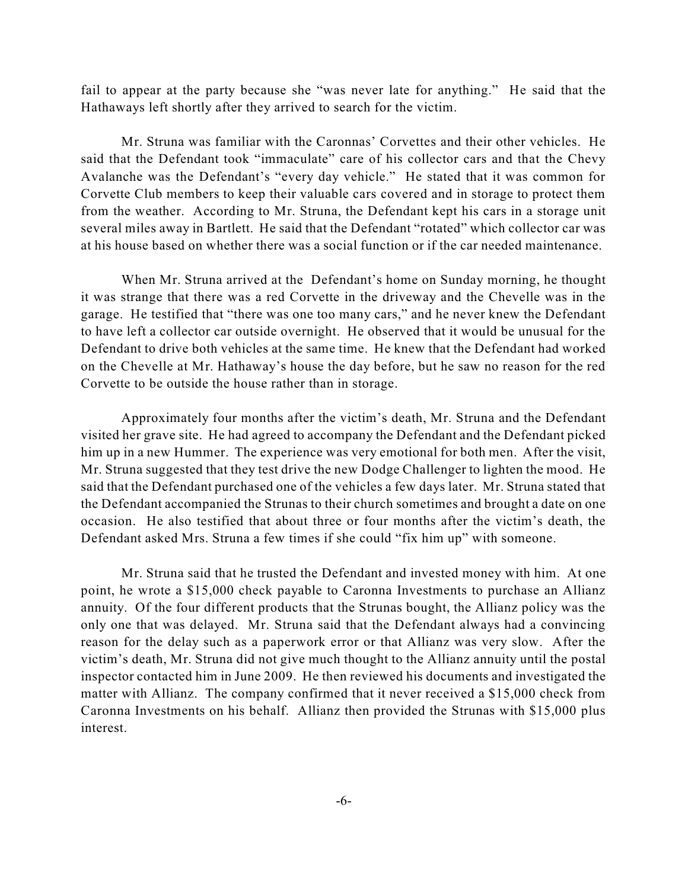fail to appear at the party because she "was never late for anything." He said that the Hathaways left shortly after they arrived to search for the victim.

Mr. Struna was familiar with the Caronnas' Corvettes and their other vehicles. He said that the Defendant took "immaculate" care of his collector cars and that the Chevy Avalanche was the Defendant's "every day vehicle." He stated that it was common for Corvette Club members to keep their valuable cars covered and in storage to protect them from the weather. According to Mr. Struna, the Defendant kept his cars in a storage unit several miles away in Bartlett. He said that the Defendant "rotated" which collector car was at his house based on whether there was a social function or if the car needed maintenance.

When Mr. Struna arrived at the Defendant's home on Sunday morning, he thought it was strange that there was a red Corvette in the driveway and the Chevelle was in the garage. He testified that "there was one too many cars," and he never knew the Defendant to have left a collector car outside overnight. He observed that it would be unusual for the Defendant to drive both vehicles at the same time. He knew that the Defendant had worked on the Chevelle at Mr. Hathaway's house the day before, but he saw no reason for the red Corvette to be outside the house rather than in storage.

Approximately four months after the victim's death, Mr. Struna and the Defendant visited her grave site. He had agreed to accompany the Defendant and the Defendant picked him up in a new Hummer. The experience was very emotional for both men. After the visit, Mr. Struna suggested that they test drive the new Dodge Challenger to lighten the mood. He said that the Defendant purchased one of the vehicles a few days later. Mr. Struna stated that the Defendant accompanied the Strunas to their church sometimes and brought a date on one occasion. He also testified that about three or four months after the victim's death, the Defendant asked Mrs. Struna a few times if she could "fix him up" with someone.

Mr. Struna said that he trusted the Defendant and invested money with him. At one point, he wrote a $15,000 check payable to Caronna Investments to purchase an Allianz annuity. Of the four different products that the Strunas bought, the Allianz policy was the only one that was delayed. Mr. Struna said that the Defendant always had a convincing reason for the delay such as a paperwork error or that Allianz was very slow. After the victim's death, Mr. Struna did not give much thought to the Allianz annuity until the postal inspector contacted him in June 2009. He then reviewed his documents and investigated the matter with Allianz. The company confirmed that it never received a $15,000 check from Caronna Investments on his behalf. Allianz then provided the Strunas with $15,000 plus interest.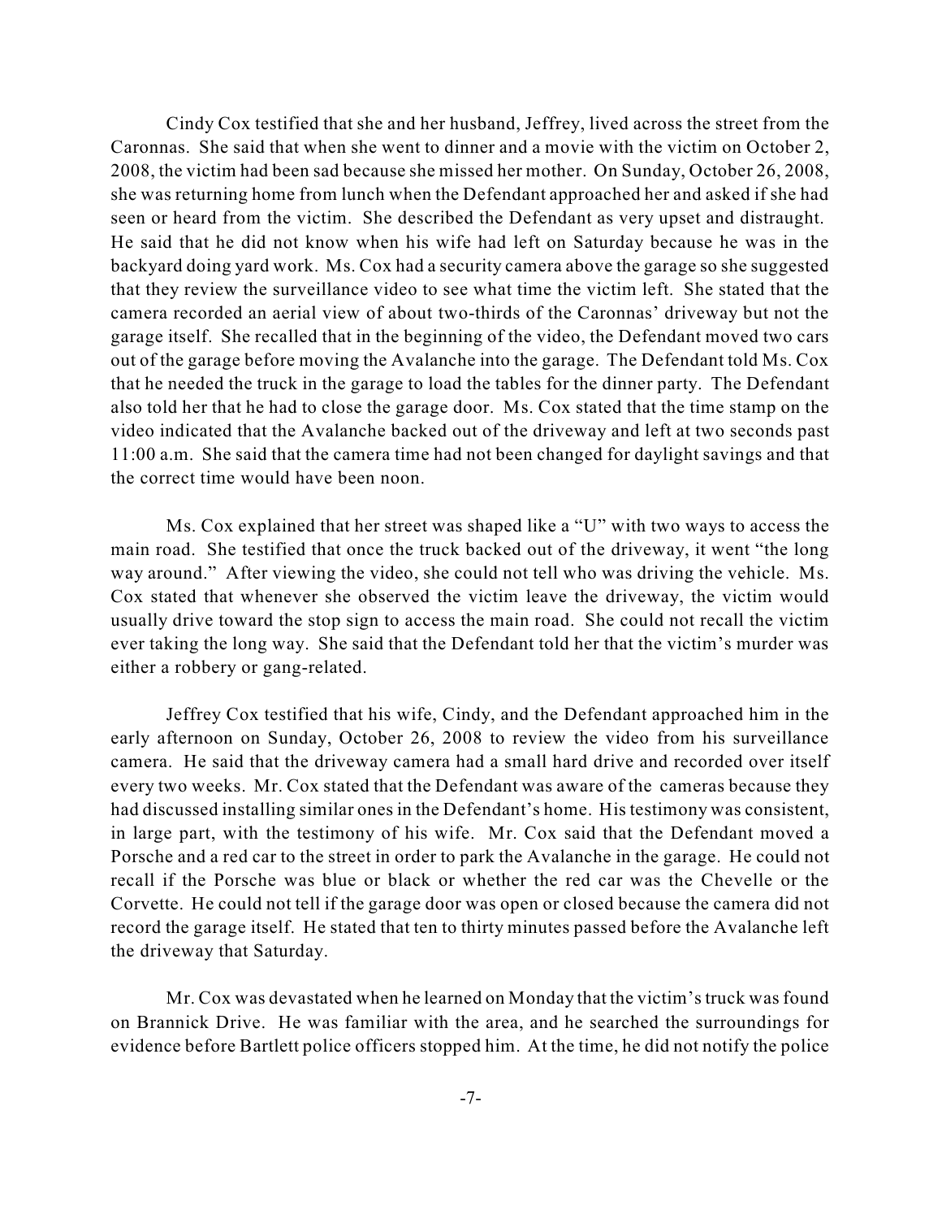Cindy Cox testified that she and her husband, Jeffrey, lived across the street from the Caronnas. She said that when she went to dinner and a movie with the victim on October 2, 2008, the victim had been sad because she missed her mother. On Sunday, October 26, 2008, she was returning home from lunch when the Defendant approached her and asked if she had seen or heard from the victim. She described the Defendant as very upset and distraught. He said that he did not know when his wife had left on Saturday because he was in the backyard doing yard work. Ms. Cox had a security camera above the garage so she suggested that they review the surveillance video to see what time the victim left. She stated that the camera recorded an aerial view of about two-thirds of the Caronnas' driveway but not the garage itself. She recalled that in the beginning of the video, the Defendant moved two cars out of the garage before moving the Avalanche into the garage. The Defendant told Ms. Cox that he needed the truck in the garage to load the tables for the dinner party. The Defendant also told her that he had to close the garage door. Ms. Cox stated that the time stamp on the video indicated that the Avalanche backed out of the driveway and left at two seconds past 11:00 a.m. She said that the camera time had not been changed for daylight savings and that the correct time would have been noon.

Ms. Cox explained that her street was shaped like a "U" with two ways to access the main road. She testified that once the truck backed out of the driveway, it went "the long way around." After viewing the video, she could not tell who was driving the vehicle. Ms. Cox stated that whenever she observed the victim leave the driveway, the victim would usually drive toward the stop sign to access the main road. She could not recall the victim ever taking the long way. She said that the Defendant told her that the victim's murder was either a robbery or gang-related.

Jeffrey Cox testified that his wife, Cindy, and the Defendant approached him in the early afternoon on Sunday, October 26, 2008 to review the video from his surveillance camera. He said that the driveway camera had a small hard drive and recorded over itself every two weeks. Mr. Cox stated that the Defendant was aware of the cameras because they had discussed installing similar ones in the Defendant's home. His testimony was consistent, in large part, with the testimony of his wife. Mr. Cox said that the Defendant moved a Porsche and a red car to the street in order to park the Avalanche in the garage. He could not recall if the Porsche was blue or black or whether the red car was the Chevelle or the Corvette. He could not tell if the garage door was open or closed because the camera did not record the garage itself. He stated that ten to thirty minutes passed before the Avalanche left the driveway that Saturday.

Mr. Cox was devastated when he learned on Monday that the victim's truck was found on Brannick Drive. He was familiar with the area, and he searched the surroundings for evidence before Bartlett police officers stopped him. At the time, he did not notify the police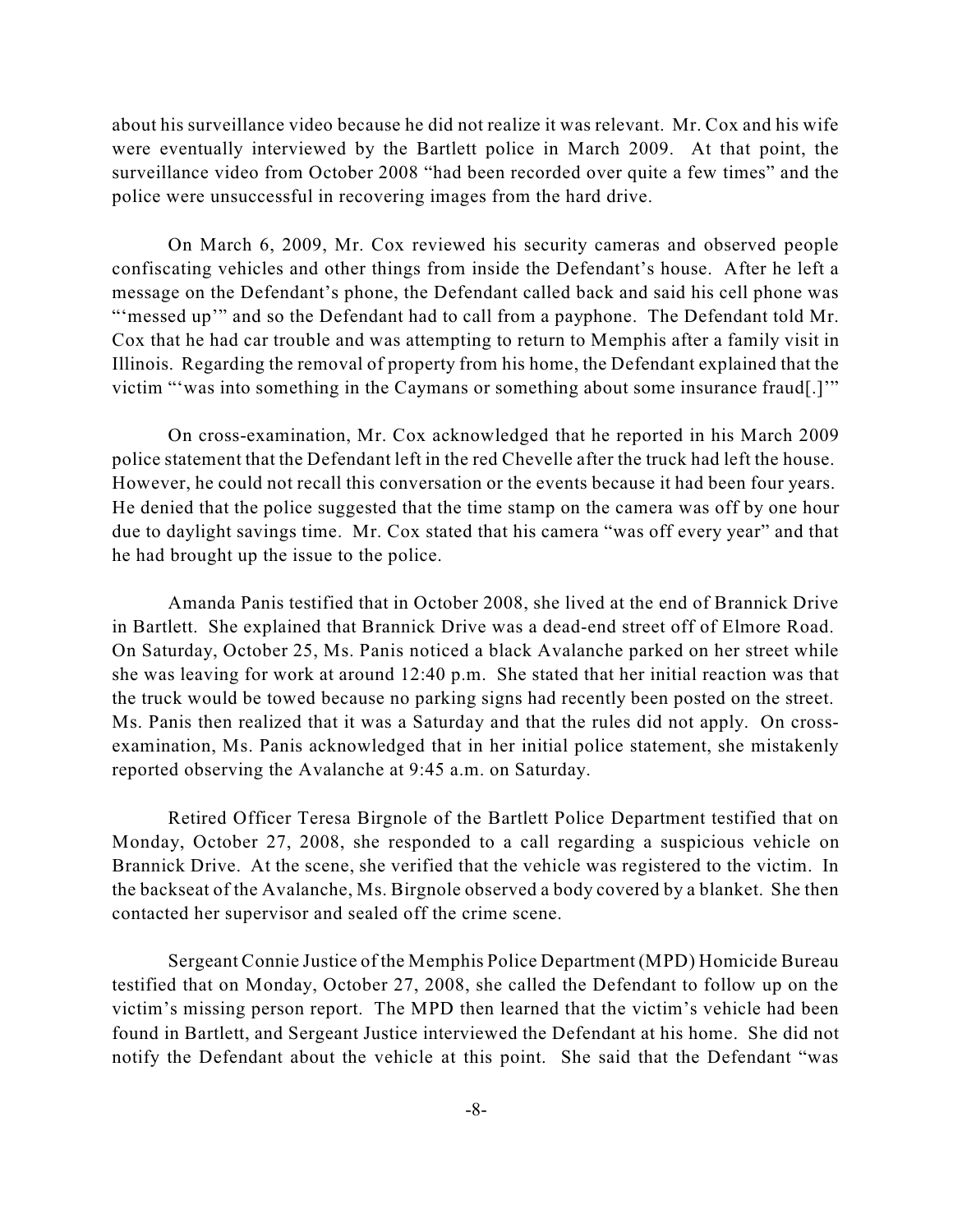about his surveillance video because he did not realize it was relevant. Mr. Cox and his wife were eventually interviewed by the Bartlett police in March 2009. At that point, the surveillance video from October 2008 "had been recorded over quite a few times" and the police were unsuccessful in recovering images from the hard drive.

On March 6, 2009, Mr. Cox reviewed his security cameras and observed people confiscating vehicles and other things from inside the Defendant's house. After he left a message on the Defendant's phone, the Defendant called back and said his cell phone was "'messed up'" and so the Defendant had to call from a payphone. The Defendant told Mr. Cox that he had car trouble and was attempting to return to Memphis after a family visit in Illinois. Regarding the removal of property from his home, the Defendant explained that the victim "'was into something in the Caymans or something about some insurance fraud[.]'"

On cross-examination, Mr. Cox acknowledged that he reported in his March 2009 police statement that the Defendant left in the red Chevelle after the truck had left the house. However, he could not recall this conversation or the events because it had been four years. He denied that the police suggested that the time stamp on the camera was off by one hour due to daylight savings time. Mr. Cox stated that his camera "was off every year" and that he had brought up the issue to the police.

Amanda Panis testified that in October 2008, she lived at the end of Brannick Drive in Bartlett. She explained that Brannick Drive was a dead-end street off of Elmore Road. On Saturday, October 25, Ms. Panis noticed a black Avalanche parked on her street while she was leaving for work at around 12:40 p.m. She stated that her initial reaction was that the truck would be towed because no parking signs had recently been posted on the street. Ms. Panis then realized that it was a Saturday and that the rules did not apply. On cross-examination, Ms. Panis acknowledged that in her initial police statement, she mistakenly reported observing the Avalanche at 9:45 a.m. on Saturday.

Retired Officer Teresa Birgnole of the Bartlett Police Department testified that on Monday, October 27, 2008, she responded to a call regarding a suspicious vehicle on Brannick Drive. At the scene, she verified that the vehicle was registered to the victim. In the backseat of the Avalanche, Ms. Birgnole observed a body covered by a blanket. She then contacted her supervisor and sealed off the crime scene.

Sergeant Connie Justice of the Memphis Police Department (MPD) Homicide Bureau testified that on Monday, October 27, 2008, she called the Defendant to follow up on the victim's missing person report. The MPD then learned that the victim's vehicle had been found in Bartlett, and Sergeant Justice interviewed the Defendant at his home. She did not notify the Defendant about the vehicle at this point. She said that the Defendant "was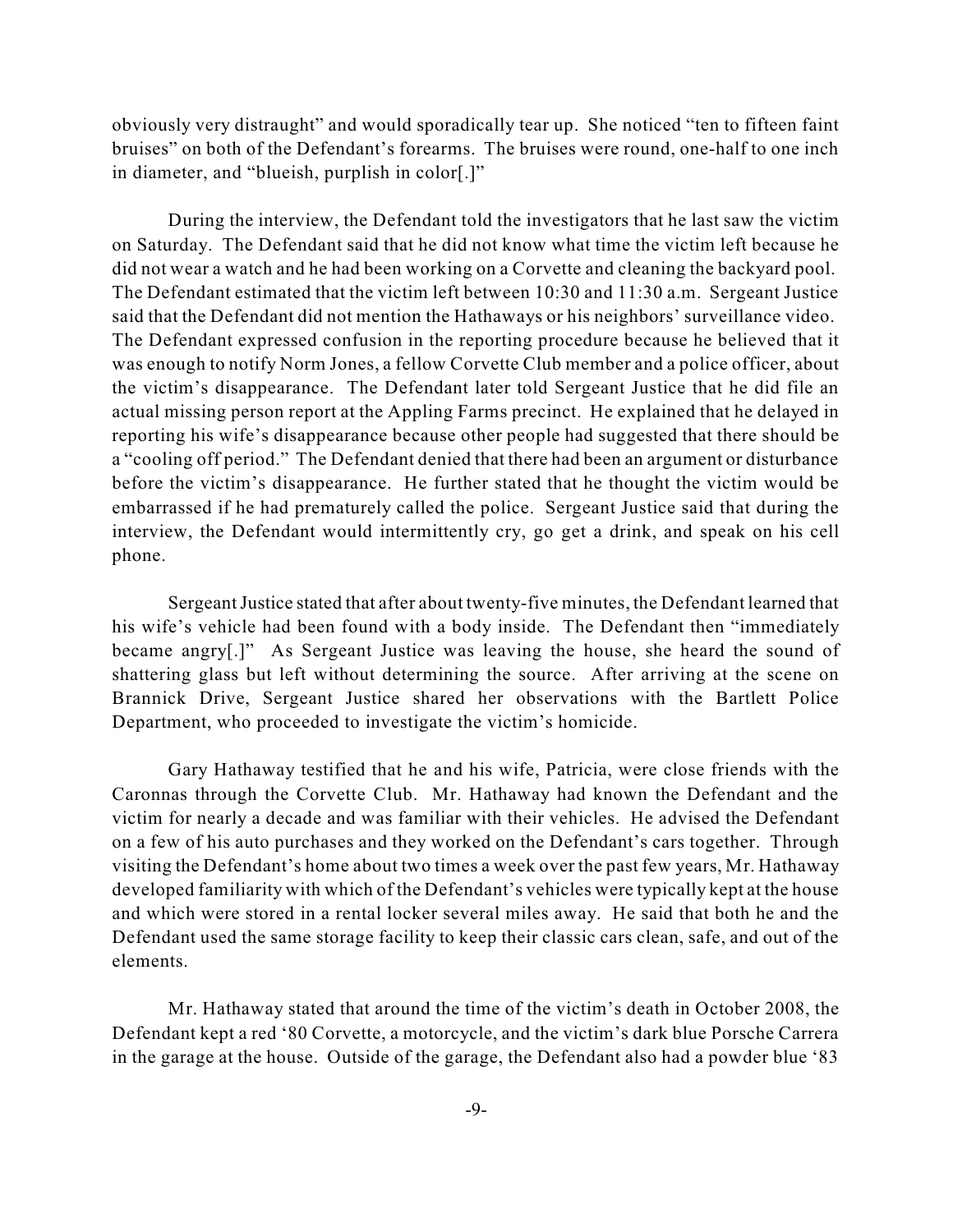obviously very distraught" and would sporadically tear up. She noticed "ten to fifteen faint bruises" on both of the Defendant's forearms. The bruises were round, one-half to one inch in diameter, and "blueish, purplish in color[.]"

During the interview, the Defendant told the investigators that he last saw the victim on Saturday. The Defendant said that he did not know what time the victim left because he did not wear a watch and he had been working on a Corvette and cleaning the backyard pool. The Defendant estimated that the victim left between 10:30 and 11:30 a.m. Sergeant Justice said that the Defendant did not mention the Hathaways or his neighbors' surveillance video. The Defendant expressed confusion in the reporting procedure because he believed that it was enough to notify Norm Jones, a fellow Corvette Club member and a police officer, about the victim's disappearance. The Defendant later told Sergeant Justice that he did file an actual missing person report at the Appling Farms precinct. He explained that he delayed in reporting his wife's disappearance because other people had suggested that there should be a "cooling off period." The Defendant denied that there had been an argument or disturbance before the victim's disappearance. He further stated that he thought the victim would be embarrassed if he had prematurely called the police. Sergeant Justice said that during the interview, the Defendant would intermittently cry, go get a drink, and speak on his cell phone.

Sergeant Justice stated that after about twenty-five minutes, the Defendant learned that his wife's vehicle had been found with a body inside. The Defendant then "immediately became angry[.]" As Sergeant Justice was leaving the house, she heard the sound of shattering glass but left without determining the source. After arriving at the scene on Brannick Drive, Sergeant Justice shared her observations with the Bartlett Police Department, who proceeded to investigate the victim's homicide.

Gary Hathaway testified that he and his wife, Patricia, were close friends with the Caronnas through the Corvette Club. Mr. Hathaway had known the Defendant and the victim for nearly a decade and was familiar with their vehicles. He advised the Defendant on a few of his auto purchases and they worked on the Defendant's cars together. Through visiting the Defendant's home about two times a week over the past few years, Mr. Hathaway developed familiarity with which of the Defendant's vehicles were typically kept at the house and which were stored in a rental locker several miles away. He said that both he and the Defendant used the same storage facility to keep their classic cars clean, safe, and out of the elements.

Mr. Hathaway stated that around the time of the victim's death in October 2008, the Defendant kept a red '80 Corvette, a motorcycle, and the victim's dark blue Porsche Carrera in the garage at the house. Outside of the garage, the Defendant also had a powder blue '83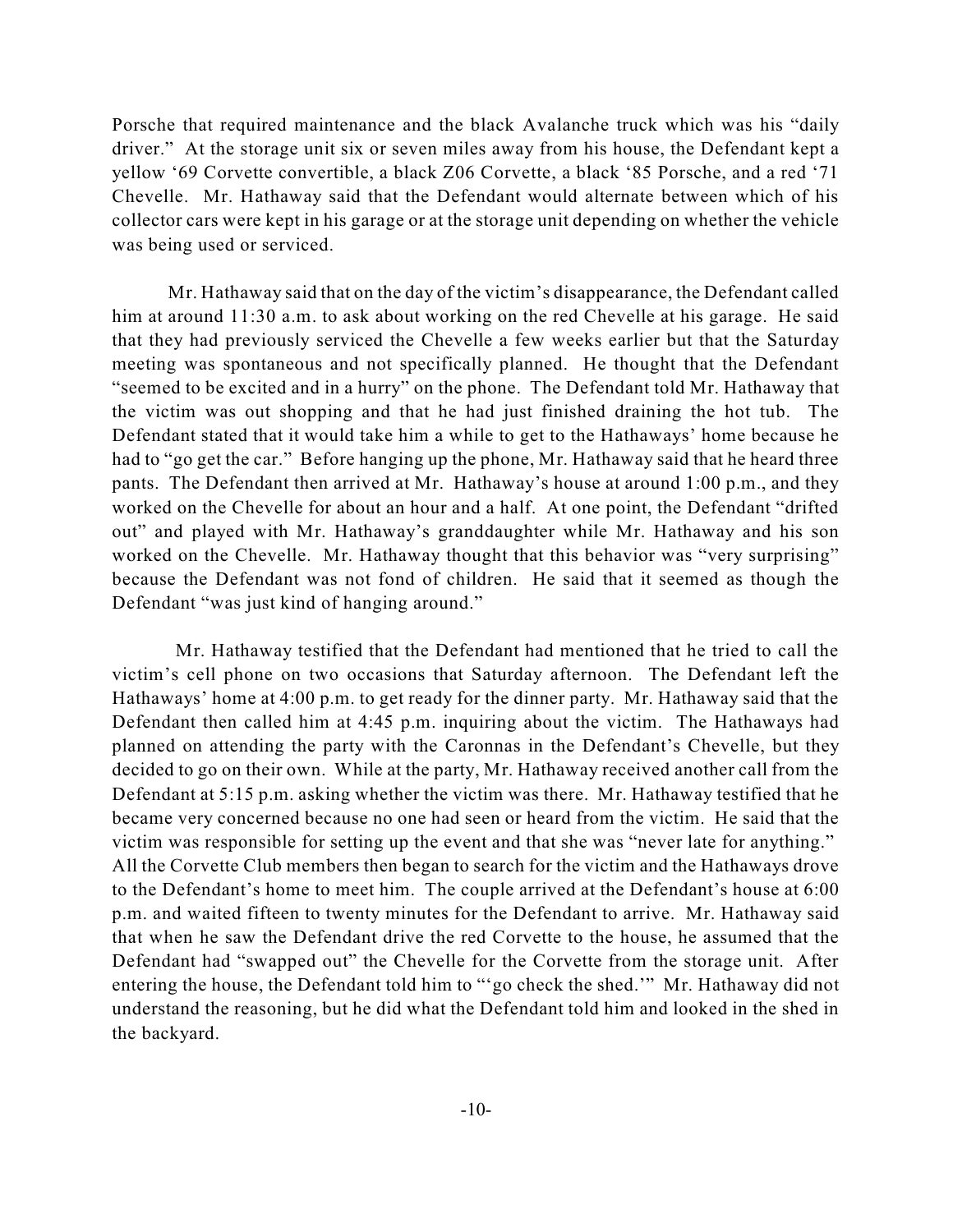Porsche that required maintenance and the black Avalanche truck which was his "daily driver." At the storage unit six or seven miles away from his house, the Defendant kept a yellow '69 Corvette convertible, a black Z06 Corvette, a black '85 Porsche, and a red '71 Chevelle. Mr. Hathaway said that the Defendant would alternate between which of his collector cars were kept in his garage or at the storage unit depending on whether the vehicle was being used or serviced.

Mr. Hathaway said that on the day of the victim's disappearance, the Defendant called him at around 11:30 a.m. to ask about working on the red Chevelle at his garage. He said that they had previously serviced the Chevelle a few weeks earlier but that the Saturday meeting was spontaneous and not specifically planned. He thought that the Defendant "seemed to be excited and in a hurry" on the phone. The Defendant told Mr. Hathaway that the victim was out shopping and that he had just finished draining the hot tub. The Defendant stated that it would take him a while to get to the Hathaways' home because he had to "go get the car." Before hanging up the phone, Mr. Hathaway said that he heard three pants. The Defendant then arrived at Mr. Hathaway's house at around 1:00 p.m., and they worked on the Chevelle for about an hour and a half. At one point, the Defendant "drifted out" and played with Mr. Hathaway's granddaughter while Mr. Hathaway and his son worked on the Chevelle. Mr. Hathaway thought that this behavior was "very surprising" because the Defendant was not fond of children. He said that it seemed as though the Defendant "was just kind of hanging around."

Mr. Hathaway testified that the Defendant had mentioned that he tried to call the victim's cell phone on two occasions that Saturday afternoon. The Defendant left the Hathaways' home at 4:00 p.m. to get ready for the dinner party. Mr. Hathaway said that the Defendant then called him at 4:45 p.m. inquiring about the victim. The Hathaways had planned on attending the party with the Caronnas in the Defendant's Chevelle, but they decided to go on their own. While at the party, Mr. Hathaway received another call from the Defendant at 5:15 p.m. asking whether the victim was there. Mr. Hathaway testified that he became very concerned because no one had seen or heard from the victim. He said that the victim was responsible for setting up the event and that she was "never late for anything." All the Corvette Club members then began to search for the victim and the Hathaways drove to the Defendant's home to meet him. The couple arrived at the Defendant's house at 6:00 p.m. and waited fifteen to twenty minutes for the Defendant to arrive. Mr. Hathaway said that when he saw the Defendant drive the red Corvette to the house, he assumed that the Defendant had "swapped out" the Chevelle for the Corvette from the storage unit. After entering the house, the Defendant told him to "'go check the shed.'" Mr. Hathaway did not understand the reasoning, but he did what the Defendant told him and looked in the shed in the backyard.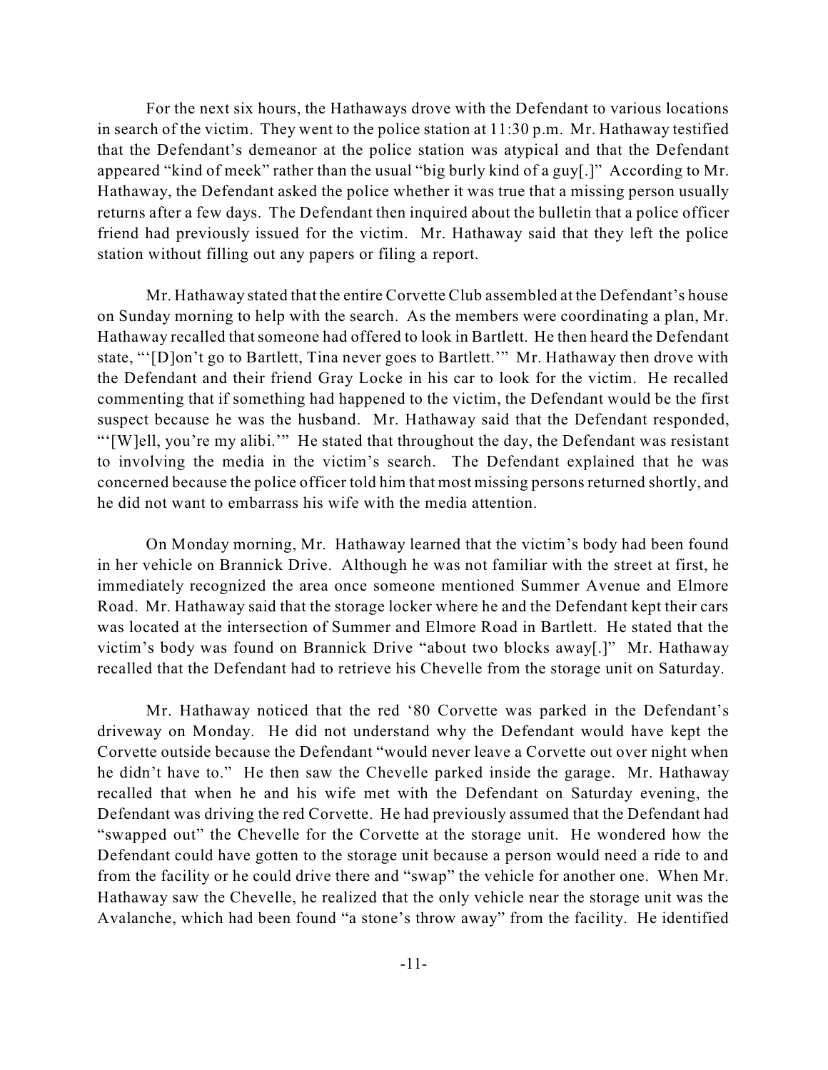For the next six hours, the Hathaways drove with the Defendant to various locations in search of the victim. They went to the police station at 11:30 p.m. Mr. Hathaway testified that the Defendant's demeanor at the police station was atypical and that the Defendant appeared "kind of meek" rather than the usual "big burly kind of a guy[.]" According to Mr. Hathaway, the Defendant asked the police whether it was true that a missing person usually returns after a few days. The Defendant then inquired about the bulletin that a police officer friend had previously issued for the victim. Mr. Hathaway said that they left the police station without filling out any papers or filing a report.

Mr. Hathaway stated that the entire Corvette Club assembled at the Defendant's house on Sunday morning to help with the search. As the members were coordinating a plan, Mr. Hathaway recalled that someone had offered to look in Bartlett. He then heard the Defendant state, "'[D]on't go to Bartlett, Tina never goes to Bartlett.'" Mr. Hathaway then drove with the Defendant and their friend Gray Locke in his car to look for the victim. He recalled commenting that if something had happened to the victim, the Defendant would be the first suspect because he was the husband. Mr. Hathaway said that the Defendant responded, "'[W]ell, you're my alibi.'" He stated that throughout the day, the Defendant was resistant to involving the media in the victim's search. The Defendant explained that he was concerned because the police officer told him that most missing persons returned shortly, and he did not want to embarrass his wife with the media attention.

On Monday morning, Mr. Hathaway learned that the victim's body had been found in her vehicle on Brannick Drive. Although he was not familiar with the street at first, he immediately recognized the area once someone mentioned Summer Avenue and Elmore Road. Mr. Hathaway said that the storage locker where he and the Defendant kept their cars was located at the intersection of Summer and Elmore Road in Bartlett. He stated that the victim's body was found on Brannick Drive "about two blocks away[.]" Mr. Hathaway recalled that the Defendant had to retrieve his Chevelle from the storage unit on Saturday.

Mr. Hathaway noticed that the red '80 Corvette was parked in the Defendant's driveway on Monday. He did not understand why the Defendant would have kept the Corvette outside because the Defendant "would never leave a Corvette out over night when he didn't have to." He then saw the Chevelle parked inside the garage. Mr. Hathaway recalled that when he and his wife met with the Defendant on Saturday evening, the Defendant was driving the red Corvette. He had previously assumed that the Defendant had "swapped out" the Chevelle for the Corvette at the storage unit. He wondered how the Defendant could have gotten to the storage unit because a person would need a ride to and from the facility or he could drive there and "swap" the vehicle for another one. When Mr. Hathaway saw the Chevelle, he realized that the only vehicle near the storage unit was the Avalanche, which had been found "a stone's throw away" from the facility. He identified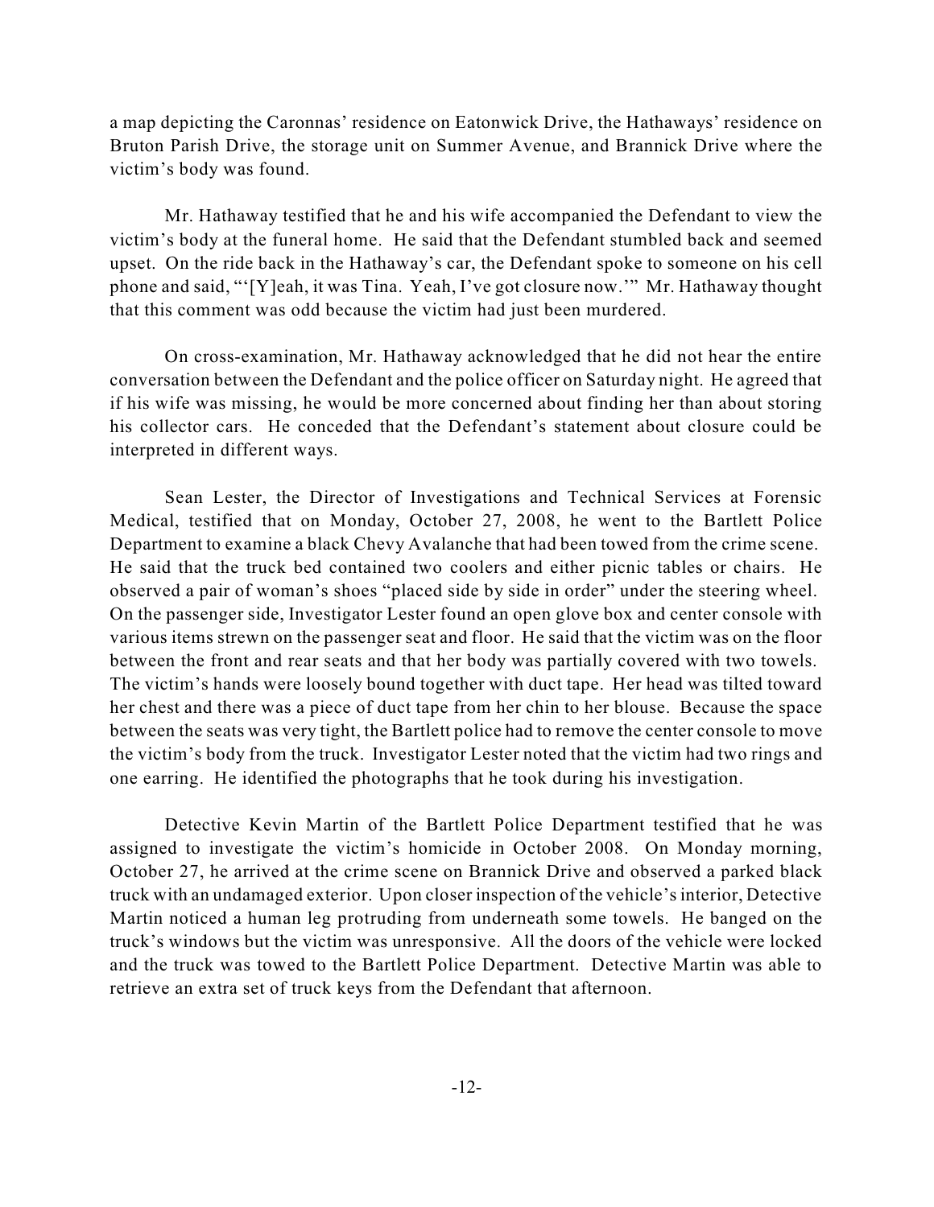a map depicting the Caronnas' residence on Eatonwick Drive, the Hathaways' residence on Bruton Parish Drive, the storage unit on Summer Avenue, and Brannick Drive where the victim's body was found.

Mr. Hathaway testified that he and his wife accompanied the Defendant to view the victim's body at the funeral home. He said that the Defendant stumbled back and seemed upset. On the ride back in the Hathaway's car, the Defendant spoke to someone on his cell phone and said, "'[Y]eah, it was Tina. Yeah, I've got closure now.'" Mr. Hathaway thought that this comment was odd because the victim had just been murdered.

On cross-examination, Mr. Hathaway acknowledged that he did not hear the entire conversation between the Defendant and the police officer on Saturday night. He agreed that if his wife was missing, he would be more concerned about finding her than about storing his collector cars. He conceded that the Defendant's statement about closure could be interpreted in different ways.

Sean Lester, the Director of Investigations and Technical Services at Forensic Medical, testified that on Monday, October 27, 2008, he went to the Bartlett Police Department to examine a black Chevy Avalanche that had been towed from the crime scene. He said that the truck bed contained two coolers and either picnic tables or chairs. He observed a pair of woman's shoes "placed side by side in order" under the steering wheel. On the passenger side, Investigator Lester found an open glove box and center console with various items strewn on the passenger seat and floor. He said that the victim was on the floor between the front and rear seats and that her body was partially covered with two towels. The victim's hands were loosely bound together with duct tape. Her head was tilted toward her chest and there was a piece of duct tape from her chin to her blouse. Because the space between the seats was very tight, the Bartlett police had to remove the center console to move the victim's body from the truck. Investigator Lester noted that the victim had two rings and one earring. He identified the photographs that he took during his investigation.

Detective Kevin Martin of the Bartlett Police Department testified that he was assigned to investigate the victim's homicide in October 2008. On Monday morning, October 27, he arrived at the crime scene on Brannick Drive and observed a parked black truck with an undamaged exterior. Upon closer inspection of the vehicle's interior, Detective Martin noticed a human leg protruding from underneath some towels. He banged on the truck's windows but the victim was unresponsive. All the doors of the vehicle were locked and the truck was towed to the Bartlett Police Department. Detective Martin was able to retrieve an extra set of truck keys from the Defendant that afternoon.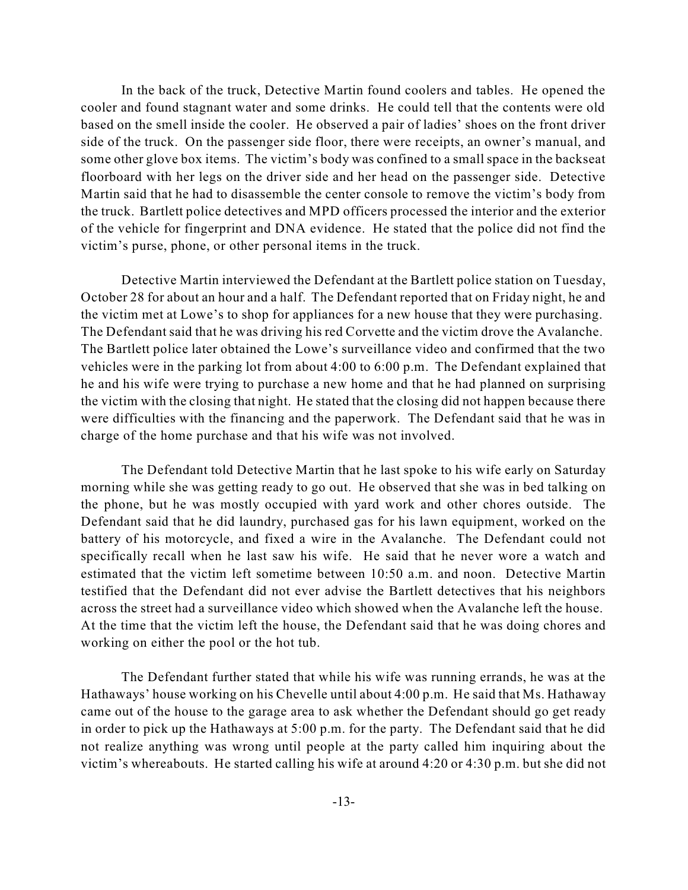In the back of the truck, Detective Martin found coolers and tables. He opened the cooler and found stagnant water and some drinks. He could tell that the contents were old based on the smell inside the cooler. He observed a pair of ladies' shoes on the front driver side of the truck. On the passenger side floor, there were receipts, an owner's manual, and some other glove box items. The victim's body was confined to a small space in the backseat floorboard with her legs on the driver side and her head on the passenger side. Detective Martin said that he had to disassemble the center console to remove the victim's body from the truck. Bartlett police detectives and MPD officers processed the interior and the exterior of the vehicle for fingerprint and DNA evidence. He stated that the police did not find the victim's purse, phone, or other personal items in the truck.

Detective Martin interviewed the Defendant at the Bartlett police station on Tuesday, October 28 for about an hour and a half. The Defendant reported that on Friday night, he and the victim met at Lowe's to shop for appliances for a new house that they were purchasing. The Defendant said that he was driving his red Corvette and the victim drove the Avalanche. The Bartlett police later obtained the Lowe's surveillance video and confirmed that the two vehicles were in the parking lot from about 4:00 to 6:00 p.m. The Defendant explained that he and his wife were trying to purchase a new home and that he had planned on surprising the victim with the closing that night. He stated that the closing did not happen because there were difficulties with the financing and the paperwork. The Defendant said that he was in charge of the home purchase and that his wife was not involved.

The Defendant told Detective Martin that he last spoke to his wife early on Saturday morning while she was getting ready to go out. He observed that she was in bed talking on the phone, but he was mostly occupied with yard work and other chores outside. The Defendant said that he did laundry, purchased gas for his lawn equipment, worked on the battery of his motorcycle, and fixed a wire in the Avalanche. The Defendant could not specifically recall when he last saw his wife. He said that he never wore a watch and estimated that the victim left sometime between 10:50 a.m. and noon. Detective Martin testified that the Defendant did not ever advise the Bartlett detectives that his neighbors across the street had a surveillance video which showed when the Avalanche left the house. At the time that the victim left the house, the Defendant said that he was doing chores and working on either the pool or the hot tub.

The Defendant further stated that while his wife was running errands, he was at the Hathaways' house working on his Chevelle until about 4:00 p.m. He said that Ms. Hathaway came out of the house to the garage area to ask whether the Defendant should go get ready in order to pick up the Hathaways at 5:00 p.m. for the party. The Defendant said that he did not realize anything was wrong until people at the party called him inquiring about the victim's whereabouts. He started calling his wife at around 4:20 or 4:30 p.m. but she did not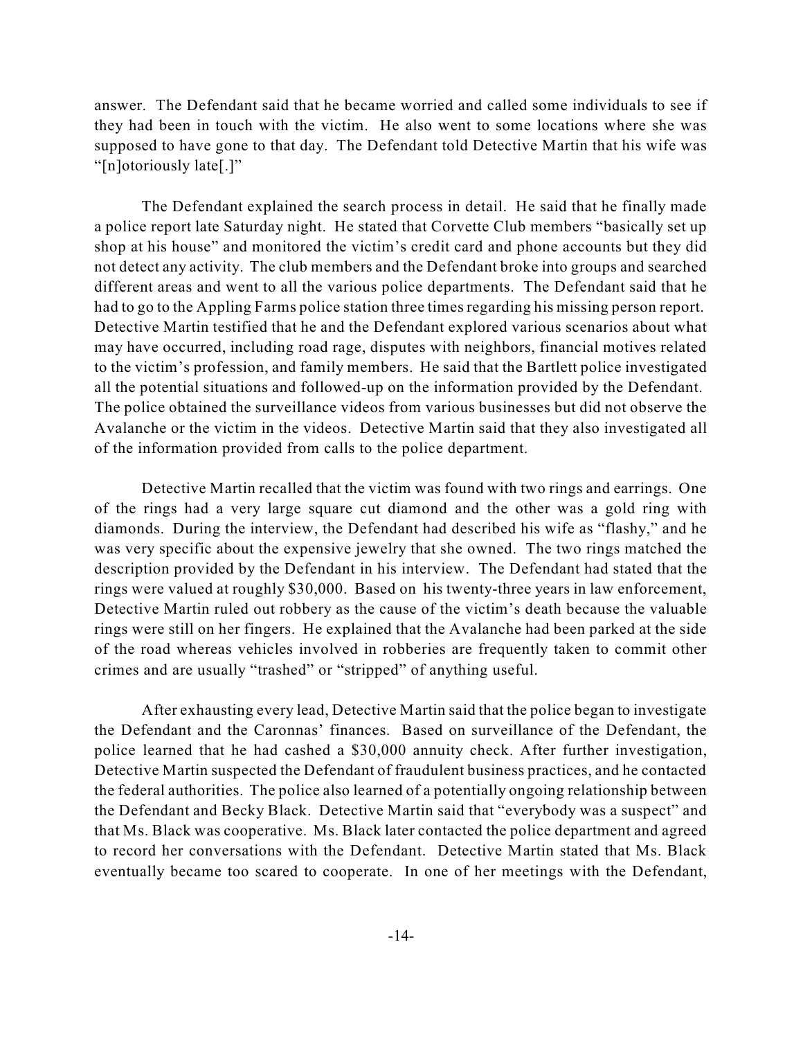answer. The Defendant said that he became worried and called some individuals to see if they had been in touch with the victim. He also went to some locations where she was supposed to have gone to that day. The Defendant told Detective Martin that his wife was "[n]otoriously late[.]"

The Defendant explained the search process in detail. He said that he finally made a police report late Saturday night. He stated that Corvette Club members "basically set up shop at his house" and monitored the victim's credit card and phone accounts but they did not detect any activity. The club members and the Defendant broke into groups and searched different areas and went to all the various police departments. The Defendant said that he had to go to the Appling Farms police station three times regarding his missing person report. Detective Martin testified that he and the Defendant explored various scenarios about what may have occurred, including road rage, disputes with neighbors, financial motives related to the victim's profession, and family members. He said that the Bartlett police investigated all the potential situations and followed-up on the information provided by the Defendant. The police obtained the surveillance videos from various businesses but did not observe the Avalanche or the victim in the videos. Detective Martin said that they also investigated all of the information provided from calls to the police department.

Detective Martin recalled that the victim was found with two rings and earrings. One of the rings had a very large square cut diamond and the other was a gold ring with diamonds. During the interview, the Defendant had described his wife as "flashy," and he was very specific about the expensive jewelry that she owned. The two rings matched the description provided by the Defendant in his interview. The Defendant had stated that the rings were valued at roughly $30,000. Based on his twenty-three years in law enforcement, Detective Martin ruled out robbery as the cause of the victim's death because the valuable rings were still on her fingers. He explained that the Avalanche had been parked at the side of the road whereas vehicles involved in robberies are frequently taken to commit other crimes and are usually "trashed" or "stripped" of anything useful.

After exhausting every lead, Detective Martin said that the police began to investigate the Defendant and the Caronnas' finances. Based on surveillance of the Defendant, the police learned that he had cashed a $30,000 annuity check. After further investigation, Detective Martin suspected the Defendant of fraudulent business practices, and he contacted the federal authorities. The police also learned of a potentially ongoing relationship between the Defendant and Becky Black. Detective Martin said that "everybody was a suspect" and that Ms. Black was cooperative. Ms. Black later contacted the police department and agreed to record her conversations with the Defendant. Detective Martin stated that Ms. Black eventually became too scared to cooperate. In one of her meetings with the Defendant,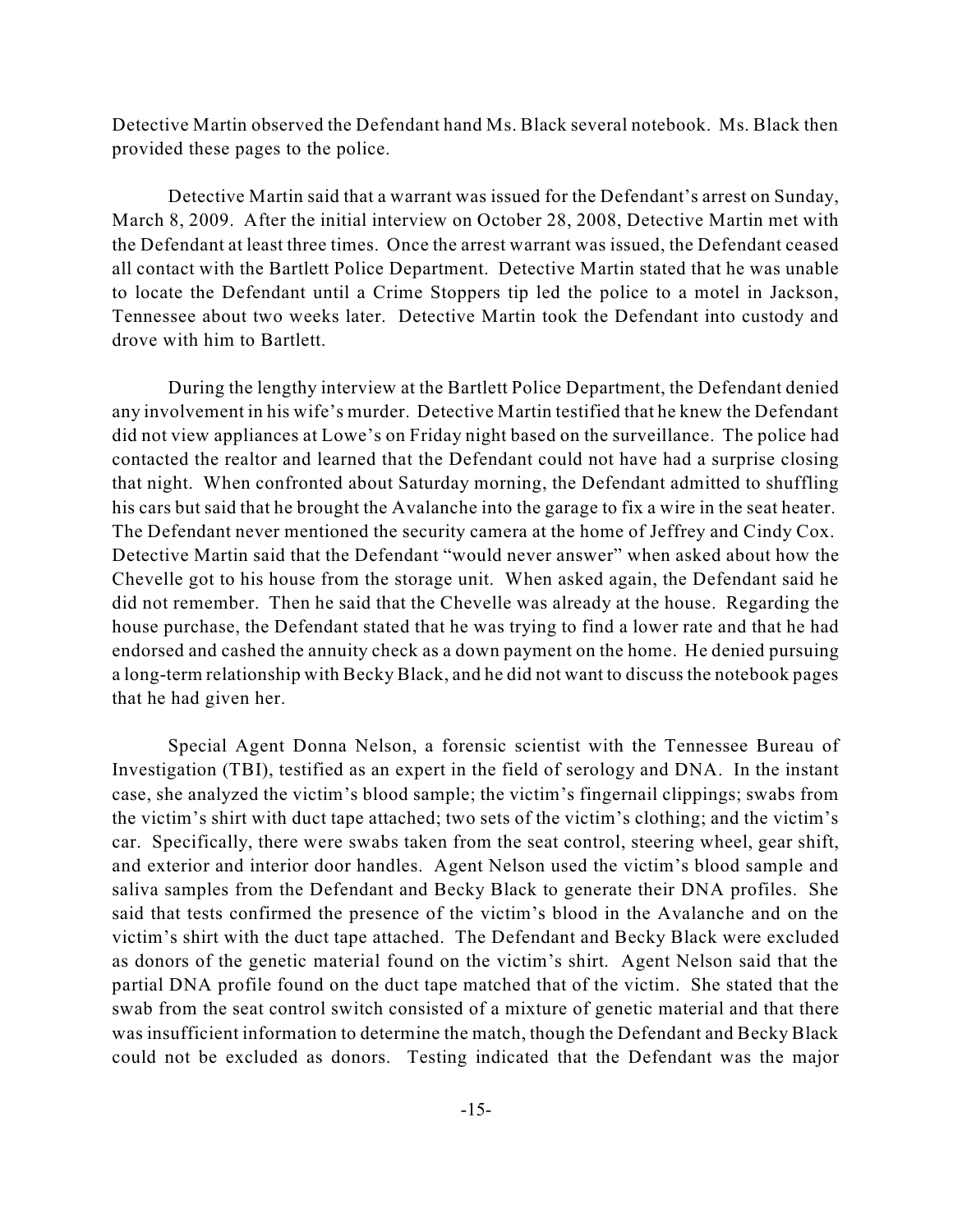Detective Martin observed the Defendant hand Ms. Black several notebook. Ms. Black then provided these pages to the police.

Detective Martin said that a warrant was issued for the Defendant's arrest on Sunday, March 8, 2009. After the initial interview on October 28, 2008, Detective Martin met with the Defendant at least three times. Once the arrest warrant was issued, the Defendant ceased all contact with the Bartlett Police Department. Detective Martin stated that he was unable to locate the Defendant until a Crime Stoppers tip led the police to a motel in Jackson, Tennessee about two weeks later. Detective Martin took the Defendant into custody and drove with him to Bartlett.

During the lengthy interview at the Bartlett Police Department, the Defendant denied any involvement in his wife's murder. Detective Martin testified that he knew the Defendant did not view appliances at Lowe's on Friday night based on the surveillance. The police had contacted the realtor and learned that the Defendant could not have had a surprise closing that night. When confronted about Saturday morning, the Defendant admitted to shuffling his cars but said that he brought the Avalanche into the garage to fix a wire in the seat heater. The Defendant never mentioned the security camera at the home of Jeffrey and Cindy Cox. Detective Martin said that the Defendant "would never answer" when asked about how the Chevelle got to his house from the storage unit. When asked again, the Defendant said he did not remember. Then he said that the Chevelle was already at the house. Regarding the house purchase, the Defendant stated that he was trying to find a lower rate and that he had endorsed and cashed the annuity check as a down payment on the home. He denied pursuing a long-term relationship with Becky Black, and he did not want to discuss the notebook pages that he had given her.

Special Agent Donna Nelson, a forensic scientist with the Tennessee Bureau of Investigation (TBI), testified as an expert in the field of serology and DNA. In the instant case, she analyzed the victim's blood sample; the victim's fingernail clippings; swabs from the victim's shirt with duct tape attached; two sets of the victim's clothing; and the victim's car. Specifically, there were swabs taken from the seat control, steering wheel, gear shift, and exterior and interior door handles. Agent Nelson used the victim's blood sample and saliva samples from the Defendant and Becky Black to generate their DNA profiles. She said that tests confirmed the presence of the victim's blood in the Avalanche and on the victim's shirt with the duct tape attached. The Defendant and Becky Black were excluded as donors of the genetic material found on the victim's shirt. Agent Nelson said that the partial DNA profile found on the duct tape matched that of the victim. She stated that the swab from the seat control switch consisted of a mixture of genetic material and that there was insufficient information to determine the match, though the Defendant and Becky Black could not be excluded as donors. Testing indicated that the Defendant was the major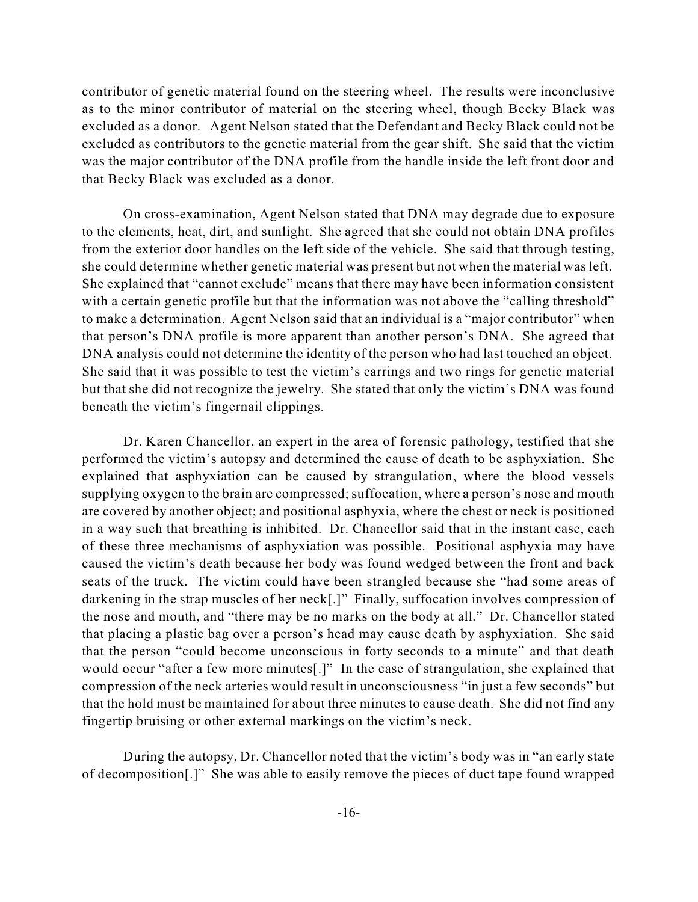contributor of genetic material found on the steering wheel. The results were inconclusive as to the minor contributor of material on the steering wheel, though Becky Black was excluded as a donor. Agent Nelson stated that the Defendant and Becky Black could not be excluded as contributors to the genetic material from the gear shift. She said that the victim was the major contributor of the DNA profile from the handle inside the left front door and that Becky Black was excluded as a donor.

On cross-examination, Agent Nelson stated that DNA may degrade due to exposure to the elements, heat, dirt, and sunlight. She agreed that she could not obtain DNA profiles from the exterior door handles on the left side of the vehicle. She said that through testing, she could determine whether genetic material was present but not when the material was left. She explained that "cannot exclude" means that there may have been information consistent with a certain genetic profile but that the information was not above the "calling threshold" to make a determination. Agent Nelson said that an individual is a "major contributor" when that person's DNA profile is more apparent than another person's DNA. She agreed that DNA analysis could not determine the identity of the person who had last touched an object. She said that it was possible to test the victim's earrings and two rings for genetic material but that she did not recognize the jewelry. She stated that only the victim's DNA was found beneath the victim's fingernail clippings.

Dr. Karen Chancellor, an expert in the area of forensic pathology, testified that she performed the victim's autopsy and determined the cause of death to be asphyxiation. She explained that asphyxiation can be caused by strangulation, where the blood vessels supplying oxygen to the brain are compressed; suffocation, where a person's nose and mouth are covered by another object; and positional asphyxia, where the chest or neck is positioned in a way such that breathing is inhibited. Dr. Chancellor said that in the instant case, each of these three mechanisms of asphyxiation was possible. Positional asphyxia may have caused the victim's death because her body was found wedged between the front and back seats of the truck. The victim could have been strangled because she "had some areas of darkening in the strap muscles of her neck[.]" Finally, suffocation involves compression of the nose and mouth, and "there may be no marks on the body at all." Dr. Chancellor stated that placing a plastic bag over a person's head may cause death by asphyxiation. She said that the person "could become unconscious in forty seconds to a minute" and that death would occur "after a few more minutes[.]" In the case of strangulation, she explained that compression of the neck arteries would result in unconsciousness "in just a few seconds" but that the hold must be maintained for about three minutes to cause death. She did not find any fingertip bruising or other external markings on the victim's neck.

During the autopsy, Dr. Chancellor noted that the victim's body was in "an early state of decomposition[.]" She was able to easily remove the pieces of duct tape found wrapped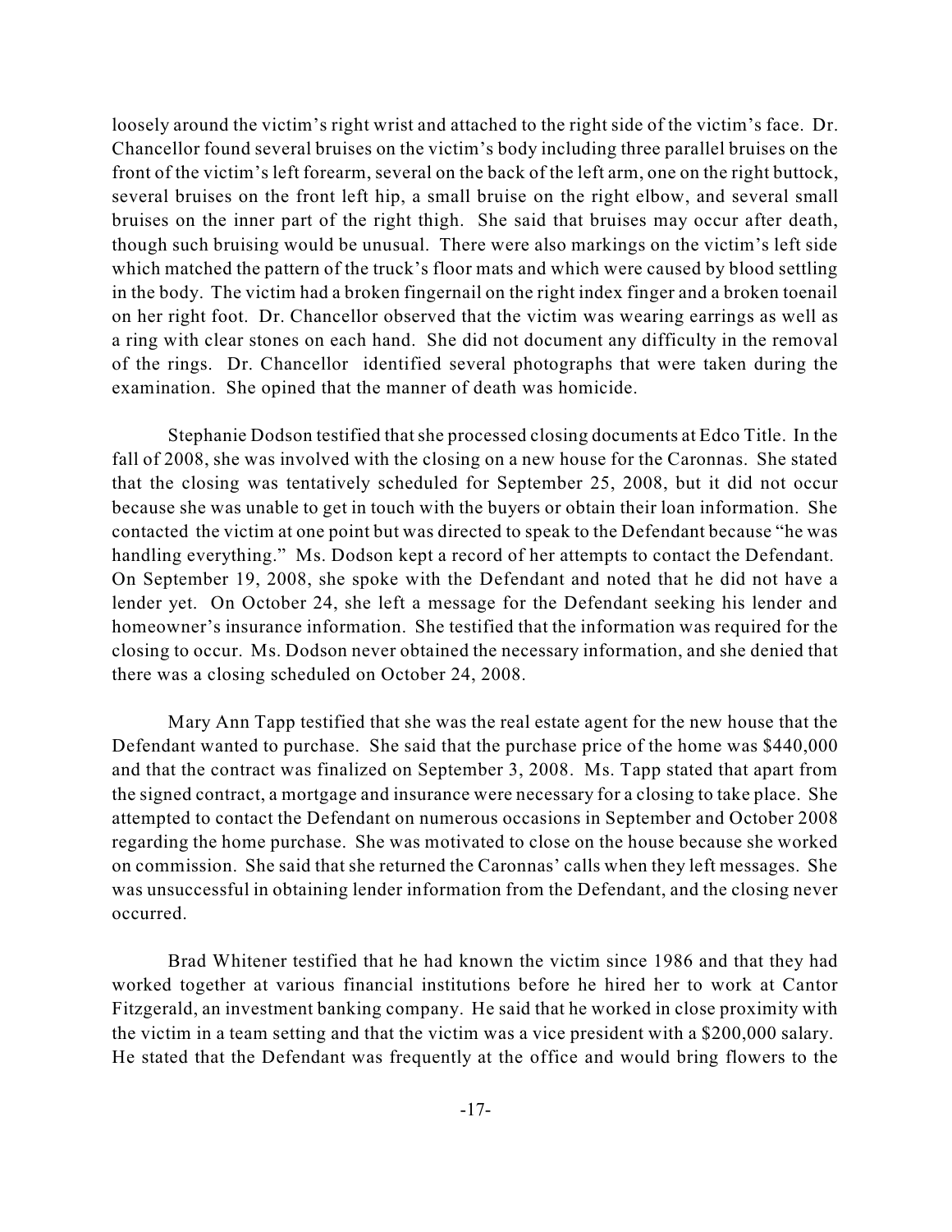loosely around the victim's right wrist and attached to the right side of the victim's face. Dr. Chancellor found several bruises on the victim's body including three parallel bruises on the front of the victim's left forearm, several on the back of the left arm, one on the right buttock, several bruises on the front left hip, a small bruise on the right elbow, and several small bruises on the inner part of the right thigh. She said that bruises may occur after death, though such bruising would be unusual. There were also markings on the victim's left side which matched the pattern of the truck's floor mats and which were caused by blood settling in the body. The victim had a broken fingernail on the right index finger and a broken toenail on her right foot. Dr. Chancellor observed that the victim was wearing earrings as well as a ring with clear stones on each hand. She did not document any difficulty in the removal of the rings. Dr. Chancellor identified several photographs that were taken during the examination. She opined that the manner of death was homicide.

Stephanie Dodson testified that she processed closing documents at Edco Title. In the fall of 2008, she was involved with the closing on a new house for the Caronnas. She stated that the closing was tentatively scheduled for September 25, 2008, but it did not occur because she was unable to get in touch with the buyers or obtain their loan information. She contacted the victim at one point but was directed to speak to the Defendant because "he was handling everything." Ms. Dodson kept a record of her attempts to contact the Defendant. On September 19, 2008, she spoke with the Defendant and noted that he did not have a lender yet. On October 24, she left a message for the Defendant seeking his lender and homeowner's insurance information. She testified that the information was required for the closing to occur. Ms. Dodson never obtained the necessary information, and she denied that there was a closing scheduled on October 24, 2008.

Mary Ann Tapp testified that she was the real estate agent for the new house that the Defendant wanted to purchase. She said that the purchase price of the home was $440,000 and that the contract was finalized on September 3, 2008. Ms. Tapp stated that apart from the signed contract, a mortgage and insurance were necessary for a closing to take place. She attempted to contact the Defendant on numerous occasions in September and October 2008 regarding the home purchase. She was motivated to close on the house because she worked on commission. She said that she returned the Caronnas' calls when they left messages. She was unsuccessful in obtaining lender information from the Defendant, and the closing never occurred.

Brad Whitener testified that he had known the victim since 1986 and that they had worked together at various financial institutions before he hired her to work at Cantor Fitzgerald, an investment banking company. He said that he worked in close proximity with the victim in a team setting and that the victim was a vice president with a $200,000 salary. He stated that the Defendant was frequently at the office and would bring flowers to the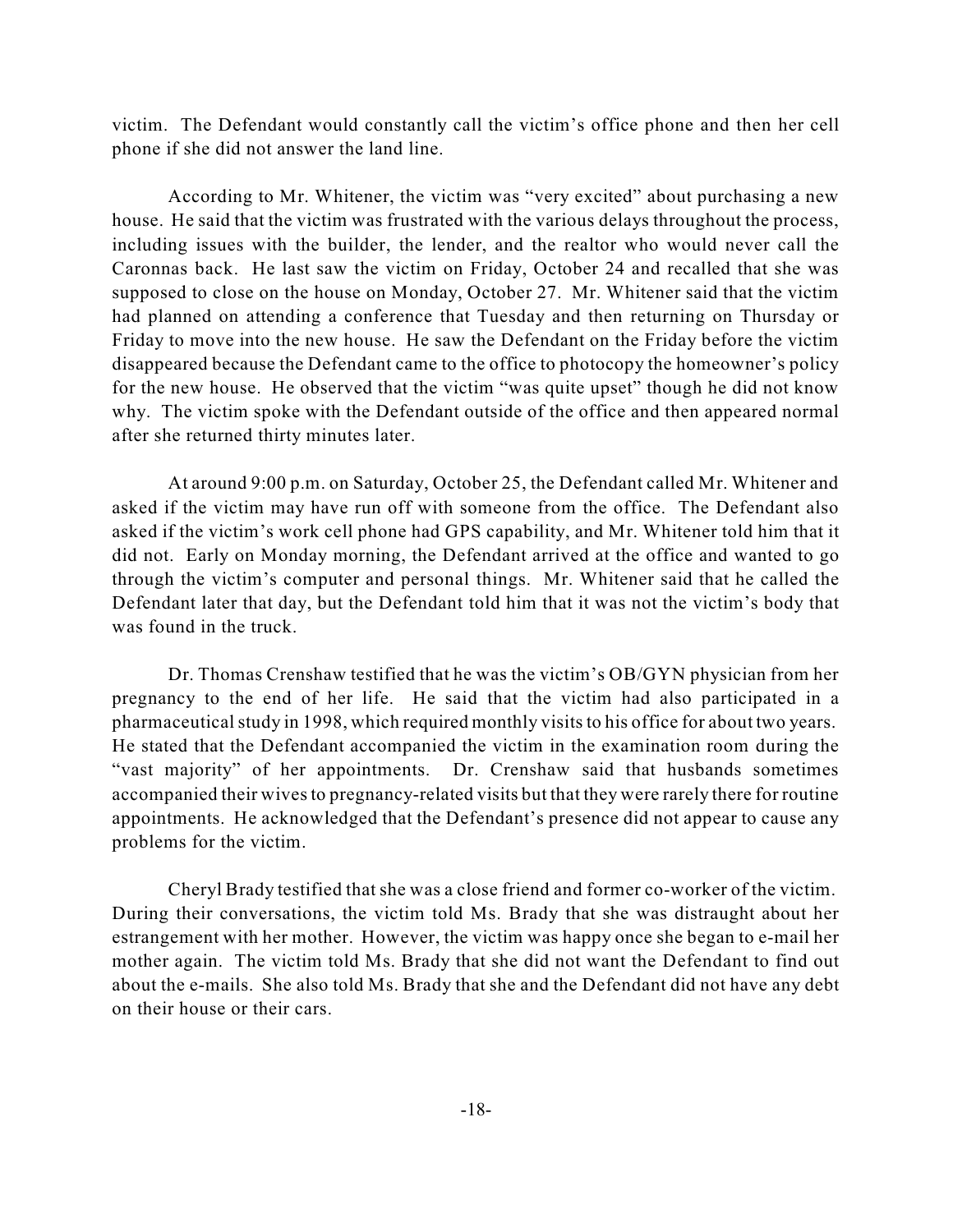victim. The Defendant would constantly call the victim's office phone and then her cell phone if she did not answer the land line.

According to Mr. Whitener, the victim was "very excited" about purchasing a new house. He said that the victim was frustrated with the various delays throughout the process, including issues with the builder, the lender, and the realtor who would never call the Caronnas back. He last saw the victim on Friday, October 24 and recalled that she was supposed to close on the house on Monday, October 27. Mr. Whitener said that the victim had planned on attending a conference that Tuesday and then returning on Thursday or Friday to move into the new house. He saw the Defendant on the Friday before the victim disappeared because the Defendant came to the office to photocopy the homeowner's policy for the new house. He observed that the victim "was quite upset" though he did not know why. The victim spoke with the Defendant outside of the office and then appeared normal after she returned thirty minutes later.

At around 9:00 p.m. on Saturday, October 25, the Defendant called Mr. Whitener and asked if the victim may have run off with someone from the office. The Defendant also asked if the victim's work cell phone had GPS capability, and Mr. Whitener told him that it did not. Early on Monday morning, the Defendant arrived at the office and wanted to go through the victim's computer and personal things. Mr. Whitener said that he called the Defendant later that day, but the Defendant told him that it was not the victim's body that was found in the truck.

Dr. Thomas Crenshaw testified that he was the victim's OB/GYN physician from her pregnancy to the end of her life. He said that the victim had also participated in a pharmaceutical study in 1998, which required monthly visits to his office for about two years. He stated that the Defendant accompanied the victim in the examination room during the "vast majority" of her appointments. Dr. Crenshaw said that husbands sometimes accompanied their wives to pregnancy-related visits but that they were rarely there for routine appointments. He acknowledged that the Defendant's presence did not appear to cause any problems for the victim.

Cheryl Brady testified that she was a close friend and former co-worker of the victim. During their conversations, the victim told Ms. Brady that she was distraught about her estrangement with her mother. However, the victim was happy once she began to e-mail her mother again. The victim told Ms. Brady that she did not want the Defendant to find out about the e-mails. She also told Ms. Brady that she and the Defendant did not have any debt on their house or their cars.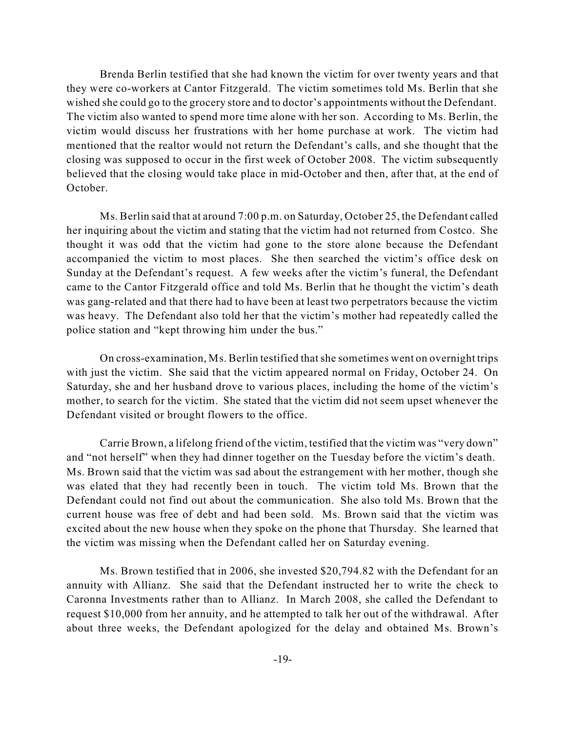Brenda Berlin testified that she had known the victim for over twenty years and that they were co-workers at Cantor Fitzgerald. The victim sometimes told Ms. Berlin that she wished she could go to the grocery store and to doctor's appointments without the Defendant. The victim also wanted to spend more time alone with her son. According to Ms. Berlin, the victim would discuss her frustrations with her home purchase at work. The victim had mentioned that the realtor would not return the Defendant's calls, and she thought that the closing was supposed to occur in the first week of October 2008. The victim subsequently believed that the closing would take place in mid-October and then, after that, at the end of October.

Ms. Berlin said that at around 7:00 p.m. on Saturday, October 25, the Defendant called her inquiring about the victim and stating that the victim had not returned from Costco. She thought it was odd that the victim had gone to the store alone because the Defendant accompanied the victim to most places. She then searched the victim's office desk on Sunday at the Defendant's request. A few weeks after the victim's funeral, the Defendant came to the Cantor Fitzgerald office and told Ms. Berlin that he thought the victim's death was gang-related and that there had to have been at least two perpetrators because the victim was heavy. The Defendant also told her that the victim's mother had repeatedly called the police station and "kept throwing him under the bus."

On cross-examination, Ms. Berlin testified that she sometimes went on overnight trips with just the victim. She said that the victim appeared normal on Friday, October 24. On Saturday, she and her husband drove to various places, including the home of the victim's mother, to search for the victim. She stated that the victim did not seem upset whenever the Defendant visited or brought flowers to the office.

Carrie Brown, a lifelong friend of the victim, testified that the victim was "very down" and "not herself" when they had dinner together on the Tuesday before the victim's death. Ms. Brown said that the victim was sad about the estrangement with her mother, though she was elated that they had recently been in touch. The victim told Ms. Brown that the Defendant could not find out about the communication. She also told Ms. Brown that the current house was free of debt and had been sold. Ms. Brown said that the victim was excited about the new house when they spoke on the phone that Thursday. She learned that the victim was missing when the Defendant called her on Saturday evening.

Ms. Brown testified that in 2006, she invested $20,794.82 with the Defendant for an annuity with Allianz. She said that the Defendant instructed her to write the check to Caronna Investments rather than to Allianz. In March 2008, she called the Defendant to request $10,000 from her annuity, and he attempted to talk her out of the withdrawal. After about three weeks, the Defendant apologized for the delay and obtained Ms. Brown's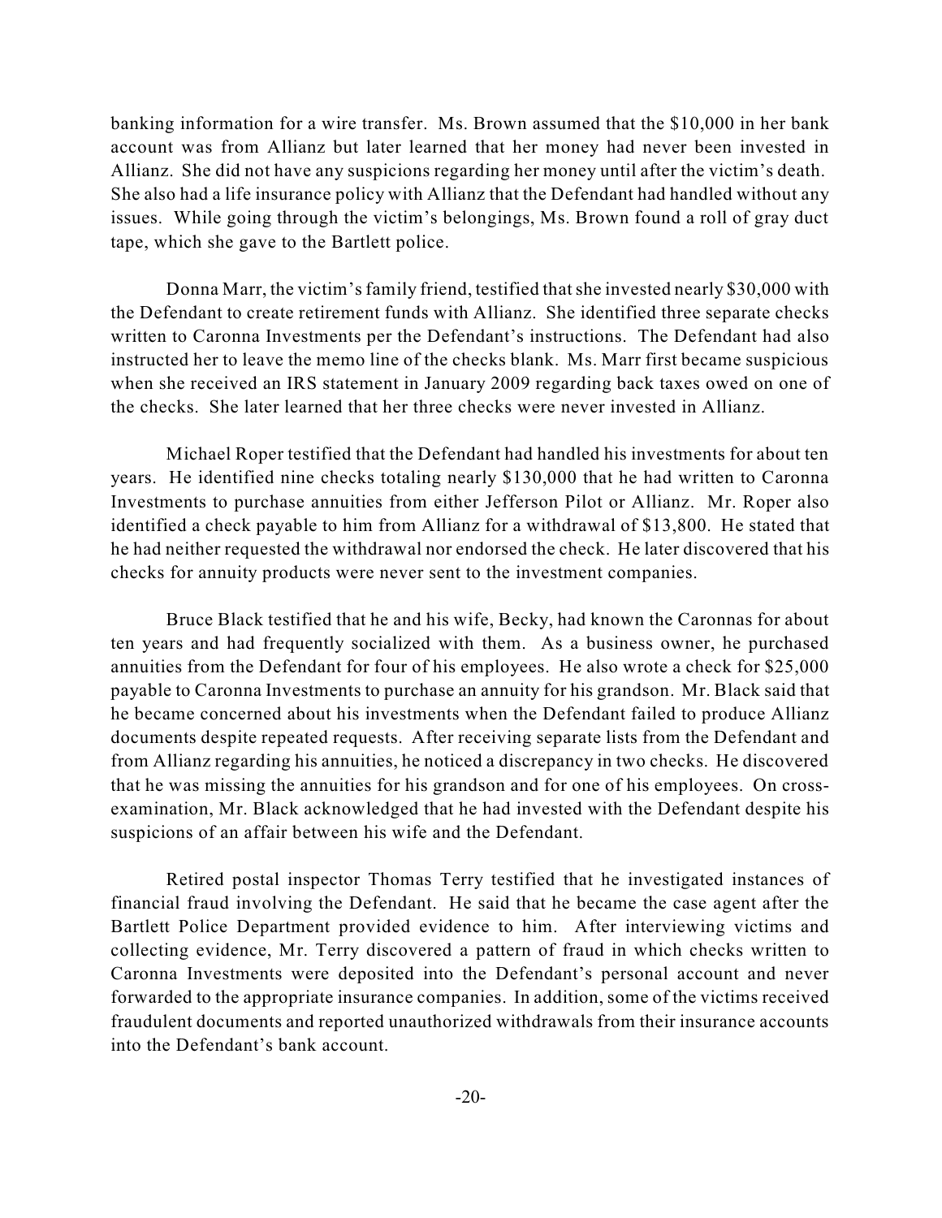banking information for a wire transfer. Ms. Brown assumed that the $10,000 in her bank account was from Allianz but later learned that her money had never been invested in Allianz. She did not have any suspicions regarding her money until after the victim's death. She also had a life insurance policy with Allianz that the Defendant had handled without any issues. While going through the victim's belongings, Ms. Brown found a roll of gray duct tape, which she gave to the Bartlett police.

Donna Marr, the victim's family friend, testified that she invested nearly $30,000 with the Defendant to create retirement funds with Allianz. She identified three separate checks written to Caronna Investments per the Defendant's instructions. The Defendant had also instructed her to leave the memo line of the checks blank. Ms. Marr first became suspicious when she received an IRS statement in January 2009 regarding back taxes owed on one of the checks. She later learned that her three checks were never invested in Allianz.

Michael Roper testified that the Defendant had handled his investments for about ten years. He identified nine checks totaling nearly $130,000 that he had written to Caronna Investments to purchase annuities from either Jefferson Pilot or Allianz. Mr. Roper also identified a check payable to him from Allianz for a withdrawal of $13,800. He stated that he had neither requested the withdrawal nor endorsed the check. He later discovered that his checks for annuity products were never sent to the investment companies.

Bruce Black testified that he and his wife, Becky, had known the Caronnas for about ten years and had frequently socialized with them. As a business owner, he purchased annuities from the Defendant for four of his employees. He also wrote a check for $25,000 payable to Caronna Investments to purchase an annuity for his grandson. Mr. Black said that he became concerned about his investments when the Defendant failed to produce Allianz documents despite repeated requests. After receiving separate lists from the Defendant and from Allianz regarding his annuities, he noticed a discrepancy in two checks. He discovered that he was missing the annuities for his grandson and for one of his employees. On cross-examination, Mr. Black acknowledged that he had invested with the Defendant despite his suspicions of an affair between his wife and the Defendant.

Retired postal inspector Thomas Terry testified that he investigated instances of financial fraud involving the Defendant. He said that he became the case agent after the Bartlett Police Department provided evidence to him. After interviewing victims and collecting evidence, Mr. Terry discovered a pattern of fraud in which checks written to Caronna Investments were deposited into the Defendant's personal account and never forwarded to the appropriate insurance companies. In addition, some of the victims received fraudulent documents and reported unauthorized withdrawals from their insurance accounts into the Defendant's bank account.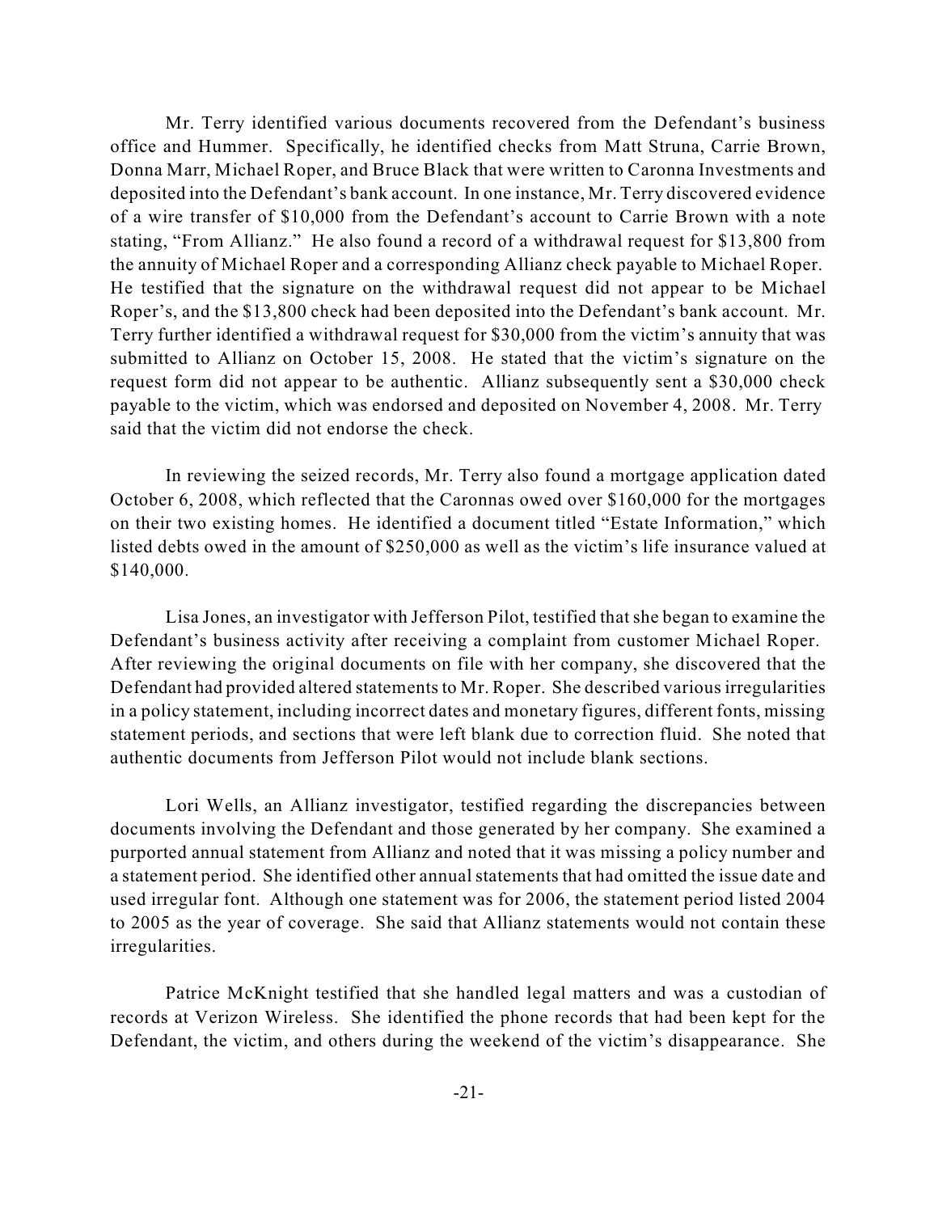Mr. Terry identified various documents recovered from the Defendant's business office and Hummer. Specifically, he identified checks from Matt Struna, Carrie Brown, Donna Marr, Michael Roper, and Bruce Black that were written to Caronna Investments and deposited into the Defendant's bank account. In one instance, Mr. Terry discovered evidence of a wire transfer of $10,000 from the Defendant's account to Carrie Brown with a note stating, "From Allianz." He also found a record of a withdrawal request for $13,800 from the annuity of Michael Roper and a corresponding Allianz check payable to Michael Roper. He testified that the signature on the withdrawal request did not appear to be Michael Roper's, and the $13,800 check had been deposited into the Defendant's bank account. Mr. Terry further identified a withdrawal request for $30,000 from the victim's annuity that was submitted to Allianz on October 15, 2008. He stated that the victim's signature on the request form did not appear to be authentic. Allianz subsequently sent a $30,000 check payable to the victim, which was endorsed and deposited on November 4, 2008. Mr. Terry said that the victim did not endorse the check.

In reviewing the seized records, Mr. Terry also found a mortgage application dated October 6, 2008, which reflected that the Caronnas owed over $160,000 for the mortgages on their two existing homes. He identified a document titled "Estate Information," which listed debts owed in the amount of $250,000 as well as the victim's life insurance valued at $140,000.

Lisa Jones, an investigator with Jefferson Pilot, testified that she began to examine the Defendant's business activity after receiving a complaint from customer Michael Roper. After reviewing the original documents on file with her company, she discovered that the Defendant had provided altered statements to Mr. Roper. She described various irregularities in a policy statement, including incorrect dates and monetary figures, different fonts, missing statement periods, and sections that were left blank due to correction fluid. She noted that authentic documents from Jefferson Pilot would not include blank sections.

Lori Wells, an Allianz investigator, testified regarding the discrepancies between documents involving the Defendant and those generated by her company. She examined a purported annual statement from Allianz and noted that it was missing a policy number and a statement period. She identified other annual statements that had omitted the issue date and used irregular font. Although one statement was for 2006, the statement period listed 2004 to 2005 as the year of coverage. She said that Allianz statements would not contain these irregularities.

Patrice McKnight testified that she handled legal matters and was a custodian of records at Verizon Wireless. She identified the phone records that had been kept for the Defendant, the victim, and others during the weekend of the victim's disappearance. She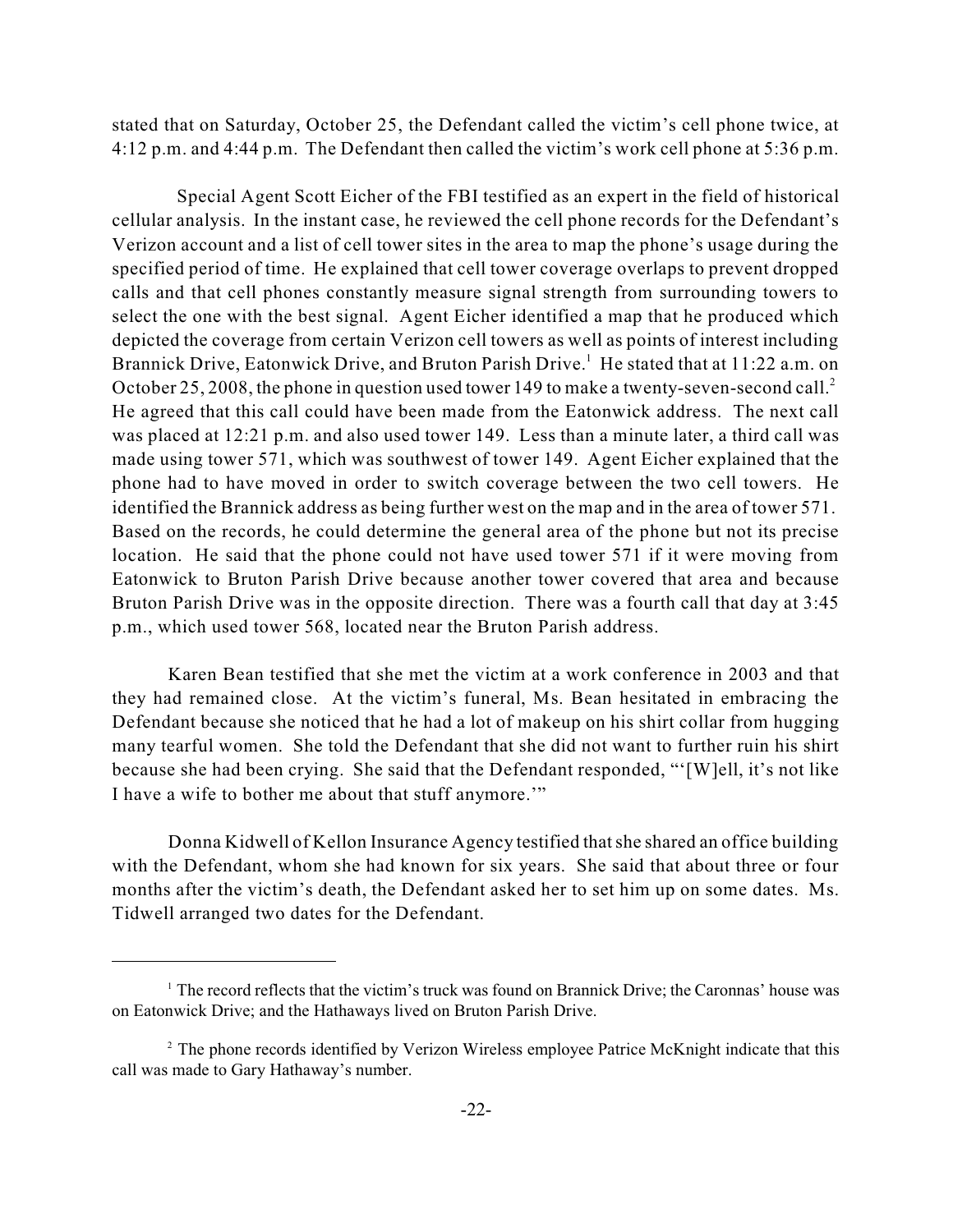stated that on Saturday, October 25, the Defendant called the victim's cell phone twice, at 4:12 p.m. and 4:44 p.m. The Defendant then called the victim's work cell phone at 5:36 p.m.

Special Agent Scott Eicher of the FBI testified as an expert in the field of historical cellular analysis. In the instant case, he reviewed the cell phone records for the Defendant's Verizon account and a list of cell tower sites in the area to map the phone's usage during the specified period of time. He explained that cell tower coverage overlaps to prevent dropped calls and that cell phones constantly measure signal strength from surrounding towers to select the one with the best signal. Agent Eicher identified a map that he produced which depicted the coverage from certain Verizon cell towers as well as points of interest including Brannick Drive, Eatonwick Drive, and Bruton Parish Drive.[1] He stated that at 11:22 a.m. on October 25, 2008, the phone in question used tower 149 to make a twenty-seven-second call.[2] He agreed that this call could have been made from the Eatonwick address. The next call was placed at 12:21 p.m. and also used tower 149. Less than a minute later, a third call was made using tower 571, which was southwest of tower 149. Agent Eicher explained that the phone had to have moved in order to switch coverage between the two cell towers. He identified the Brannick address as being further west on the map and in the area of tower 571. Based on the records, he could determine the general area of the phone but not its precise location. He said that the phone could not have used tower 571 if it were moving from Eatonwick to Bruton Parish Drive because another tower covered that area and because Bruton Parish Drive was in the opposite direction. There was a fourth call that day at 3:45 p.m., which used tower 568, located near the Bruton Parish address.

Karen Bean testified that she met the victim at a work conference in 2003 and that they had remained close. At the victim's funeral, Ms. Bean hesitated in embracing the Defendant because she noticed that he had a lot of makeup on his shirt collar from hugging many tearful women. She told the Defendant that she did not want to further ruin his shirt because she had been crying. She said that the Defendant responded, "'[W]ell, it's not like I have a wife to bother me about that stuff anymore.'"

Donna Kidwell of Kellon Insurance Agency testified that she shared an office building with the Defendant, whom she had known for six years. She said that about three or four months after the victim's death, the Defendant asked her to set him up on some dates. Ms. Tidwell arranged two dates for the Defendant.

---

[1] The record reflects that the victim's truck was found on Brannick Drive; the Caronnas' house was on Eatonwick Drive; and the Hathaways lived on Bruton Parish Drive.

[2] The phone records identified by Verizon Wireless employee Patrice McKnight indicate that this call was made to Gary Hathaway's number.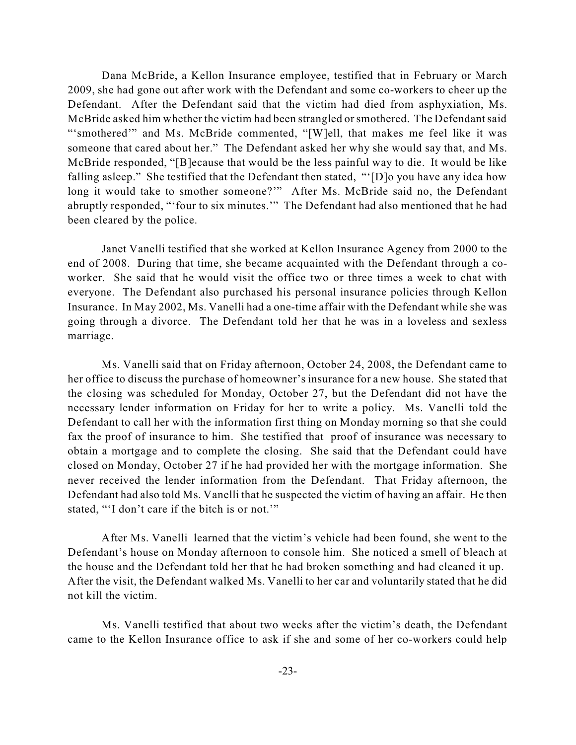Dana McBride, a Kellon Insurance employee, testified that in February or March 2009, she had gone out after work with the Defendant and some co-workers to cheer up the Defendant. After the Defendant said that the victim had died from asphyxiation, Ms. McBride asked him whether the victim had been strangled or smothered. The Defendant said "'smothered'" and Ms. McBride commented, "[W]ell, that makes me feel like it was someone that cared about her." The Defendant asked her why she would say that, and Ms. McBride responded, "[B]ecause that would be the less painful way to die. It would be like falling asleep." She testified that the Defendant then stated, "'[D]o you have any idea how long it would take to smother someone?'" After Ms. McBride said no, the Defendant abruptly responded, "'four to six minutes.'" The Defendant had also mentioned that he had been cleared by the police.

Janet Vanelli testified that she worked at Kellon Insurance Agency from 2000 to the end of 2008. During that time, she became acquainted with the Defendant through a co-worker. She said that he would visit the office two or three times a week to chat with everyone. The Defendant also purchased his personal insurance policies through Kellon Insurance. In May 2002, Ms. Vanelli had a one-time affair with the Defendant while she was going through a divorce. The Defendant told her that he was in a loveless and sexless marriage.

Ms. Vanelli said that on Friday afternoon, October 24, 2008, the Defendant came to her office to discuss the purchase of homeowner's insurance for a new house. She stated that the closing was scheduled for Monday, October 27, but the Defendant did not have the necessary lender information on Friday for her to write a policy. Ms. Vanelli told the Defendant to call her with the information first thing on Monday morning so that she could fax the proof of insurance to him. She testified that proof of insurance was necessary to obtain a mortgage and to complete the closing. She said that the Defendant could have closed on Monday, October 27 if he had provided her with the mortgage information. She never received the lender information from the Defendant. That Friday afternoon, the Defendant had also told Ms. Vanelli that he suspected the victim of having an affair. He then stated, "'I don't care if the bitch is or not.'"

After Ms. Vanelli learned that the victim's vehicle had been found, she went to the Defendant's house on Monday afternoon to console him. She noticed a smell of bleach at the house and the Defendant told her that he had broken something and had cleaned it up. After the visit, the Defendant walked Ms. Vanelli to her car and voluntarily stated that he did not kill the victim.

Ms. Vanelli testified that about two weeks after the victim's death, the Defendant came to the Kellon Insurance office to ask if she and some of her co-workers could help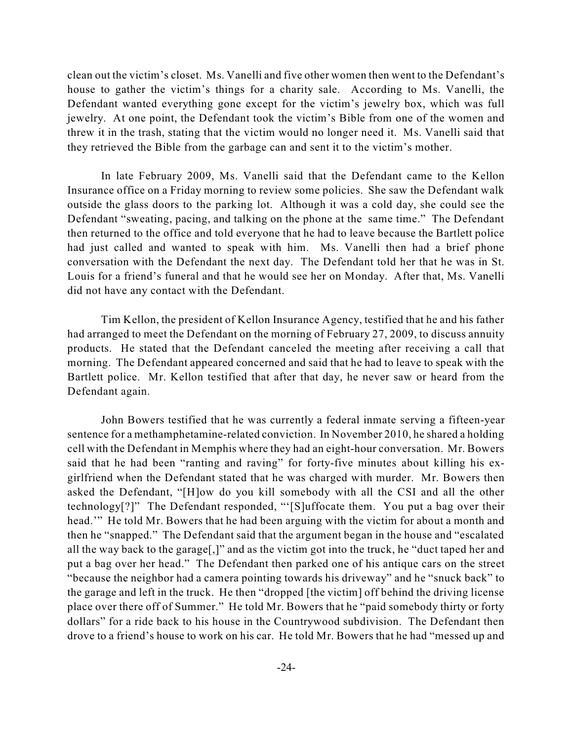clean out the victim's closet. Ms. Vanelli and five other women then went to the Defendant's house to gather the victim's things for a charity sale. According to Ms. Vanelli, the Defendant wanted everything gone except for the victim's jewelry box, which was full jewelry. At one point, the Defendant took the victim's Bible from one of the women and threw it in the trash, stating that the victim would no longer need it. Ms. Vanelli said that they retrieved the Bible from the garbage can and sent it to the victim's mother.

In late February 2009, Ms. Vanelli said that the Defendant came to the Kellon Insurance office on a Friday morning to review some policies. She saw the Defendant walk outside the glass doors to the parking lot. Although it was a cold day, she could see the Defendant "sweating, pacing, and talking on the phone at the same time." The Defendant then returned to the office and told everyone that he had to leave because the Bartlett police had just called and wanted to speak with him. Ms. Vanelli then had a brief phone conversation with the Defendant the next day. The Defendant told her that he was in St. Louis for a friend's funeral and that he would see her on Monday. After that, Ms. Vanelli did not have any contact with the Defendant.

Tim Kellon, the president of Kellon Insurance Agency, testified that he and his father had arranged to meet the Defendant on the morning of February 27, 2009, to discuss annuity products. He stated that the Defendant canceled the meeting after receiving a call that morning. The Defendant appeared concerned and said that he had to leave to speak with the Bartlett police. Mr. Kellon testified that after that day, he never saw or heard from the Defendant again.

John Bowers testified that he was currently a federal inmate serving a fifteen-year sentence for a methamphetamine-related conviction. In November 2010, he shared a holding cell with the Defendant in Memphis where they had an eight-hour conversation. Mr. Bowers said that he had been "ranting and raving" for forty-five minutes about killing his ex-girlfriend when the Defendant stated that he was charged with murder. Mr. Bowers then asked the Defendant, "[H]ow do you kill somebody with all the CSI and all the other technology[?]" The Defendant responded, "'[S]uffocate them. You put a bag over their head.'" He told Mr. Bowers that he had been arguing with the victim for about a month and then he "snapped." The Defendant said that the argument began in the house and "escalated all the way back to the garage[,]" and as the victim got into the truck, he "duct taped her and put a bag over her head." The Defendant then parked one of his antique cars on the street "because the neighbor had a camera pointing towards his driveway" and he "snuck back" to the garage and left in the truck. He then "dropped [the victim] off behind the driving license place over there off of Summer." He told Mr. Bowers that he "paid somebody thirty or forty dollars" for a ride back to his house in the Countrywood subdivision. The Defendant then drove to a friend's house to work on his car. He told Mr. Bowers that he had "messed up and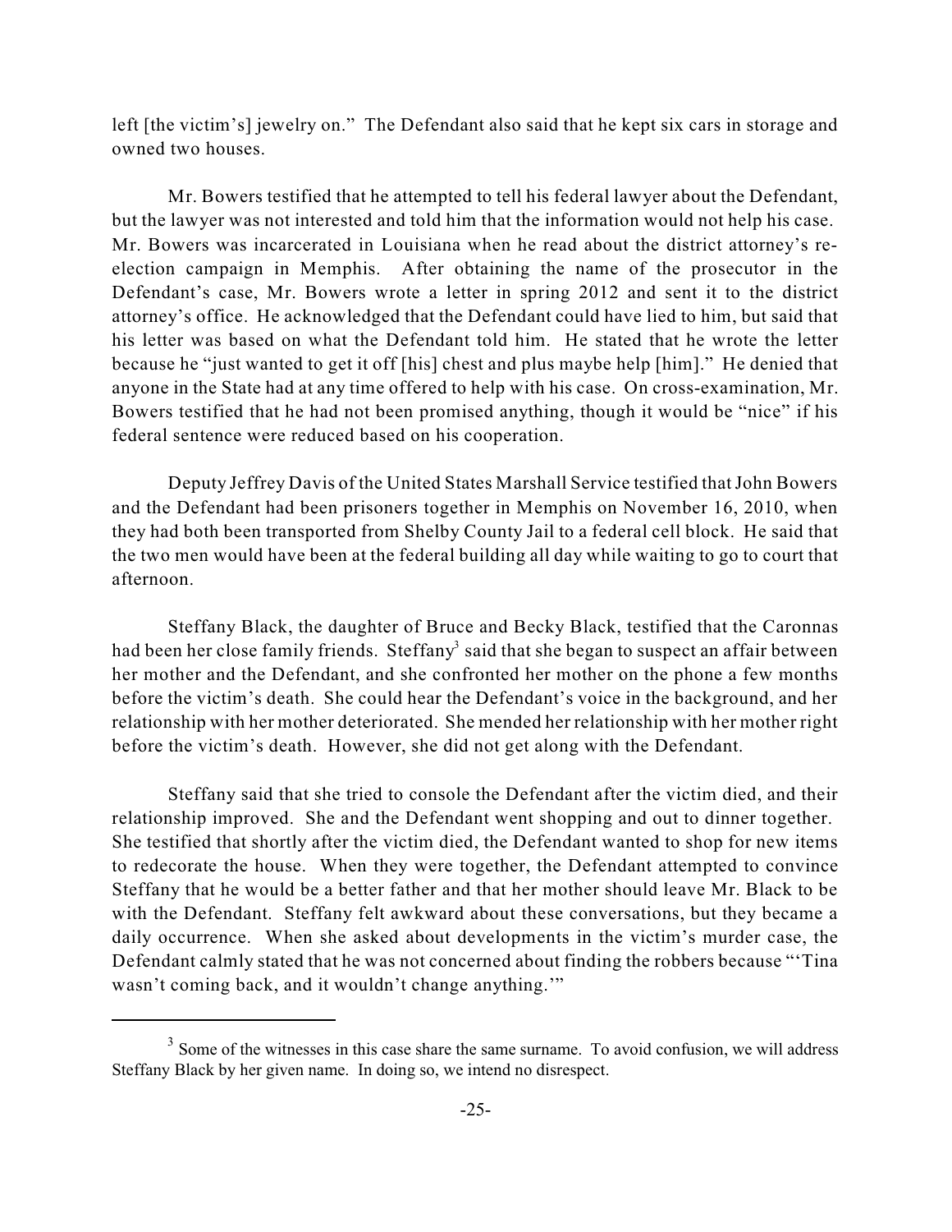left [the victim's] jewelry on." The Defendant also said that he kept six cars in storage and owned two houses.

Mr. Bowers testified that he attempted to tell his federal lawyer about the Defendant, but the lawyer was not interested and told him that the information would not help his case. Mr. Bowers was incarcerated in Louisiana when he read about the district attorney's re-election campaign in Memphis. After obtaining the name of the prosecutor in the Defendant's case, Mr. Bowers wrote a letter in spring 2012 and sent it to the district attorney's office. He acknowledged that the Defendant could have lied to him, but said that his letter was based on what the Defendant told him. He stated that he wrote the letter because he "just wanted to get it off [his] chest and plus maybe help [him]." He denied that anyone in the State had at any time offered to help with his case. On cross-examination, Mr. Bowers testified that he had not been promised anything, though it would be "nice" if his federal sentence were reduced based on his cooperation.

Deputy Jeffrey Davis of the United States Marshall Service testified that John Bowers and the Defendant had been prisoners together in Memphis on November 16, 2010, when they had both been transported from Shelby County Jail to a federal cell block. He said that the two men would have been at the federal building all day while waiting to go to court that afternoon.

Steffany Black, the daughter of Bruce and Becky Black, testified that the Caronnas had been her close family friends. Steffany[3] said that she began to suspect an affair between her mother and the Defendant, and she confronted her mother on the phone a few months before the victim's death. She could hear the Defendant's voice in the background, and her relationship with her mother deteriorated. She mended her relationship with her mother right before the victim's death. However, she did not get along with the Defendant.

Steffany said that she tried to console the Defendant after the victim died, and their relationship improved. She and the Defendant went shopping and out to dinner together. She testified that shortly after the victim died, the Defendant wanted to shop for new items to redecorate the house. When they were together, the Defendant attempted to convince Steffany that he would be a better father and that her mother should leave Mr. Black to be with the Defendant. Steffany felt awkward about these conversations, but they became a daily occurrence. When she asked about developments in the victim's murder case, the Defendant calmly stated that he was not concerned about finding the robbers because "'Tina wasn't coming back, and it wouldn't change anything.'"

---

[3] Some of the witnesses in this case share the same surname. To avoid confusion, we will address Steffany Black by her given name. In doing so, we intend no disrespect.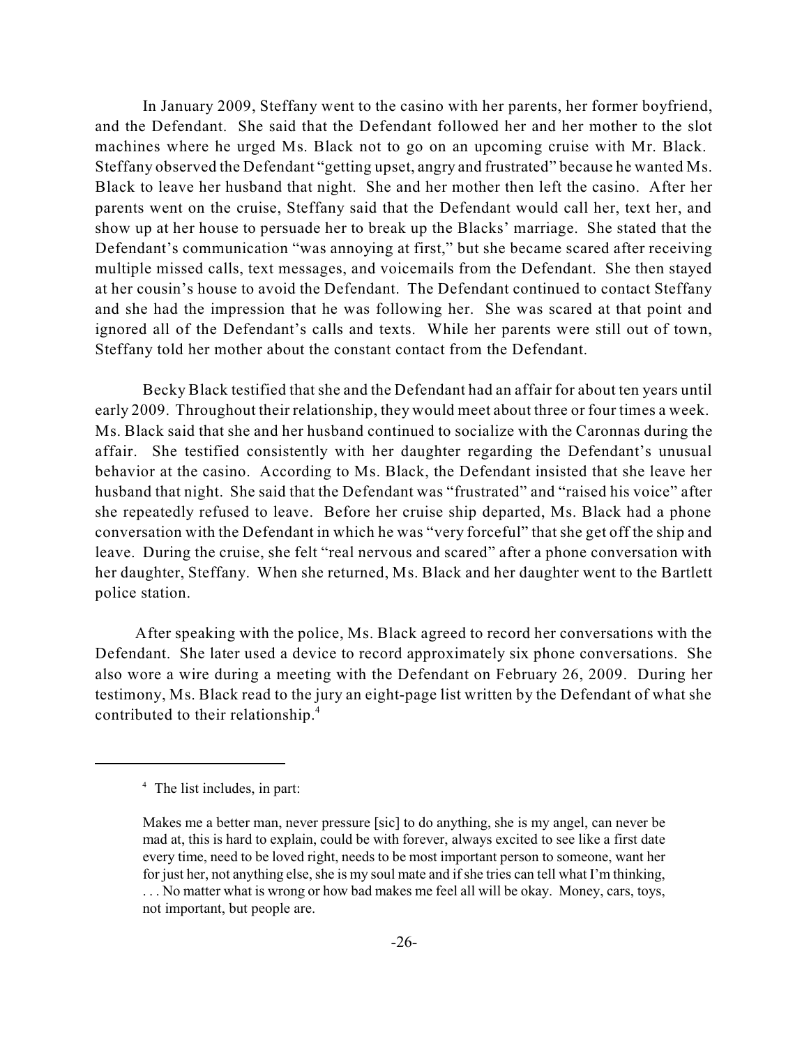In January 2009, Steffany went to the casino with her parents, her former boyfriend, and the Defendant. She said that the Defendant followed her and her mother to the slot machines where he urged Ms. Black not to go on an upcoming cruise with Mr. Black. Steffany observed the Defendant "getting upset, angry and frustrated" because he wanted Ms. Black to leave her husband that night. She and her mother then left the casino. After her parents went on the cruise, Steffany said that the Defendant would call her, text her, and show up at her house to persuade her to break up the Blacks' marriage. She stated that the Defendant's communication "was annoying at first," but she became scared after receiving multiple missed calls, text messages, and voicemails from the Defendant. She then stayed at her cousin's house to avoid the Defendant. The Defendant continued to contact Steffany and she had the impression that he was following her. She was scared at that point and ignored all of the Defendant's calls and texts. While her parents were still out of town, Steffany told her mother about the constant contact from the Defendant.

Becky Black testified that she and the Defendant had an affair for about ten years until early 2009. Throughout their relationship, they would meet about three or four times a week. Ms. Black said that she and her husband continued to socialize with the Caronnas during the affair. She testified consistently with her daughter regarding the Defendant's unusual behavior at the casino. According to Ms. Black, the Defendant insisted that she leave her husband that night. She said that the Defendant was "frustrated" and "raised his voice" after she repeatedly refused to leave. Before her cruise ship departed, Ms. Black had a phone conversation with the Defendant in which he was "very forceful" that she get off the ship and leave. During the cruise, she felt "real nervous and scared" after a phone conversation with her daughter, Steffany. When she returned, Ms. Black and her daughter went to the Bartlett police station.

After speaking with the police, Ms. Black agreed to record her conversations with the Defendant. She later used a device to record approximately six phone conversations. She also wore a wire during a meeting with the Defendant on February 26, 2009. During her testimony, Ms. Black read to the jury an eight-page list written by the Defendant of what she contributed to their relationship.[4]

---

[4] The list includes, in part:

> Makes me a better man, never pressure [sic] to do anything, she is my angel, can never be mad at, this is hard to explain, could be with forever, always excited to see like a first date every time, need to be loved right, needs to be most important person to someone, want her for just her, not anything else, she is my soul mate and if she tries can tell what I'm thinking, . . . No matter what is wrong or how bad makes me feel all will be okay. Money, cars, toys, not important, but people are.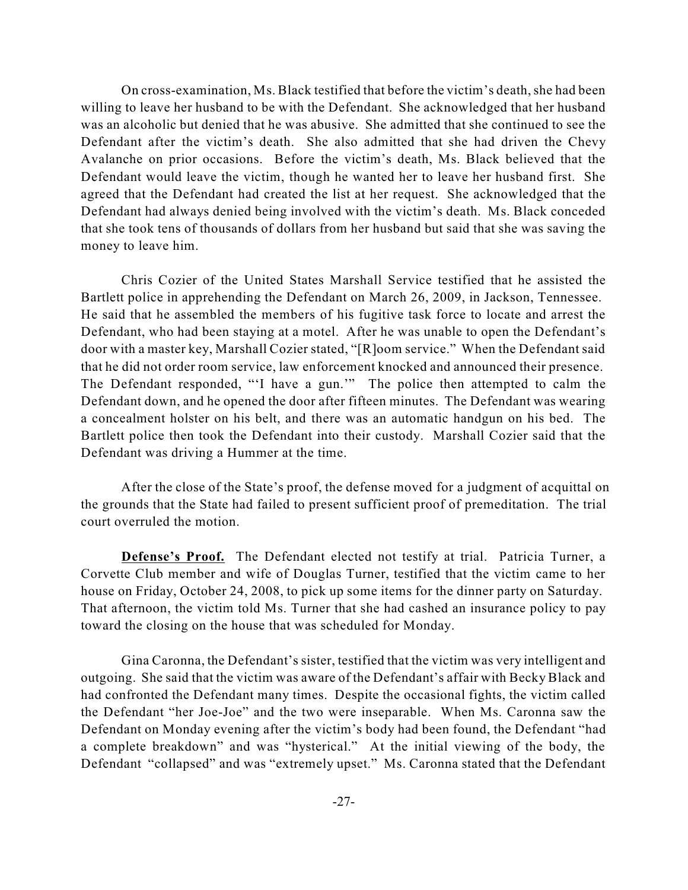On cross-examination, Ms. Black testified that before the victim's death, she had been willing to leave her husband to be with the Defendant. She acknowledged that her husband was an alcoholic but denied that he was abusive. She admitted that she continued to see the Defendant after the victim's death. She also admitted that she had driven the Chevy Avalanche on prior occasions. Before the victim's death, Ms. Black believed that the Defendant would leave the victim, though he wanted her to leave her husband first. She agreed that the Defendant had created the list at her request. She acknowledged that the Defendant had always denied being involved with the victim's death. Ms. Black conceded that she took tens of thousands of dollars from her husband but said that she was saving the money to leave him.

Chris Cozier of the United States Marshall Service testified that he assisted the Bartlett police in apprehending the Defendant on March 26, 2009, in Jackson, Tennessee. He said that he assembled the members of his fugitive task force to locate and arrest the Defendant, who had been staying at a motel. After he was unable to open the Defendant's door with a master key, Marshall Cozier stated, "[R]oom service." When the Defendant said that he did not order room service, law enforcement knocked and announced their presence. The Defendant responded, "'I have a gun.'" The police then attempted to calm the Defendant down, and he opened the door after fifteen minutes. The Defendant was wearing a concealment holster on his belt, and there was an automatic handgun on his bed. The Bartlett police then took the Defendant into their custody. Marshall Cozier said that the Defendant was driving a Hummer at the time.

After the close of the State's proof, the defense moved for a judgment of acquittal on the grounds that the State had failed to present sufficient proof of premeditation. The trial court overruled the motion.

**Defense's Proof.** The Defendant elected not testify at trial. Patricia Turner, a Corvette Club member and wife of Douglas Turner, testified that the victim came to her house on Friday, October 24, 2008, to pick up some items for the dinner party on Saturday. That afternoon, the victim told Ms. Turner that she had cashed an insurance policy to pay toward the closing on the house that was scheduled for Monday.

Gina Caronna, the Defendant's sister, testified that the victim was very intelligent and outgoing. She said that the victim was aware of the Defendant's affair with Becky Black and had confronted the Defendant many times. Despite the occasional fights, the victim called the Defendant "her Joe-Joe" and the two were inseparable. When Ms. Caronna saw the Defendant on Monday evening after the victim's body had been found, the Defendant "had a complete breakdown" and was "hysterical." At the initial viewing of the body, the Defendant "collapsed" and was "extremely upset." Ms. Caronna stated that the Defendant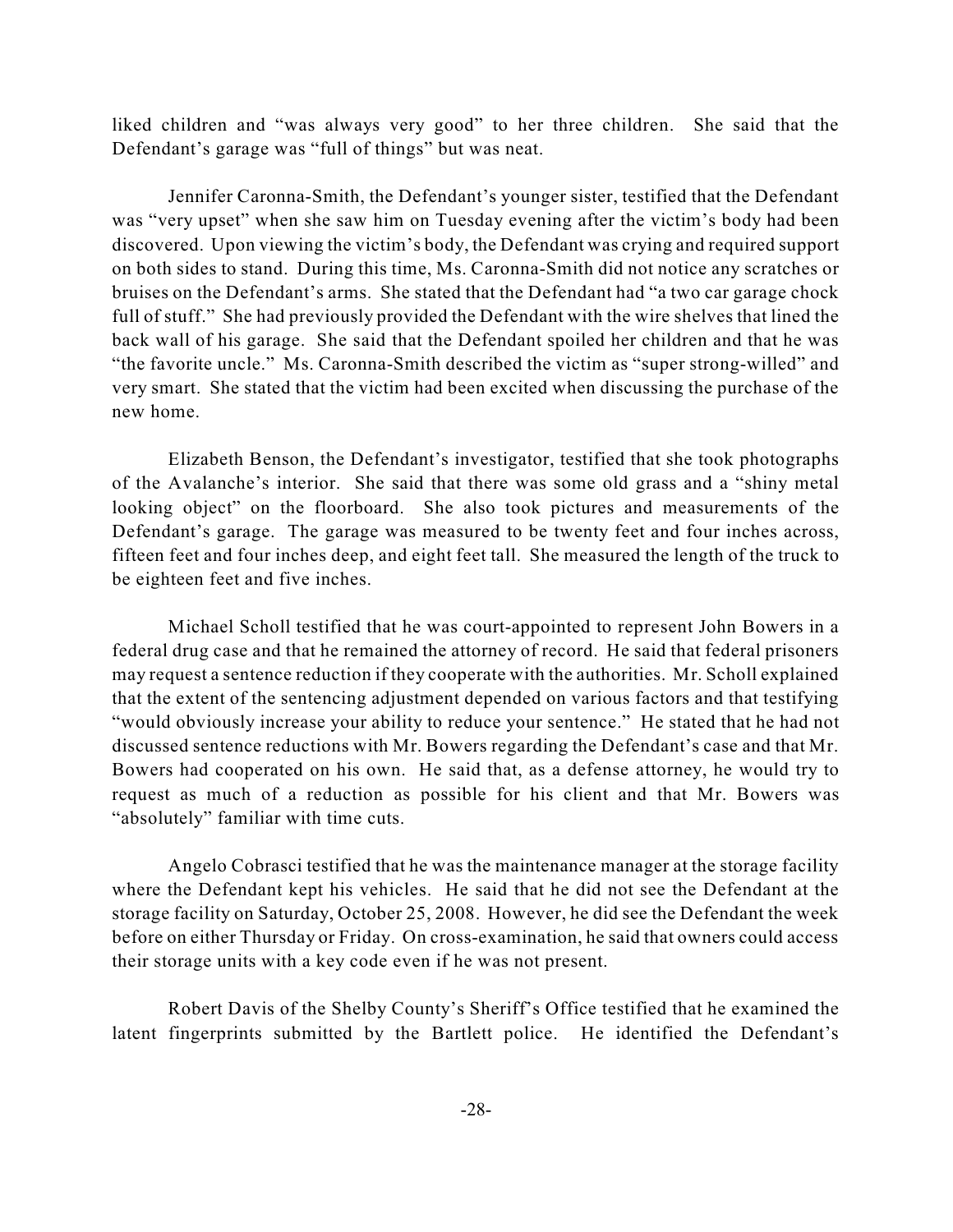liked children and "was always very good" to her three children. She said that the Defendant's garage was "full of things" but was neat.

Jennifer Caronna-Smith, the Defendant's younger sister, testified that the Defendant was "very upset" when she saw him on Tuesday evening after the victim's body had been discovered. Upon viewing the victim's body, the Defendant was crying and required support on both sides to stand. During this time, Ms. Caronna-Smith did not notice any scratches or bruises on the Defendant's arms. She stated that the Defendant had "a two car garage chock full of stuff." She had previously provided the Defendant with the wire shelves that lined the back wall of his garage. She said that the Defendant spoiled her children and that he was "the favorite uncle." Ms. Caronna-Smith described the victim as "super strong-willed" and very smart. She stated that the victim had been excited when discussing the purchase of the new home.

Elizabeth Benson, the Defendant's investigator, testified that she took photographs of the Avalanche's interior. She said that there was some old grass and a "shiny metal looking object" on the floorboard. She also took pictures and measurements of the Defendant's garage. The garage was measured to be twenty feet and four inches across, fifteen feet and four inches deep, and eight feet tall. She measured the length of the truck to be eighteen feet and five inches.

Michael Scholl testified that he was court-appointed to represent John Bowers in a federal drug case and that he remained the attorney of record. He said that federal prisoners may request a sentence reduction if they cooperate with the authorities. Mr. Scholl explained that the extent of the sentencing adjustment depended on various factors and that testifying "would obviously increase your ability to reduce your sentence." He stated that he had not discussed sentence reductions with Mr. Bowers regarding the Defendant's case and that Mr. Bowers had cooperated on his own. He said that, as a defense attorney, he would try to request as much of a reduction as possible for his client and that Mr. Bowers was "absolutely" familiar with time cuts.

Angelo Cobrasci testified that he was the maintenance manager at the storage facility where the Defendant kept his vehicles. He said that he did not see the Defendant at the storage facility on Saturday, October 25, 2008. However, he did see the Defendant the week before on either Thursday or Friday. On cross-examination, he said that owners could access their storage units with a key code even if he was not present.

Robert Davis of the Shelby County's Sheriff's Office testified that he examined the latent fingerprints submitted by the Bartlett police. He identified the Defendant's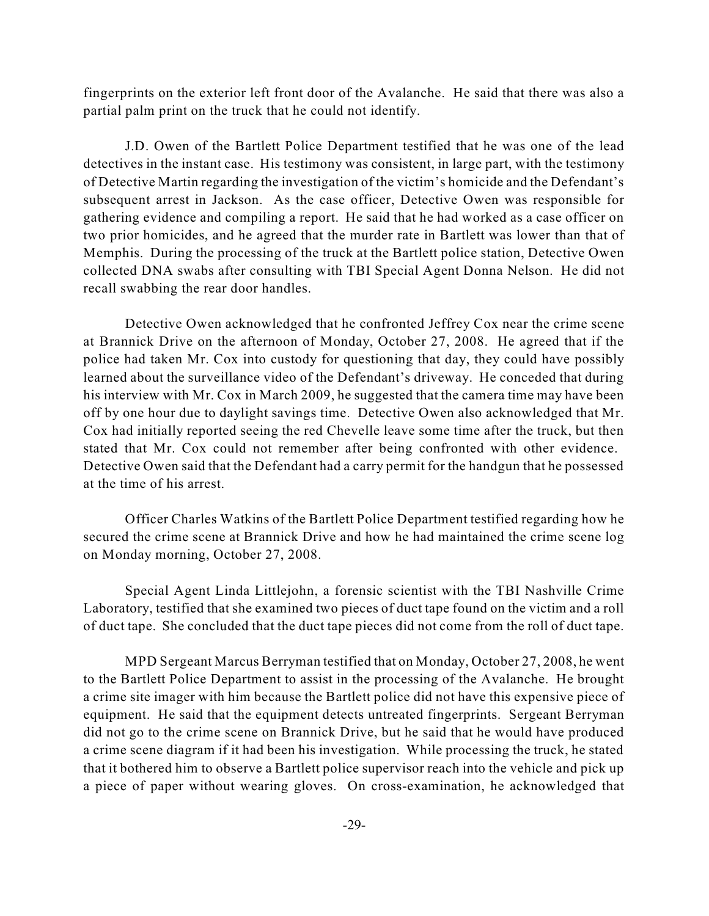fingerprints on the exterior left front door of the Avalanche. He said that there was also a partial palm print on the truck that he could not identify.

J.D. Owen of the Bartlett Police Department testified that he was one of the lead detectives in the instant case. His testimony was consistent, in large part, with the testimony of Detective Martin regarding the investigation of the victim's homicide and the Defendant's subsequent arrest in Jackson. As the case officer, Detective Owen was responsible for gathering evidence and compiling a report. He said that he had worked as a case officer on two prior homicides, and he agreed that the murder rate in Bartlett was lower than that of Memphis. During the processing of the truck at the Bartlett police station, Detective Owen collected DNA swabs after consulting with TBI Special Agent Donna Nelson. He did not recall swabbing the rear door handles.

Detective Owen acknowledged that he confronted Jeffrey Cox near the crime scene at Brannick Drive on the afternoon of Monday, October 27, 2008. He agreed that if the police had taken Mr. Cox into custody for questioning that day, they could have possibly learned about the surveillance video of the Defendant's driveway. He conceded that during his interview with Mr. Cox in March 2009, he suggested that the camera time may have been off by one hour due to daylight savings time. Detective Owen also acknowledged that Mr. Cox had initially reported seeing the red Chevelle leave some time after the truck, but then stated that Mr. Cox could not remember after being confronted with other evidence. Detective Owen said that the Defendant had a carry permit for the handgun that he possessed at the time of his arrest.

Officer Charles Watkins of the Bartlett Police Department testified regarding how he secured the crime scene at Brannick Drive and how he had maintained the crime scene log on Monday morning, October 27, 2008.

Special Agent Linda Littlejohn, a forensic scientist with the TBI Nashville Crime Laboratory, testified that she examined two pieces of duct tape found on the victim and a roll of duct tape. She concluded that the duct tape pieces did not come from the roll of duct tape.

MPD Sergeant Marcus Berryman testified that on Monday, October 27, 2008, he went to the Bartlett Police Department to assist in the processing of the Avalanche. He brought a crime site imager with him because the Bartlett police did not have this expensive piece of equipment. He said that the equipment detects untreated fingerprints. Sergeant Berryman did not go to the crime scene on Brannick Drive, but he said that he would have produced a crime scene diagram if it had been his investigation. While processing the truck, he stated that it bothered him to observe a Bartlett police supervisor reach into the vehicle and pick up a piece of paper without wearing gloves. On cross-examination, he acknowledged that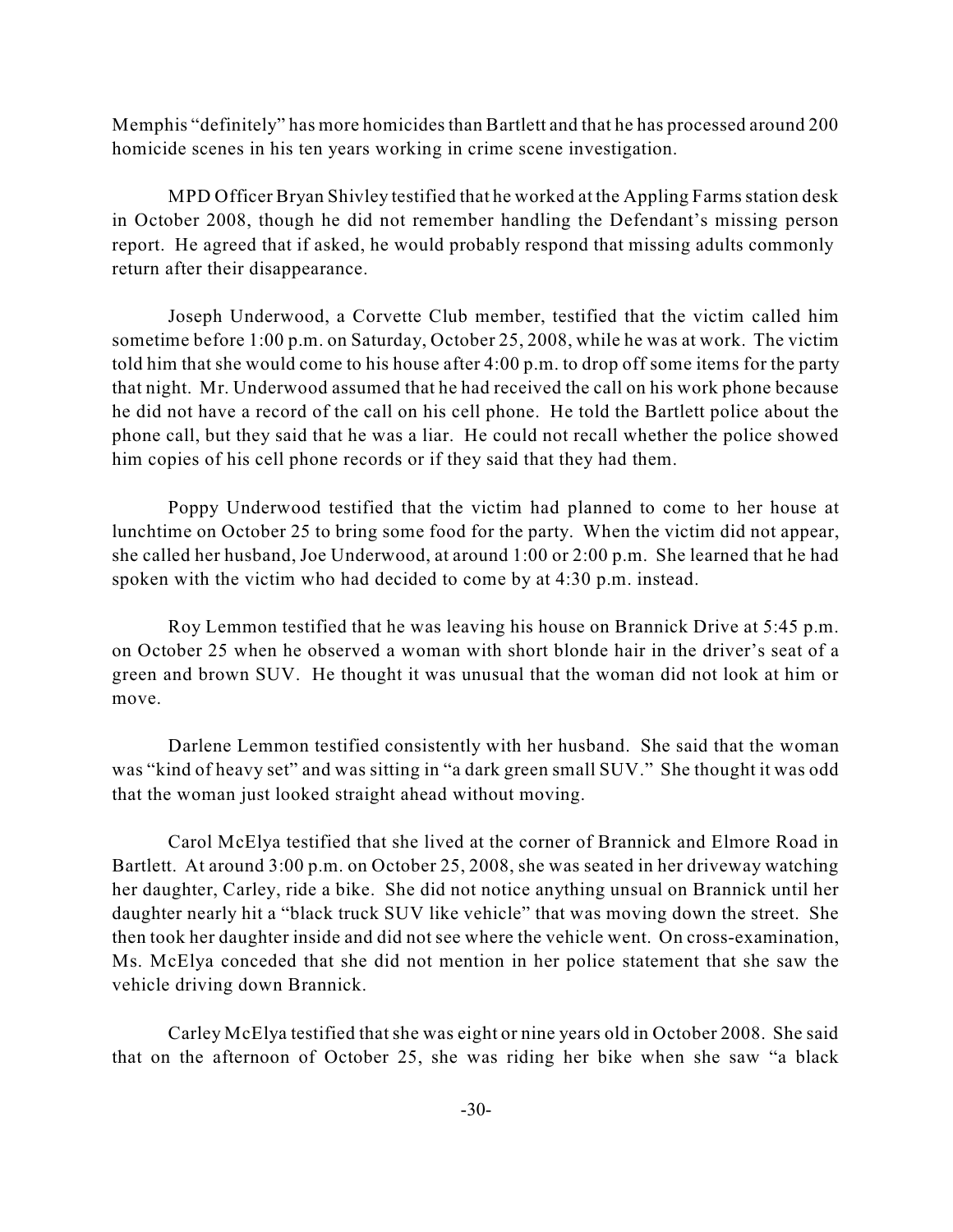Memphis "definitely" has more homicides than Bartlett and that he has processed around 200 homicide scenes in his ten years working in crime scene investigation.

MPD Officer Bryan Shivley testified that he worked at the Appling Farms station desk in October 2008, though he did not remember handling the Defendant's missing person report. He agreed that if asked, he would probably respond that missing adults commonly return after their disappearance.

Joseph Underwood, a Corvette Club member, testified that the victim called him sometime before 1:00 p.m. on Saturday, October 25, 2008, while he was at work. The victim told him that she would come to his house after 4:00 p.m. to drop off some items for the party that night. Mr. Underwood assumed that he had received the call on his work phone because he did not have a record of the call on his cell phone. He told the Bartlett police about the phone call, but they said that he was a liar. He could not recall whether the police showed him copies of his cell phone records or if they said that they had them.

Poppy Underwood testified that the victim had planned to come to her house at lunchtime on October 25 to bring some food for the party. When the victim did not appear, she called her husband, Joe Underwood, at around 1:00 or 2:00 p.m. She learned that he had spoken with the victim who had decided to come by at 4:30 p.m. instead.

Roy Lemmon testified that he was leaving his house on Brannick Drive at 5:45 p.m. on October 25 when he observed a woman with short blonde hair in the driver's seat of a green and brown SUV. He thought it was unusual that the woman did not look at him or move.

Darlene Lemmon testified consistently with her husband. She said that the woman was "kind of heavy set" and was sitting in "a dark green small SUV." She thought it was odd that the woman just looked straight ahead without moving.

Carol McElya testified that she lived at the corner of Brannick and Elmore Road in Bartlett. At around 3:00 p.m. on October 25, 2008, she was seated in her driveway watching her daughter, Carley, ride a bike. She did not notice anything unsual on Brannick until her daughter nearly hit a "black truck SUV like vehicle" that was moving down the street. She then took her daughter inside and did not see where the vehicle went. On cross-examination, Ms. McElya conceded that she did not mention in her police statement that she saw the vehicle driving down Brannick.

Carley McElya testified that she was eight or nine years old in October 2008. She said that on the afternoon of October 25, she was riding her bike when she saw "a black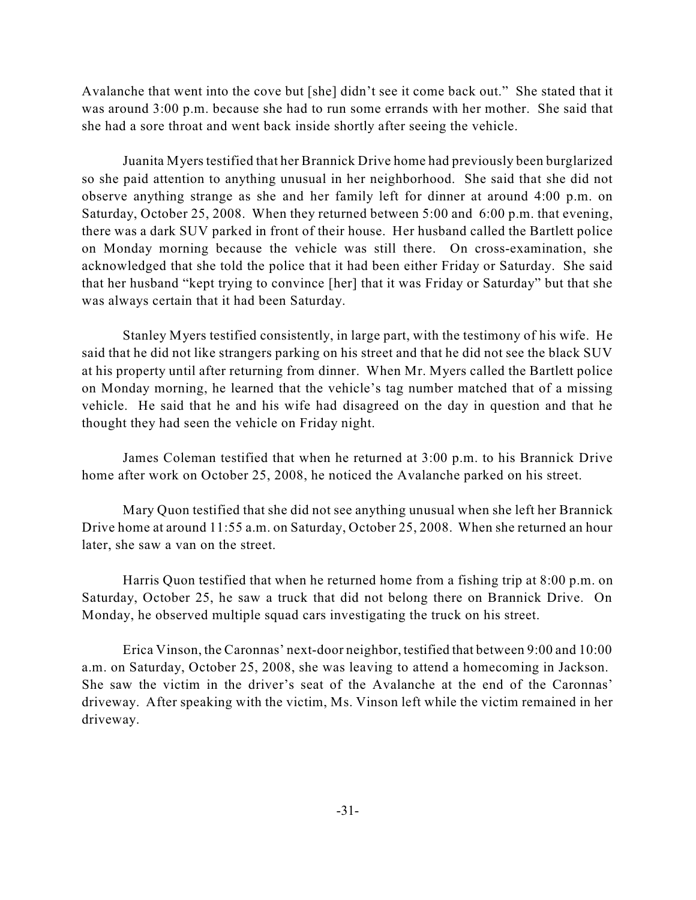Avalanche that went into the cove but [she] didn't see it come back out." She stated that it was around 3:00 p.m. because she had to run some errands with her mother. She said that she had a sore throat and went back inside shortly after seeing the vehicle.

Juanita Myers testified that her Brannick Drive home had previously been burglarized so she paid attention to anything unusual in her neighborhood. She said that she did not observe anything strange as she and her family left for dinner at around 4:00 p.m. on Saturday, October 25, 2008. When they returned between 5:00 and 6:00 p.m. that evening, there was a dark SUV parked in front of their house. Her husband called the Bartlett police on Monday morning because the vehicle was still there. On cross-examination, she acknowledged that she told the police that it had been either Friday or Saturday. She said that her husband "kept trying to convince [her] that it was Friday or Saturday" but that she was always certain that it had been Saturday.

Stanley Myers testified consistently, in large part, with the testimony of his wife. He said that he did not like strangers parking on his street and that he did not see the black SUV at his property until after returning from dinner. When Mr. Myers called the Bartlett police on Monday morning, he learned that the vehicle's tag number matched that of a missing vehicle. He said that he and his wife had disagreed on the day in question and that he thought they had seen the vehicle on Friday night.

James Coleman testified that when he returned at 3:00 p.m. to his Brannick Drive home after work on October 25, 2008, he noticed the Avalanche parked on his street.

Mary Quon testified that she did not see anything unusual when she left her Brannick Drive home at around 11:55 a.m. on Saturday, October 25, 2008. When she returned an hour later, she saw a van on the street.

Harris Quon testified that when he returned home from a fishing trip at 8:00 p.m. on Saturday, October 25, he saw a truck that did not belong there on Brannick Drive. On Monday, he observed multiple squad cars investigating the truck on his street.

Erica Vinson, the Caronnas' next-door neighbor, testified that between 9:00 and 10:00 a.m. on Saturday, October 25, 2008, she was leaving to attend a homecoming in Jackson. She saw the victim in the driver's seat of the Avalanche at the end of the Caronnas' driveway. After speaking with the victim, Ms. Vinson left while the victim remained in her driveway.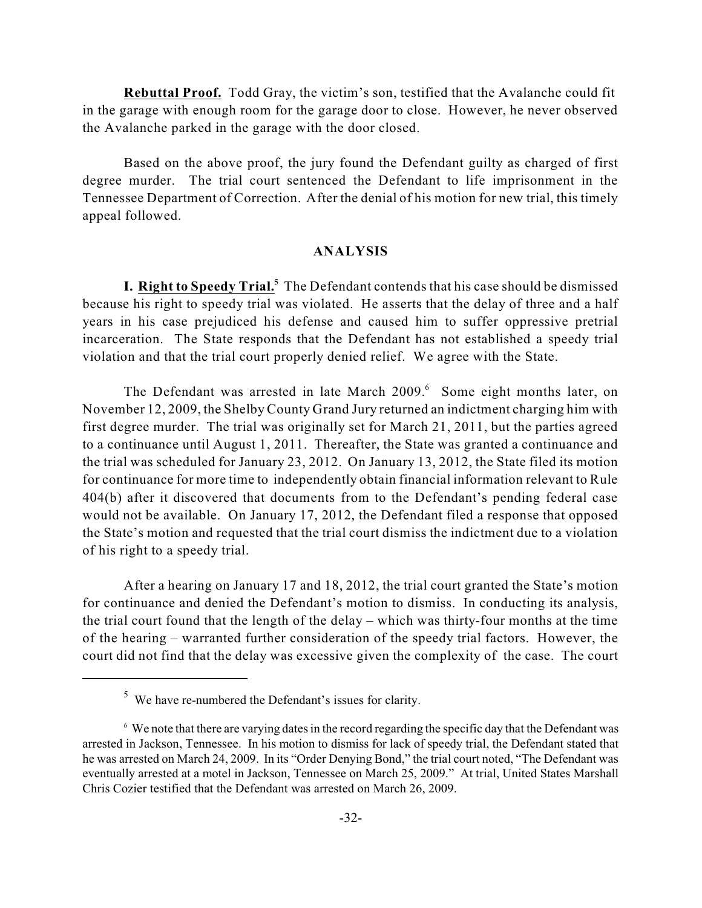**Rebuttal Proof.** Todd Gray, the victim's son, testified that the Avalanche could fit in the garage with enough room for the garage door to close. However, he never observed the Avalanche parked in the garage with the door closed.

Based on the above proof, the jury found the Defendant guilty as charged of first degree murder. The trial court sentenced the Defendant to life imprisonment in the Tennessee Department of Correction. After the denial of his motion for new trial, this timely appeal followed.

## ANALYSIS

**I. Right to Speedy Trial.**[5] The Defendant contends that his case should be dismissed because his right to speedy trial was violated. He asserts that the delay of three and a half years in his case prejudiced his defense and caused him to suffer oppressive pretrial incarceration. The State responds that the Defendant has not established a speedy trial violation and that the trial court properly denied relief. We agree with the State.

The Defendant was arrested in late March 2009.[6] Some eight months later, on November 12, 2009, the Shelby County Grand Jury returned an indictment charging him with first degree murder. The trial was originally set for March 21, 2011, but the parties agreed to a continuance until August 1, 2011. Thereafter, the State was granted a continuance and the trial was scheduled for January 23, 2012. On January 13, 2012, the State filed its motion for continuance for more time to independently obtain financial information relevant to Rule 404(b) after it discovered that documents from to the Defendant's pending federal case would not be available. On January 17, 2012, the Defendant filed a response that opposed the State's motion and requested that the trial court dismiss the indictment due to a violation of his right to a speedy trial.

After a hearing on January 17 and 18, 2012, the trial court granted the State's motion for continuance and denied the Defendant's motion to dismiss. In conducting its analysis, the trial court found that the length of the delay – which was thirty-four months at the time of the hearing – warranted further consideration of the speedy trial factors. However, the court did not find that the delay was excessive given the complexity of the case. The court

---

[5] We have re-numbered the Defendant's issues for clarity.

[6] We note that there are varying dates in the record regarding the specific day that the Defendant was arrested in Jackson, Tennessee. In his motion to dismiss for lack of speedy trial, the Defendant stated that he was arrested on March 24, 2009. In its "Order Denying Bond," the trial court noted, "The Defendant was eventually arrested at a motel in Jackson, Tennessee on March 25, 2009." At trial, United States Marshall Chris Cozier testified that the Defendant was arrested on March 26, 2009.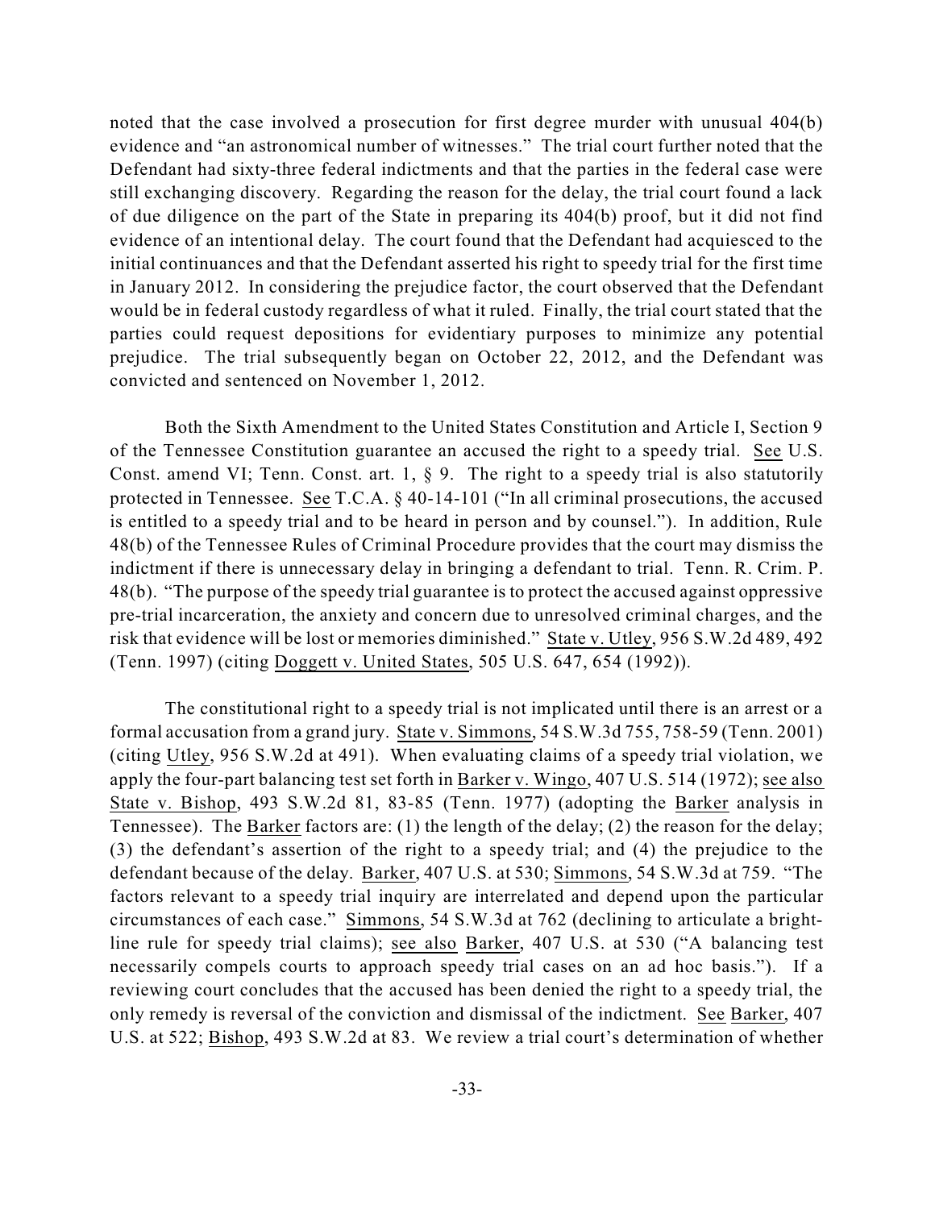noted that the case involved a prosecution for first degree murder with unusual 404(b) evidence and "an astronomical number of witnesses." The trial court further noted that the Defendant had sixty-three federal indictments and that the parties in the federal case were still exchanging discovery. Regarding the reason for the delay, the trial court found a lack of due diligence on the part of the State in preparing its 404(b) proof, but it did not find evidence of an intentional delay. The court found that the Defendant had acquiesced to the initial continuances and that the Defendant asserted his right to speedy trial for the first time in January 2012. In considering the prejudice factor, the court observed that the Defendant would be in federal custody regardless of what it ruled. Finally, the trial court stated that the parties could request depositions for evidentiary purposes to minimize any potential prejudice. The trial subsequently began on October 22, 2012, and the Defendant was convicted and sentenced on November 1, 2012.

Both the Sixth Amendment to the United States Constitution and Article I, Section 9 of the Tennessee Constitution guarantee an accused the right to a speedy trial. See U.S. Const. amend VI; Tenn. Const. art. 1, § 9. The right to a speedy trial is also statutorily protected in Tennessee. See T.C.A. § 40-14-101 ("In all criminal prosecutions, the accused is entitled to a speedy trial and to be heard in person and by counsel."). In addition, Rule 48(b) of the Tennessee Rules of Criminal Procedure provides that the court may dismiss the indictment if there is unnecessary delay in bringing a defendant to trial. Tenn. R. Crim. P. 48(b). "The purpose of the speedy trial guarantee is to protect the accused against oppressive pre-trial incarceration, the anxiety and concern due to unresolved criminal charges, and the risk that evidence will be lost or memories diminished." State v. Utley, 956 S.W.2d 489, 492 (Tenn. 1997) (citing Doggett v. United States, 505 U.S. 647, 654 (1992)).

The constitutional right to a speedy trial is not implicated until there is an arrest or a formal accusation from a grand jury. State v. Simmons, 54 S.W.3d 755, 758-59 (Tenn. 2001) (citing Utley, 956 S.W.2d at 491). When evaluating claims of a speedy trial violation, we apply the four-part balancing test set forth in Barker v. Wingo, 407 U.S. 514 (1972); see also State v. Bishop, 493 S.W.2d 81, 83-85 (Tenn. 1977) (adopting the Barker analysis in Tennessee). The Barker factors are: (1) the length of the delay; (2) the reason for the delay; (3) the defendant's assertion of the right to a speedy trial; and (4) the prejudice to the defendant because of the delay. Barker, 407 U.S. at 530; Simmons, 54 S.W.3d at 759. "The factors relevant to a speedy trial inquiry are interrelated and depend upon the particular circumstances of each case." Simmons, 54 S.W.3d at 762 (declining to articulate a bright-line rule for speedy trial claims); see also Barker, 407 U.S. at 530 ("A balancing test necessarily compels courts to approach speedy trial cases on an ad hoc basis."). If a reviewing court concludes that the accused has been denied the right to a speedy trial, the only remedy is reversal of the conviction and dismissal of the indictment. See Barker, 407 U.S. at 522; Bishop, 493 S.W.2d at 83. We review a trial court's determination of whether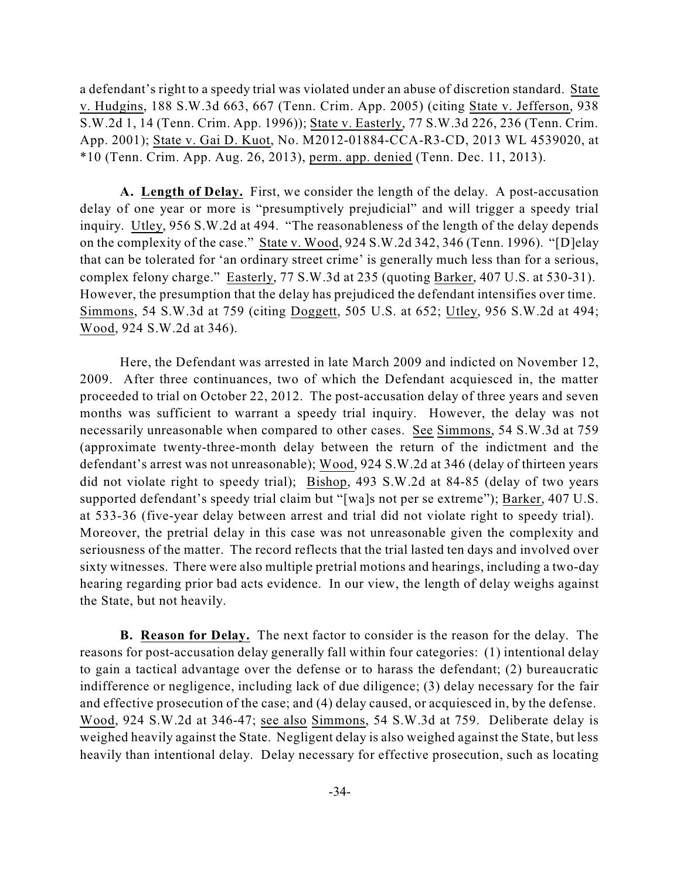a defendant's right to a speedy trial was violated under an abuse of discretion standard. State v. Hudgins, 188 S.W.3d 663, 667 (Tenn. Crim. App. 2005) (citing State v. Jefferson, 938 S.W.2d 1, 14 (Tenn. Crim. App. 1996)); State v. Easterly, 77 S.W.3d 226, 236 (Tenn. Crim. App. 2001); State v. Gai D. Kuot, No. M2012-01884-CCA-R3-CD, 2013 WL 4539020, at *10 (Tenn. Crim. App. Aug. 26, 2013), perm. app. denied (Tenn. Dec. 11, 2013).

**A. Length of Delay.** First, we consider the length of the delay. A post-accusation delay of one year or more is "presumptively prejudicial" and will trigger a speedy trial inquiry. Utley, 956 S.W.2d at 494. "The reasonableness of the length of the delay depends on the complexity of the case." State v. Wood, 924 S.W.2d 342, 346 (Tenn. 1996). "[D]elay that can be tolerated for 'an ordinary street crime' is generally much less than for a serious, complex felony charge." Easterly, 77 S.W.3d at 235 (quoting Barker, 407 U.S. at 530-31). However, the presumption that the delay has prejudiced the defendant intensifies over time. Simmons, 54 S.W.3d at 759 (citing Doggett, 505 U.S. at 652; Utley, 956 S.W.2d at 494; Wood, 924 S.W.2d at 346).

Here, the Defendant was arrested in late March 2009 and indicted on November 12, 2009. After three continuances, two of which the Defendant acquiesced in, the matter proceeded to trial on October 22, 2012. The post-accusation delay of three years and seven months was sufficient to warrant a speedy trial inquiry. However, the delay was not necessarily unreasonable when compared to other cases. See Simmons, 54 S.W.3d at 759 (approximate twenty-three-month delay between the return of the indictment and the defendant's arrest was not unreasonable); Wood, 924 S.W.2d at 346 (delay of thirteen years did not violate right to speedy trial); Bishop, 493 S.W.2d at 84-85 (delay of two years supported defendant's speedy trial claim but "[wa]s not per se extreme"); Barker, 407 U.S. at 533-36 (five-year delay between arrest and trial did not violate right to speedy trial). Moreover, the pretrial delay in this case was not unreasonable given the complexity and seriousness of the matter. The record reflects that the trial lasted ten days and involved over sixty witnesses. There were also multiple pretrial motions and hearings, including a two-day hearing regarding prior bad acts evidence. In our view, the length of delay weighs against the State, but not heavily.

**B. Reason for Delay.** The next factor to consider is the reason for the delay. The reasons for post-accusation delay generally fall within four categories: (1) intentional delay to gain a tactical advantage over the defense or to harass the defendant; (2) bureaucratic indifference or negligence, including lack of due diligence; (3) delay necessary for the fair and effective prosecution of the case; and (4) delay caused, or acquiesced in, by the defense. Wood, 924 S.W.2d at 346-47; see also Simmons, 54 S.W.3d at 759. Deliberate delay is weighed heavily against the State. Negligent delay is also weighed against the State, but less heavily than intentional delay. Delay necessary for effective prosecution, such as locating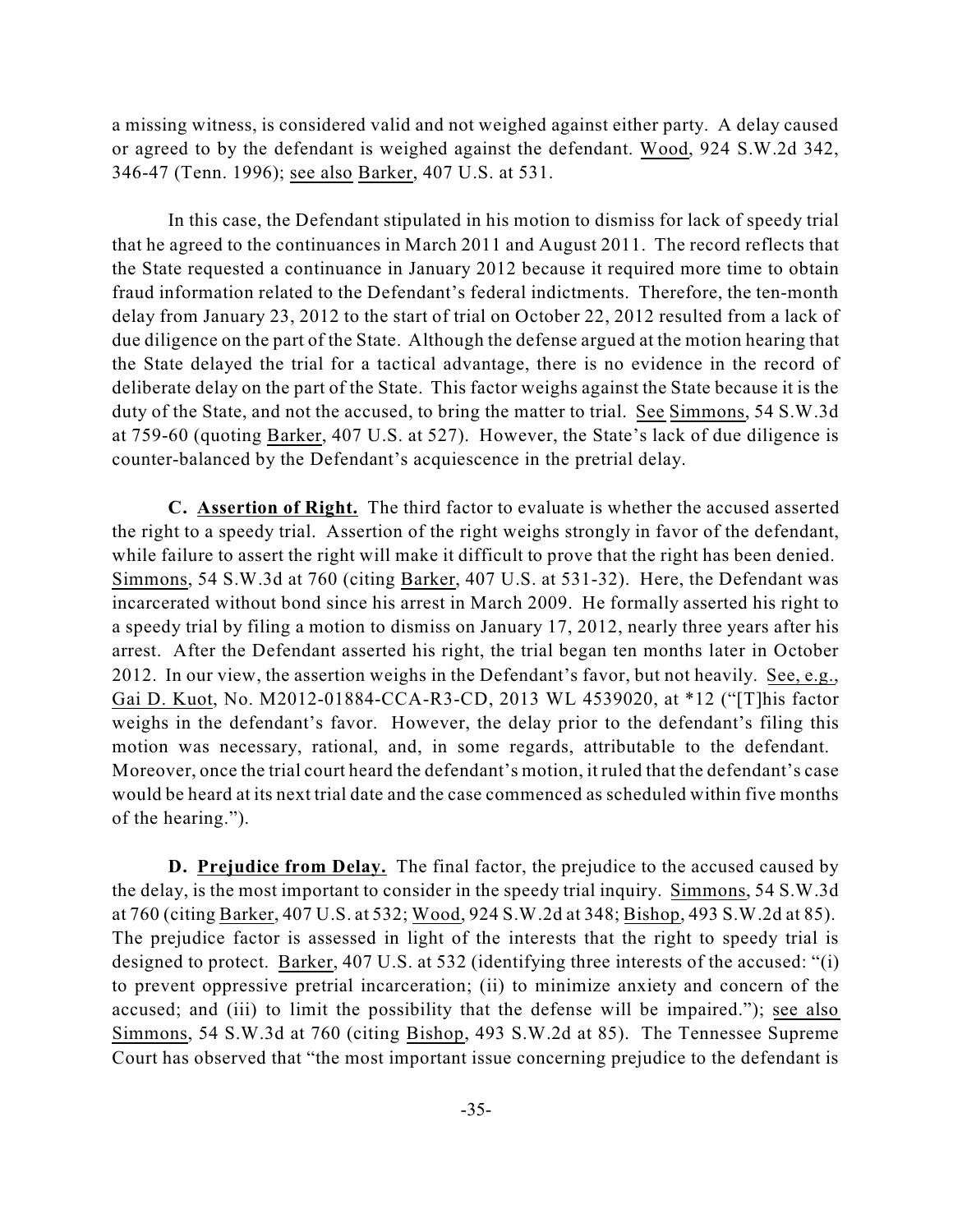a missing witness, is considered valid and not weighed against either party. A delay caused or agreed to by the defendant is weighed against the defendant. Wood, 924 S.W.2d 342, 346-47 (Tenn. 1996); see also Barker, 407 U.S. at 531.

In this case, the Defendant stipulated in his motion to dismiss for lack of speedy trial that he agreed to the continuances in March 2011 and August 2011. The record reflects that the State requested a continuance in January 2012 because it required more time to obtain fraud information related to the Defendant's federal indictments. Therefore, the ten-month delay from January 23, 2012 to the start of trial on October 22, 2012 resulted from a lack of due diligence on the part of the State. Although the defense argued at the motion hearing that the State delayed the trial for a tactical advantage, there is no evidence in the record of deliberate delay on the part of the State. This factor weighs against the State because it is the duty of the State, and not the accused, to bring the matter to trial. See Simmons, 54 S.W.3d at 759-60 (quoting Barker, 407 U.S. at 527). However, the State's lack of due diligence is counter-balanced by the Defendant's acquiescence in the pretrial delay.

**C. Assertion of Right.** The third factor to evaluate is whether the accused asserted the right to a speedy trial. Assertion of the right weighs strongly in favor of the defendant, while failure to assert the right will make it difficult to prove that the right has been denied. Simmons, 54 S.W.3d at 760 (citing Barker, 407 U.S. at 531-32). Here, the Defendant was incarcerated without bond since his arrest in March 2009. He formally asserted his right to a speedy trial by filing a motion to dismiss on January 17, 2012, nearly three years after his arrest. After the Defendant asserted his right, the trial began ten months later in October 2012. In our view, the assertion weighs in the Defendant's favor, but not heavily. See, e.g., Gai D. Kuot, No. M2012-01884-CCA-R3-CD, 2013 WL 4539020, at *12 ("[T]his factor weighs in the defendant's favor. However, the delay prior to the defendant's filing this motion was necessary, rational, and, in some regards, attributable to the defendant. Moreover, once the trial court heard the defendant's motion, it ruled that the defendant's case would be heard at its next trial date and the case commenced as scheduled within five months of the hearing.").

**D. Prejudice from Delay.** The final factor, the prejudice to the accused caused by the delay, is the most important to consider in the speedy trial inquiry. Simmons, 54 S.W.3d at 760 (citing Barker, 407 U.S. at 532; Wood, 924 S.W.2d at 348; Bishop, 493 S.W.2d at 85). The prejudice factor is assessed in light of the interests that the right to speedy trial is designed to protect. Barker, 407 U.S. at 532 (identifying three interests of the accused: "(i) to prevent oppressive pretrial incarceration; (ii) to minimize anxiety and concern of the accused; and (iii) to limit the possibility that the defense will be impaired."); see also Simmons, 54 S.W.3d at 760 (citing Bishop, 493 S.W.2d at 85). The Tennessee Supreme Court has observed that "the most important issue concerning prejudice to the defendant is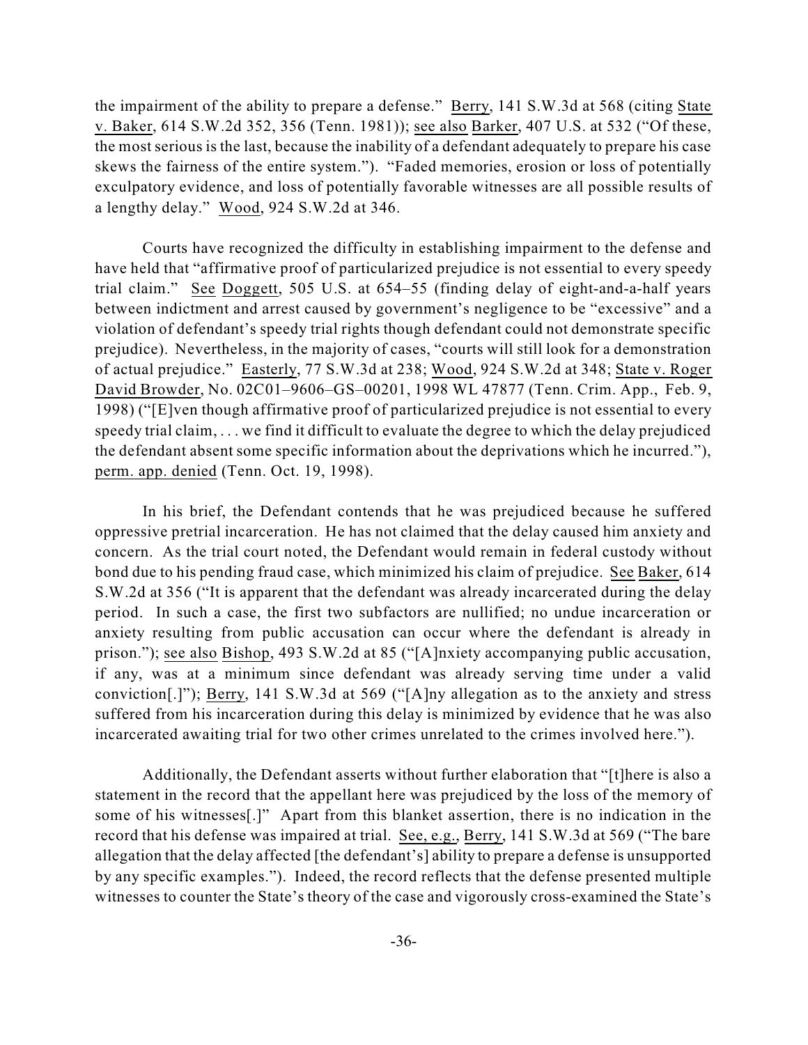the impairment of the ability to prepare a defense." Berry, 141 S.W.3d at 568 (citing State v. Baker, 614 S.W.2d 352, 356 (Tenn. 1981)); see also Barker, 407 U.S. at 532 ("Of these, the most serious is the last, because the inability of a defendant adequately to prepare his case skews the fairness of the entire system."). "Faded memories, erosion or loss of potentially exculpatory evidence, and loss of potentially favorable witnesses are all possible results of a lengthy delay." Wood, 924 S.W.2d at 346.

Courts have recognized the difficulty in establishing impairment to the defense and have held that "affirmative proof of particularized prejudice is not essential to every speedy trial claim." See Doggett, 505 U.S. at 654–55 (finding delay of eight-and-a-half years between indictment and arrest caused by government's negligence to be "excessive" and a violation of defendant's speedy trial rights though defendant could not demonstrate specific prejudice). Nevertheless, in the majority of cases, "courts will still look for a demonstration of actual prejudice." Easterly, 77 S.W.3d at 238; Wood, 924 S.W.2d at 348; State v. Roger David Browder, No. 02C01–9606–GS–00201, 1998 WL 47877 (Tenn. Crim. App., Feb. 9, 1998) ("[E]ven though affirmative proof of particularized prejudice is not essential to every speedy trial claim, . . . we find it difficult to evaluate the degree to which the delay prejudiced the defendant absent some specific information about the deprivations which he incurred."), perm. app. denied (Tenn. Oct. 19, 1998).

In his brief, the Defendant contends that he was prejudiced because he suffered oppressive pretrial incarceration. He has not claimed that the delay caused him anxiety and concern. As the trial court noted, the Defendant would remain in federal custody without bond due to his pending fraud case, which minimized his claim of prejudice. See Baker, 614 S.W.2d at 356 ("It is apparent that the defendant was already incarcerated during the delay period. In such a case, the first two subfactors are nullified; no undue incarceration or anxiety resulting from public accusation can occur where the defendant is already in prison."); see also Bishop, 493 S.W.2d at 85 ("[A]nxiety accompanying public accusation, if any, was at a minimum since defendant was already serving time under a valid conviction[.]"); Berry, 141 S.W.3d at 569 ("[A]ny allegation as to the anxiety and stress suffered from his incarceration during this delay is minimized by evidence that he was also incarcerated awaiting trial for two other crimes unrelated to the crimes involved here.").

Additionally, the Defendant asserts without further elaboration that "[t]here is also a statement in the record that the appellant here was prejudiced by the loss of the memory of some of his witnesses[.]" Apart from this blanket assertion, there is no indication in the record that his defense was impaired at trial. See, e.g., Berry, 141 S.W.3d at 569 ("The bare allegation that the delay affected [the defendant's] ability to prepare a defense is unsupported by any specific examples."). Indeed, the record reflects that the defense presented multiple witnesses to counter the State's theory of the case and vigorously cross-examined the State's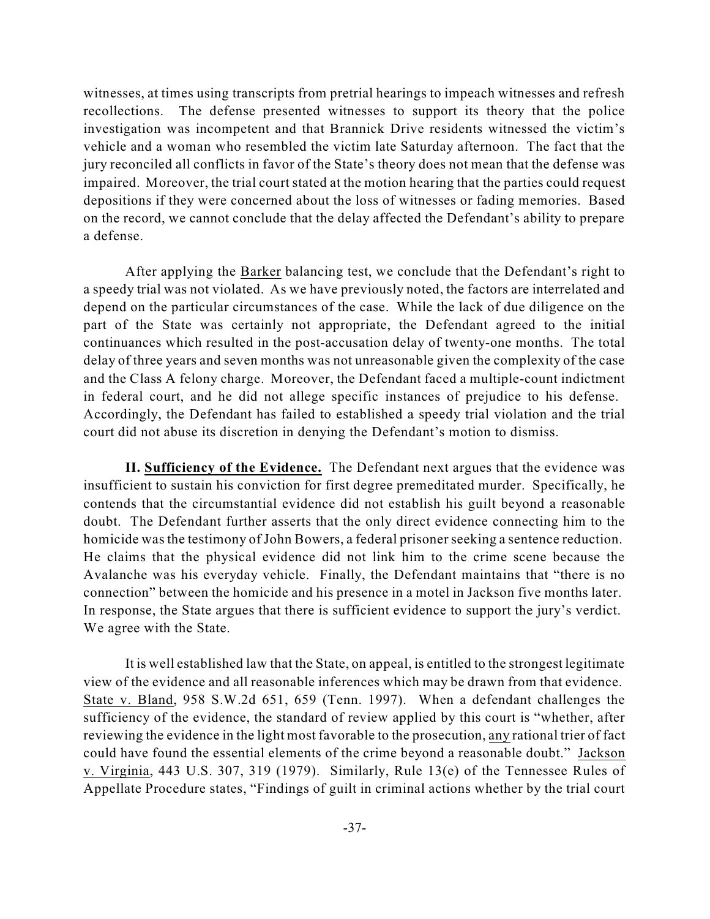witnesses, at times using transcripts from pretrial hearings to impeach witnesses and refresh recollections. The defense presented witnesses to support its theory that the police investigation was incompetent and that Brannick Drive residents witnessed the victim's vehicle and a woman who resembled the victim late Saturday afternoon. The fact that the jury reconciled all conflicts in favor of the State's theory does not mean that the defense was impaired. Moreover, the trial court stated at the motion hearing that the parties could request depositions if they were concerned about the loss of witnesses or fading memories. Based on the record, we cannot conclude that the delay affected the Defendant's ability to prepare a defense.

After applying the Barker balancing test, we conclude that the Defendant's right to a speedy trial was not violated. As we have previously noted, the factors are interrelated and depend on the particular circumstances of the case. While the lack of due diligence on the part of the State was certainly not appropriate, the Defendant agreed to the initial continuances which resulted in the post-accusation delay of twenty-one months. The total delay of three years and seven months was not unreasonable given the complexity of the case and the Class A felony charge. Moreover, the Defendant faced a multiple-count indictment in federal court, and he did not allege specific instances of prejudice to his defense. Accordingly, the Defendant has failed to established a speedy trial violation and the trial court did not abuse its discretion in denying the Defendant's motion to dismiss.

**II. Sufficiency of the Evidence.** The Defendant next argues that the evidence was insufficient to sustain his conviction for first degree premeditated murder. Specifically, he contends that the circumstantial evidence did not establish his guilt beyond a reasonable doubt. The Defendant further asserts that the only direct evidence connecting him to the homicide was the testimony of John Bowers, a federal prisoner seeking a sentence reduction. He claims that the physical evidence did not link him to the crime scene because the Avalanche was his everyday vehicle. Finally, the Defendant maintains that "there is no connection" between the homicide and his presence in a motel in Jackson five months later. In response, the State argues that there is sufficient evidence to support the jury's verdict. We agree with the State.

It is well established law that the State, on appeal, is entitled to the strongest legitimate view of the evidence and all reasonable inferences which may be drawn from that evidence. State v. Bland, 958 S.W.2d 651, 659 (Tenn. 1997). When a defendant challenges the sufficiency of the evidence, the standard of review applied by this court is "whether, after reviewing the evidence in the light most favorable to the prosecution, any rational trier of fact could have found the essential elements of the crime beyond a reasonable doubt." Jackson v. Virginia, 443 U.S. 307, 319 (1979). Similarly, Rule 13(e) of the Tennessee Rules of Appellate Procedure states, "Findings of guilt in criminal actions whether by the trial court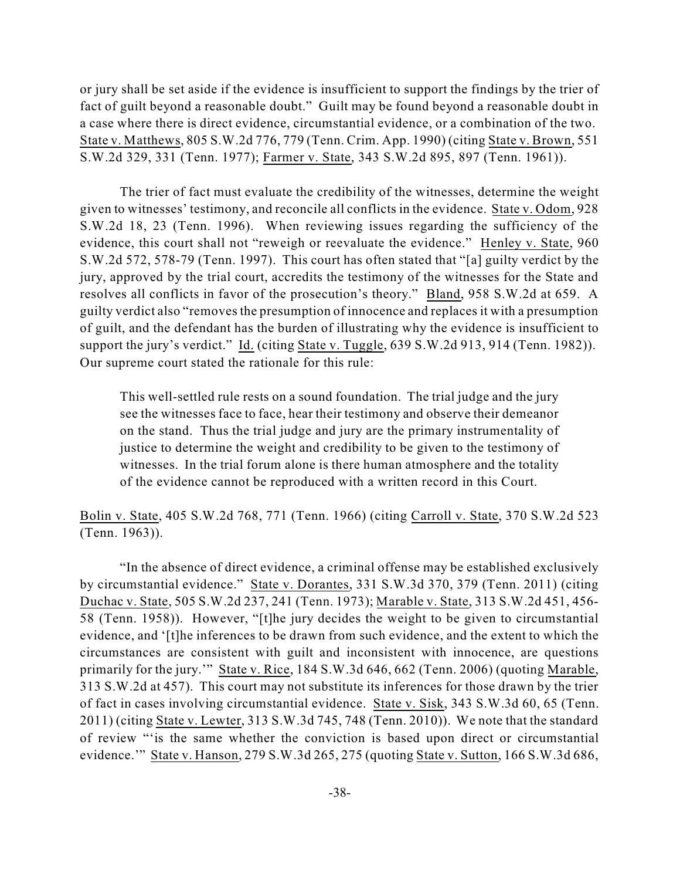or jury shall be set aside if the evidence is insufficient to support the findings by the trier of fact of guilt beyond a reasonable doubt." Guilt may be found beyond a reasonable doubt in a case where there is direct evidence, circumstantial evidence, or a combination of the two. State v. Matthews, 805 S.W.2d 776, 779 (Tenn. Crim. App. 1990) (citing State v. Brown, 551 S.W.2d 329, 331 (Tenn. 1977); Farmer v. State, 343 S.W.2d 895, 897 (Tenn. 1961)).

The trier of fact must evaluate the credibility of the witnesses, determine the weight given to witnesses' testimony, and reconcile all conflicts in the evidence. State v. Odom, 928 S.W.2d 18, 23 (Tenn. 1996). When reviewing issues regarding the sufficiency of the evidence, this court shall not "reweigh or reevaluate the evidence." Henley v. State, 960 S.W.2d 572, 578-79 (Tenn. 1997). This court has often stated that "[a] guilty verdict by the jury, approved by the trial court, accredits the testimony of the witnesses for the State and resolves all conflicts in favor of the prosecution's theory." Bland, 958 S.W.2d at 659. A guilty verdict also "removes the presumption of innocence and replaces it with a presumption of guilt, and the defendant has the burden of illustrating why the evidence is insufficient to support the jury's verdict." Id. (citing State v. Tuggle, 639 S.W.2d 913, 914 (Tenn. 1982)). Our supreme court stated the rationale for this rule:

> This well-settled rule rests on a sound foundation. The trial judge and the jury see the witnesses face to face, hear their testimony and observe their demeanor on the stand. Thus the trial judge and jury are the primary instrumentality of justice to determine the weight and credibility to be given to the testimony of witnesses. In the trial forum alone is there human atmosphere and the totality of the evidence cannot be reproduced with a written record in this Court.

Bolin v. State, 405 S.W.2d 768, 771 (Tenn. 1966) (citing Carroll v. State, 370 S.W.2d 523 (Tenn. 1963)).

"In the absence of direct evidence, a criminal offense may be established exclusively by circumstantial evidence." State v. Dorantes, 331 S.W.3d 370, 379 (Tenn. 2011) (citing Duchac v. State, 505 S.W.2d 237, 241 (Tenn. 1973); Marable v. State, 313 S.W.2d 451, 456-58 (Tenn. 1958)). However, "[t]he jury decides the weight to be given to circumstantial evidence, and '[t]he inferences to be drawn from such evidence, and the extent to which the circumstances are consistent with guilt and inconsistent with innocence, are questions primarily for the jury.'" State v. Rice, 184 S.W.3d 646, 662 (Tenn. 2006) (quoting Marable, 313 S.W.2d at 457). This court may not substitute its inferences for those drawn by the trier of fact in cases involving circumstantial evidence. State v. Sisk, 343 S.W.3d 60, 65 (Tenn. 2011) (citing State v. Lewter, 313 S.W.3d 745, 748 (Tenn. 2010)). We note that the standard of review "'is the same whether the conviction is based upon direct or circumstantial evidence.'" State v. Hanson, 279 S.W.3d 265, 275 (quoting State v. Sutton, 166 S.W.3d 686,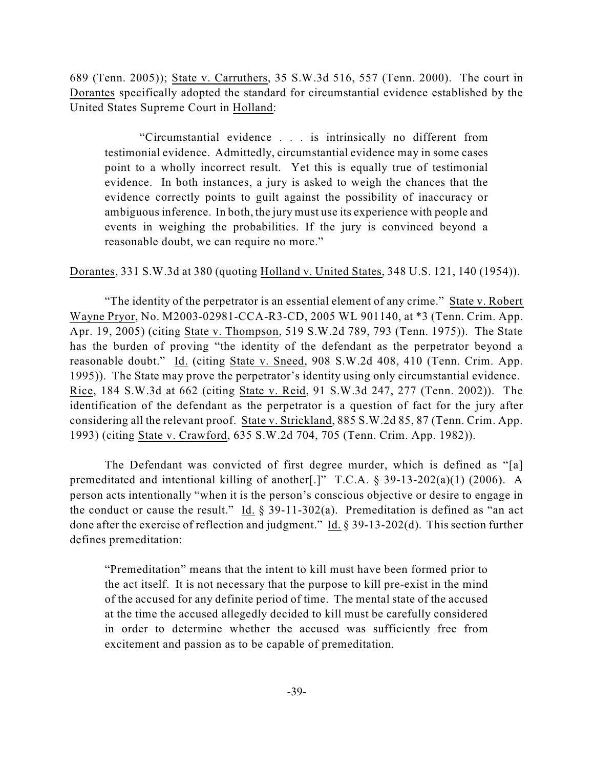689 (Tenn. 2005)); State v. Carruthers, 35 S.W.3d 516, 557 (Tenn. 2000). The court in Dorantes specifically adopted the standard for circumstantial evidence established by the United States Supreme Court in Holland:

> "Circumstantial evidence . . . is intrinsically no different from testimonial evidence. Admittedly, circumstantial evidence may in some cases point to a wholly incorrect result. Yet this is equally true of testimonial evidence. In both instances, a jury is asked to weigh the chances that the evidence correctly points to guilt against the possibility of inaccuracy or ambiguous inference. In both, the jury must use its experience with people and events in weighing the probabilities. If the jury is convinced beyond a reasonable doubt, we can require no more."

Dorantes, 331 S.W.3d at 380 (quoting Holland v. United States, 348 U.S. 121, 140 (1954)).

"The identity of the perpetrator is an essential element of any crime." State v. Robert Wayne Pryor, No. M2003-02981-CCA-R3-CD, 2005 WL 901140, at *3 (Tenn. Crim. App. Apr. 19, 2005) (citing State v. Thompson, 519 S.W.2d 789, 793 (Tenn. 1975)). The State has the burden of proving "the identity of the defendant as the perpetrator beyond a reasonable doubt." Id. (citing State v. Sneed, 908 S.W.2d 408, 410 (Tenn. Crim. App. 1995)). The State may prove the perpetrator's identity using only circumstantial evidence. Rice, 184 S.W.3d at 662 (citing State v. Reid, 91 S.W.3d 247, 277 (Tenn. 2002)). The identification of the defendant as the perpetrator is a question of fact for the jury after considering all the relevant proof. State v. Strickland, 885 S.W.2d 85, 87 (Tenn. Crim. App. 1993) (citing State v. Crawford, 635 S.W.2d 704, 705 (Tenn. Crim. App. 1982)).

The Defendant was convicted of first degree murder, which is defined as "[a] premeditated and intentional killing of another[.]" T.C.A. § 39-13-202(a)(1) (2006). A person acts intentionally "when it is the person's conscious objective or desire to engage in the conduct or cause the result." Id. § 39-11-302(a). Premeditation is defined as "an act done after the exercise of reflection and judgment." Id. § 39-13-202(d). This section further defines premeditation:

> "Premeditation" means that the intent to kill must have been formed prior to the act itself. It is not necessary that the purpose to kill pre-exist in the mind of the accused for any definite period of time. The mental state of the accused at the time the accused allegedly decided to kill must be carefully considered in order to determine whether the accused was sufficiently free from excitement and passion as to be capable of premeditation.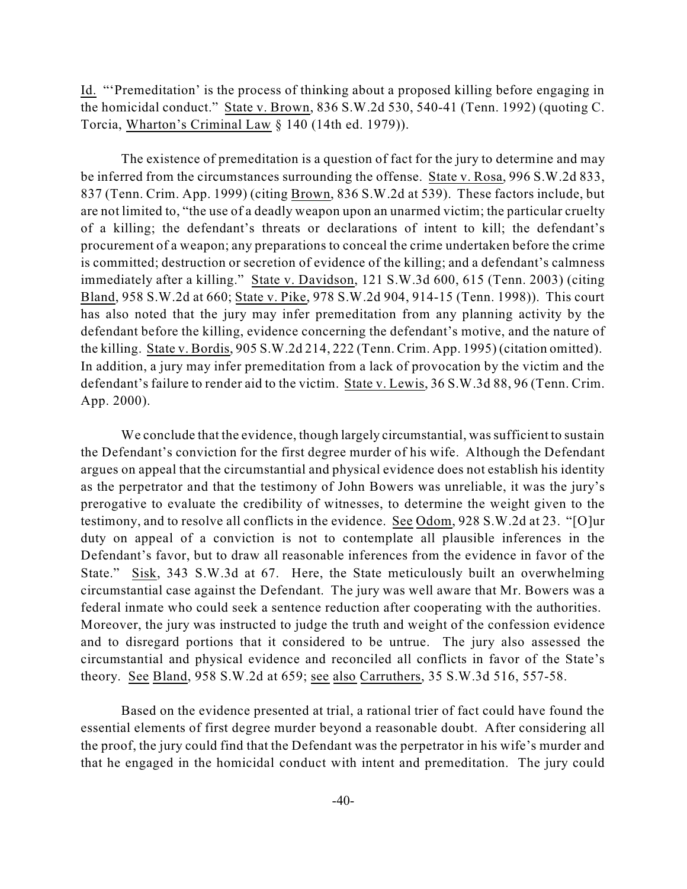Id. "'Premeditation' is the process of thinking about a proposed killing before engaging in the homicidal conduct." State v. Brown, 836 S.W.2d 530, 540-41 (Tenn. 1992) (quoting C. Torcia, Wharton's Criminal Law § 140 (14th ed. 1979)).

The existence of premeditation is a question of fact for the jury to determine and may be inferred from the circumstances surrounding the offense. State v. Rosa, 996 S.W.2d 833, 837 (Tenn. Crim. App. 1999) (citing Brown, 836 S.W.2d at 539). These factors include, but are not limited to, "the use of a deadly weapon upon an unarmed victim; the particular cruelty of a killing; the defendant's threats or declarations of intent to kill; the defendant's procurement of a weapon; any preparations to conceal the crime undertaken before the crime is committed; destruction or secretion of evidence of the killing; and a defendant's calmness immediately after a killing." State v. Davidson, 121 S.W.3d 600, 615 (Tenn. 2003) (citing Bland, 958 S.W.2d at 660; State v. Pike, 978 S.W.2d 904, 914-15 (Tenn. 1998)). This court has also noted that the jury may infer premeditation from any planning activity by the defendant before the killing, evidence concerning the defendant's motive, and the nature of the killing. State v. Bordis, 905 S.W.2d 214, 222 (Tenn. Crim. App. 1995) (citation omitted). In addition, a jury may infer premeditation from a lack of provocation by the victim and the defendant's failure to render aid to the victim. State v. Lewis, 36 S.W.3d 88, 96 (Tenn. Crim. App. 2000).

We conclude that the evidence, though largely circumstantial, was sufficient to sustain the Defendant's conviction for the first degree murder of his wife. Although the Defendant argues on appeal that the circumstantial and physical evidence does not establish his identity as the perpetrator and that the testimony of John Bowers was unreliable, it was the jury's prerogative to evaluate the credibility of witnesses, to determine the weight given to the testimony, and to resolve all conflicts in the evidence. See Odom, 928 S.W.2d at 23. "[O]ur duty on appeal of a conviction is not to contemplate all plausible inferences in the Defendant's favor, but to draw all reasonable inferences from the evidence in favor of the State." Sisk, 343 S.W.3d at 67. Here, the State meticulously built an overwhelming circumstantial case against the Defendant. The jury was well aware that Mr. Bowers was a federal inmate who could seek a sentence reduction after cooperating with the authorities. Moreover, the jury was instructed to judge the truth and weight of the confession evidence and to disregard portions that it considered to be untrue. The jury also assessed the circumstantial and physical evidence and reconciled all conflicts in favor of the State's theory. See Bland, 958 S.W.2d at 659; see also Carruthers, 35 S.W.3d 516, 557-58.

Based on the evidence presented at trial, a rational trier of fact could have found the essential elements of first degree murder beyond a reasonable doubt. After considering all the proof, the jury could find that the Defendant was the perpetrator in his wife's murder and that he engaged in the homicidal conduct with intent and premeditation. The jury could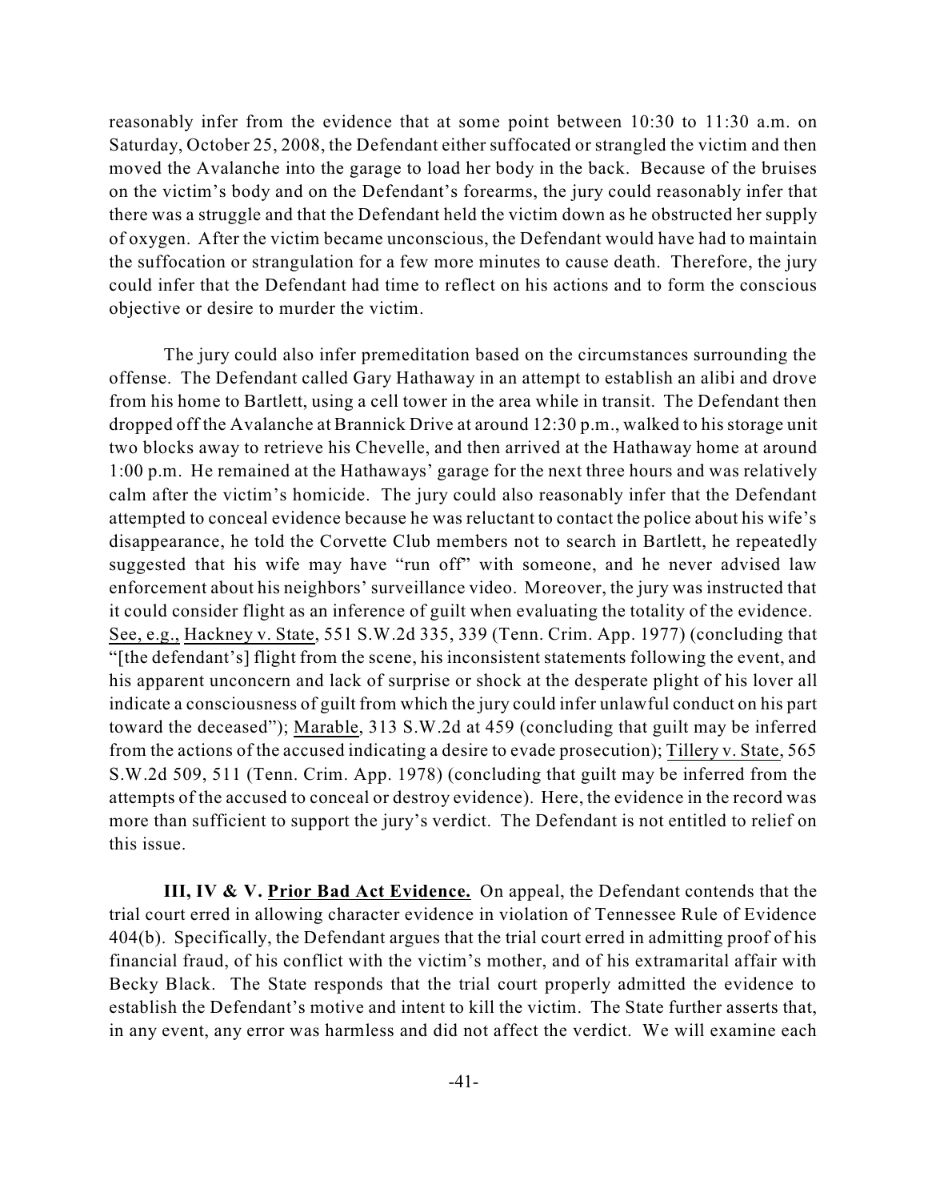reasonably infer from the evidence that at some point between 10:30 to 11:30 a.m. on Saturday, October 25, 2008, the Defendant either suffocated or strangled the victim and then moved the Avalanche into the garage to load her body in the back. Because of the bruises on the victim's body and on the Defendant's forearms, the jury could reasonably infer that there was a struggle and that the Defendant held the victim down as he obstructed her supply of oxygen. After the victim became unconscious, the Defendant would have had to maintain the suffocation or strangulation for a few more minutes to cause death. Therefore, the jury could infer that the Defendant had time to reflect on his actions and to form the conscious objective or desire to murder the victim.

The jury could also infer premeditation based on the circumstances surrounding the offense. The Defendant called Gary Hathaway in an attempt to establish an alibi and drove from his home to Bartlett, using a cell tower in the area while in transit. The Defendant then dropped off the Avalanche at Brannick Drive at around 12:30 p.m., walked to his storage unit two blocks away to retrieve his Chevelle, and then arrived at the Hathaway home at around 1:00 p.m. He remained at the Hathaways' garage for the next three hours and was relatively calm after the victim's homicide. The jury could also reasonably infer that the Defendant attempted to conceal evidence because he was reluctant to contact the police about his wife's disappearance, he told the Corvette Club members not to search in Bartlett, he repeatedly suggested that his wife may have "run off" with someone, and he never advised law enforcement about his neighbors' surveillance video. Moreover, the jury was instructed that it could consider flight as an inference of guilt when evaluating the totality of the evidence. See, e.g., Hackney v. State, 551 S.W.2d 335, 339 (Tenn. Crim. App. 1977) (concluding that "[the defendant's] flight from the scene, his inconsistent statements following the event, and his apparent unconcern and lack of surprise or shock at the desperate plight of his lover all indicate a consciousness of guilt from which the jury could infer unlawful conduct on his part toward the deceased"); Marable, 313 S.W.2d at 459 (concluding that guilt may be inferred from the actions of the accused indicating a desire to evade prosecution); Tillery v. State, 565 S.W.2d 509, 511 (Tenn. Crim. App. 1978) (concluding that guilt may be inferred from the attempts of the accused to conceal or destroy evidence). Here, the evidence in the record was more than sufficient to support the jury's verdict. The Defendant is not entitled to relief on this issue.

**III, IV & V. Prior Bad Act Evidence.** On appeal, the Defendant contends that the trial court erred in allowing character evidence in violation of Tennessee Rule of Evidence 404(b). Specifically, the Defendant argues that the trial court erred in admitting proof of his financial fraud, of his conflict with the victim's mother, and of his extramarital affair with Becky Black. The State responds that the trial court properly admitted the evidence to establish the Defendant's motive and intent to kill the victim. The State further asserts that, in any event, any error was harmless and did not affect the verdict. We will examine each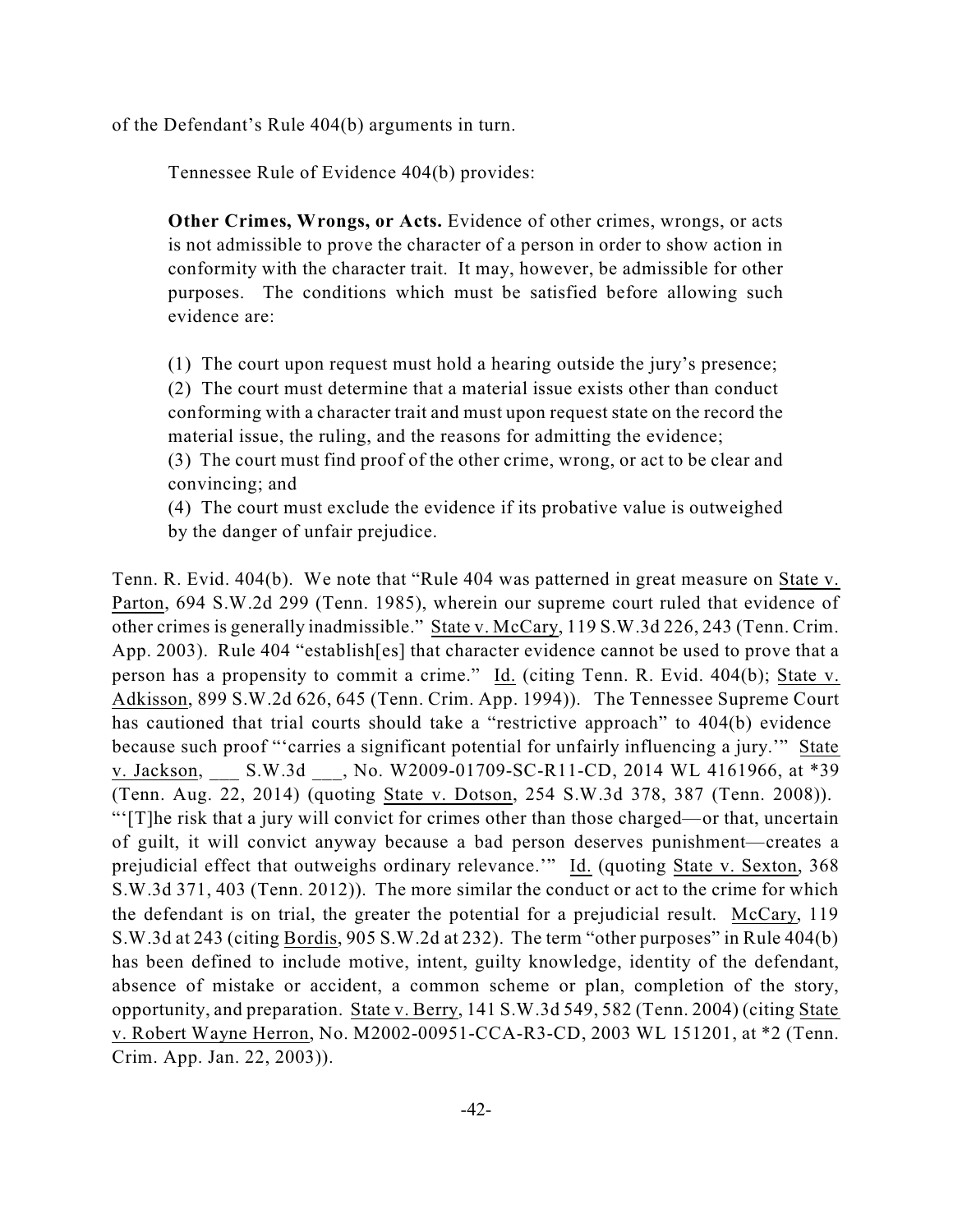of the Defendant's Rule 404(b) arguments in turn.

Tennessee Rule of Evidence 404(b) provides:

> **Other Crimes, Wrongs, or Acts.** Evidence of other crimes, wrongs, or acts is not admissible to prove the character of a person in order to show action in conformity with the character trait. It may, however, be admissible for other purposes. The conditions which must be satisfied before allowing such evidence are:
>
> (1) The court upon request must hold a hearing outside the jury's presence;
> (2) The court must determine that a material issue exists other than conduct conforming with a character trait and must upon request state on the record the material issue, the ruling, and the reasons for admitting the evidence;
> (3) The court must find proof of the other crime, wrong, or act to be clear and convincing; and
> (4) The court must exclude the evidence if its probative value is outweighed by the danger of unfair prejudice.

Tenn. R. Evid. 404(b). We note that "Rule 404 was patterned in great measure on State v. Parton, 694 S.W.2d 299 (Tenn. 1985), wherein our supreme court ruled that evidence of other crimes is generally inadmissible." State v. McCary, 119 S.W.3d 226, 243 (Tenn. Crim. App. 2003). Rule 404 "establish[es] that character evidence cannot be used to prove that a person has a propensity to commit a crime." Id. (citing Tenn. R. Evid. 404(b); State v. Adkisson, 899 S.W.2d 626, 645 (Tenn. Crim. App. 1994)). The Tennessee Supreme Court has cautioned that trial courts should take a "restrictive approach" to 404(b) evidence because such proof "'carries a significant potential for unfairly influencing a jury.'" State v. Jackson, ___ S.W.3d ___, No. W2009-01709-SC-R11-CD, 2014 WL 4161966, at *39 (Tenn. Aug. 22, 2014) (quoting State v. Dotson, 254 S.W.3d 378, 387 (Tenn. 2008)). "'[T]he risk that a jury will convict for crimes other than those charged—or that, uncertain of guilt, it will convict anyway because a bad person deserves punishment—creates a prejudicial effect that outweighs ordinary relevance.'" Id. (quoting State v. Sexton, 368 S.W.3d 371, 403 (Tenn. 2012)). The more similar the conduct or act to the crime for which the defendant is on trial, the greater the potential for a prejudicial result. McCary, 119 S.W.3d at 243 (citing Bordis, 905 S.W.2d at 232). The term "other purposes" in Rule 404(b) has been defined to include motive, intent, guilty knowledge, identity of the defendant, absence of mistake or accident, a common scheme or plan, completion of the story, opportunity, and preparation. State v. Berry, 141 S.W.3d 549, 582 (Tenn. 2004) (citing State v. Robert Wayne Herron, No. M2002-00951-CCA-R3-CD, 2003 WL 151201, at *2 (Tenn. Crim. App. Jan. 22, 2003)).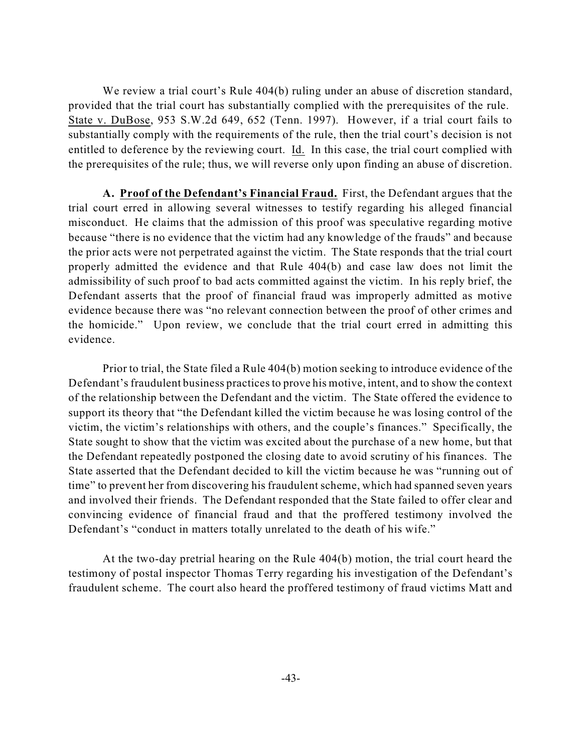We review a trial court's Rule 404(b) ruling under an abuse of discretion standard, provided that the trial court has substantially complied with the prerequisites of the rule. State v. DuBose, 953 S.W.2d 649, 652 (Tenn. 1997). However, if a trial court fails to substantially comply with the requirements of the rule, then the trial court's decision is not entitled to deference by the reviewing court. Id. In this case, the trial court complied with the prerequisites of the rule; thus, we will reverse only upon finding an abuse of discretion.

**A. Proof of the Defendant's Financial Fraud.** First, the Defendant argues that the trial court erred in allowing several witnesses to testify regarding his alleged financial misconduct. He claims that the admission of this proof was speculative regarding motive because "there is no evidence that the victim had any knowledge of the frauds" and because the prior acts were not perpetrated against the victim. The State responds that the trial court properly admitted the evidence and that Rule 404(b) and case law does not limit the admissibility of such proof to bad acts committed against the victim. In his reply brief, the Defendant asserts that the proof of financial fraud was improperly admitted as motive evidence because there was "no relevant connection between the proof of other crimes and the homicide." Upon review, we conclude that the trial court erred in admitting this evidence.

Prior to trial, the State filed a Rule 404(b) motion seeking to introduce evidence of the Defendant's fraudulent business practices to prove his motive, intent, and to show the context of the relationship between the Defendant and the victim. The State offered the evidence to support its theory that "the Defendant killed the victim because he was losing control of the victim, the victim's relationships with others, and the couple's finances." Specifically, the State sought to show that the victim was excited about the purchase of a new home, but that the Defendant repeatedly postponed the closing date to avoid scrutiny of his finances. The State asserted that the Defendant decided to kill the victim because he was "running out of time" to prevent her from discovering his fraudulent scheme, which had spanned seven years and involved their friends. The Defendant responded that the State failed to offer clear and convincing evidence of financial fraud and that the proffered testimony involved the Defendant's "conduct in matters totally unrelated to the death of his wife."

At the two-day pretrial hearing on the Rule 404(b) motion, the trial court heard the testimony of postal inspector Thomas Terry regarding his investigation of the Defendant's fraudulent scheme. The court also heard the proffered testimony of fraud victims Matt and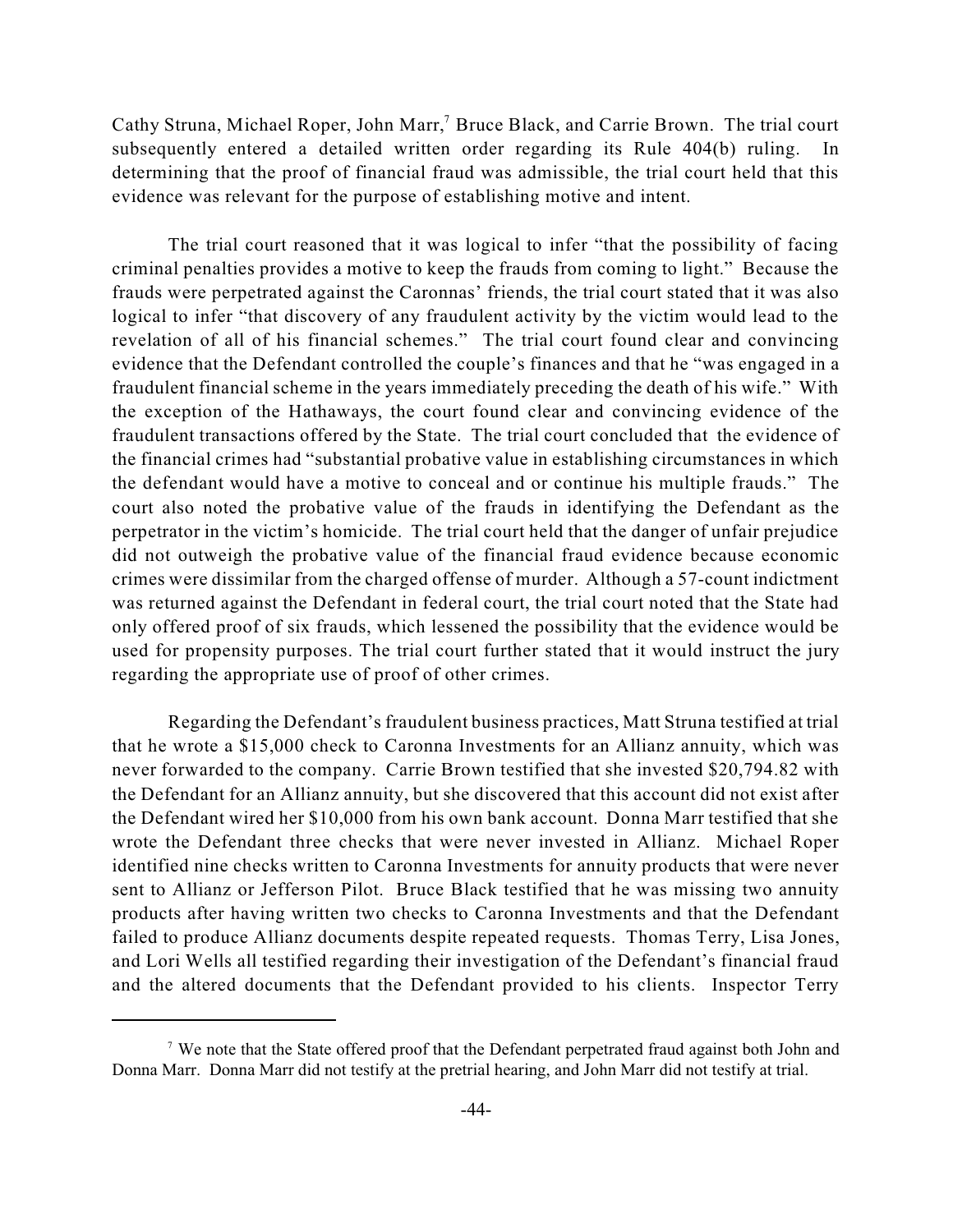Cathy Struna, Michael Roper, John Marr,[7] Bruce Black, and Carrie Brown. The trial court subsequently entered a detailed written order regarding its Rule 404(b) ruling. In determining that the proof of financial fraud was admissible, the trial court held that this evidence was relevant for the purpose of establishing motive and intent.

The trial court reasoned that it was logical to infer "that the possibility of facing criminal penalties provides a motive to keep the frauds from coming to light." Because the frauds were perpetrated against the Caronnas' friends, the trial court stated that it was also logical to infer "that discovery of any fraudulent activity by the victim would lead to the revelation of all of his financial schemes." The trial court found clear and convincing evidence that the Defendant controlled the couple's finances and that he "was engaged in a fraudulent financial scheme in the years immediately preceding the death of his wife." With the exception of the Hathaways, the court found clear and convincing evidence of the fraudulent transactions offered by the State. The trial court concluded that the evidence of the financial crimes had "substantial probative value in establishing circumstances in which the defendant would have a motive to conceal and or continue his multiple frauds." The court also noted the probative value of the frauds in identifying the Defendant as the perpetrator in the victim's homicide. The trial court held that the danger of unfair prejudice did not outweigh the probative value of the financial fraud evidence because economic crimes were dissimilar from the charged offense of murder. Although a 57-count indictment was returned against the Defendant in federal court, the trial court noted that the State had only offered proof of six frauds, which lessened the possibility that the evidence would be used for propensity purposes. The trial court further stated that it would instruct the jury regarding the appropriate use of proof of other crimes.

Regarding the Defendant's fraudulent business practices, Matt Struna testified at trial that he wrote a $15,000 check to Caronna Investments for an Allianz annuity, which was never forwarded to the company. Carrie Brown testified that she invested $20,794.82 with the Defendant for an Allianz annuity, but she discovered that this account did not exist after the Defendant wired her $10,000 from his own bank account. Donna Marr testified that she wrote the Defendant three checks that were never invested in Allianz. Michael Roper identified nine checks written to Caronna Investments for annuity products that were never sent to Allianz or Jefferson Pilot. Bruce Black testified that he was missing two annuity products after having written two checks to Caronna Investments and that the Defendant failed to produce Allianz documents despite repeated requests. Thomas Terry, Lisa Jones, and Lori Wells all testified regarding their investigation of the Defendant's financial fraud and the altered documents that the Defendant provided to his clients. Inspector Terry

[7] We note that the State offered proof that the Defendant perpetrated fraud against both John and Donna Marr. Donna Marr did not testify at the pretrial hearing, and John Marr did not testify at trial.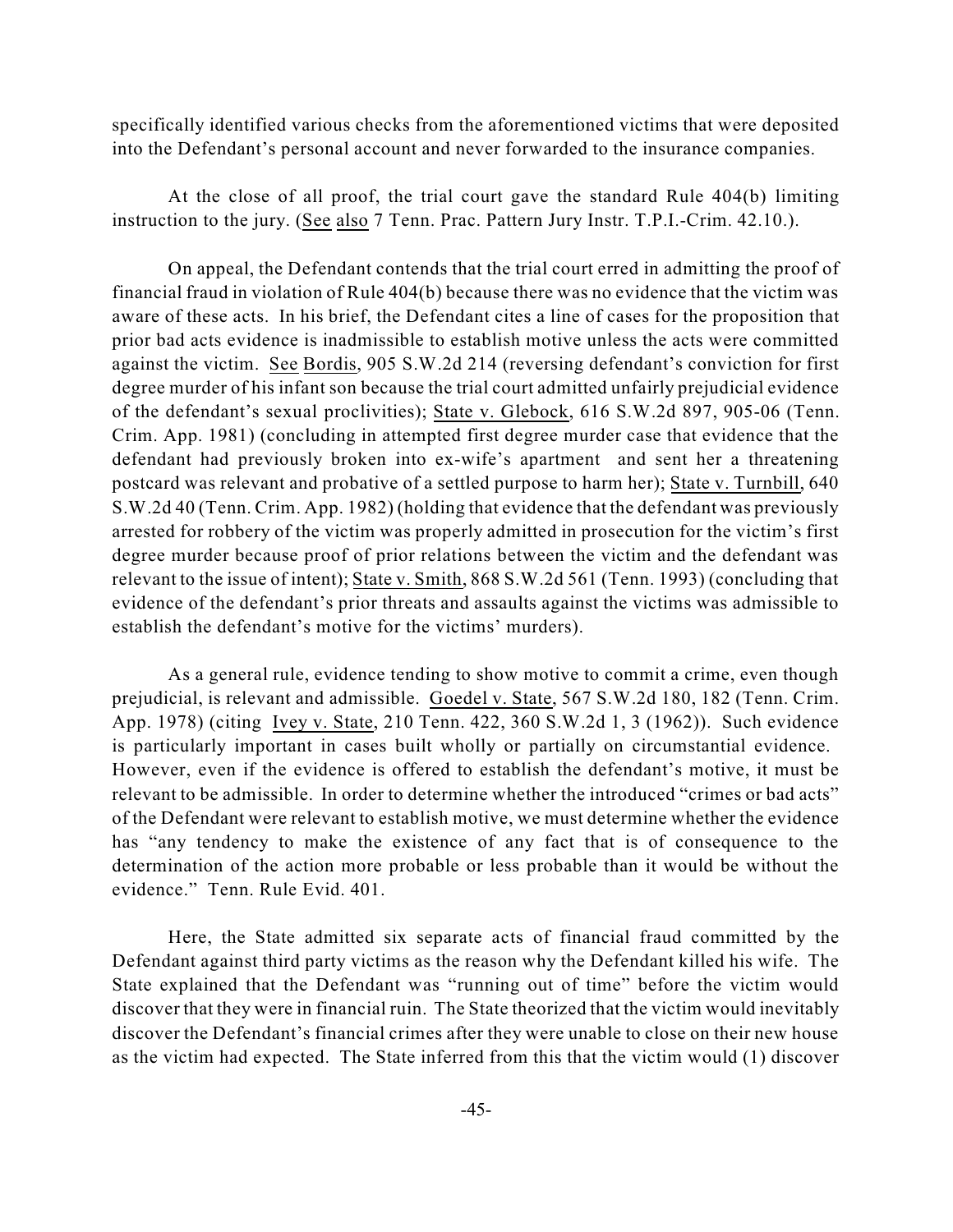specifically identified various checks from the aforementioned victims that were deposited into the Defendant's personal account and never forwarded to the insurance companies.

At the close of all proof, the trial court gave the standard Rule 404(b) limiting instruction to the jury. (See also 7 Tenn. Prac. Pattern Jury Instr. T.P.I.-Crim. 42.10.).

On appeal, the Defendant contends that the trial court erred in admitting the proof of financial fraud in violation of Rule 404(b) because there was no evidence that the victim was aware of these acts. In his brief, the Defendant cites a line of cases for the proposition that prior bad acts evidence is inadmissible to establish motive unless the acts were committed against the victim. See Bordis, 905 S.W.2d 214 (reversing defendant's conviction for first degree murder of his infant son because the trial court admitted unfairly prejudicial evidence of the defendant's sexual proclivities); State v. Glebock, 616 S.W.2d 897, 905-06 (Tenn. Crim. App. 1981) (concluding in attempted first degree murder case that evidence that the defendant had previously broken into ex-wife's apartment and sent her a threatening postcard was relevant and probative of a settled purpose to harm her); State v. Turnbill, 640 S.W.2d 40 (Tenn. Crim. App. 1982) (holding that evidence that the defendant was previously arrested for robbery of the victim was properly admitted in prosecution for the victim's first degree murder because proof of prior relations between the victim and the defendant was relevant to the issue of intent); State v. Smith, 868 S.W.2d 561 (Tenn. 1993) (concluding that evidence of the defendant's prior threats and assaults against the victims was admissible to establish the defendant's motive for the victims' murders).

As a general rule, evidence tending to show motive to commit a crime, even though prejudicial, is relevant and admissible. Goedel v. State, 567 S.W.2d 180, 182 (Tenn. Crim. App. 1978) (citing Ivey v. State, 210 Tenn. 422, 360 S.W.2d 1, 3 (1962)). Such evidence is particularly important in cases built wholly or partially on circumstantial evidence. However, even if the evidence is offered to establish the defendant's motive, it must be relevant to be admissible. In order to determine whether the introduced "crimes or bad acts" of the Defendant were relevant to establish motive, we must determine whether the evidence has "any tendency to make the existence of any fact that is of consequence to the determination of the action more probable or less probable than it would be without the evidence." Tenn. Rule Evid. 401.

Here, the State admitted six separate acts of financial fraud committed by the Defendant against third party victims as the reason why the Defendant killed his wife. The State explained that the Defendant was "running out of time" before the victim would discover that they were in financial ruin. The State theorized that the victim would inevitably discover the Defendant's financial crimes after they were unable to close on their new house as the victim had expected. The State inferred from this that the victim would (1) discover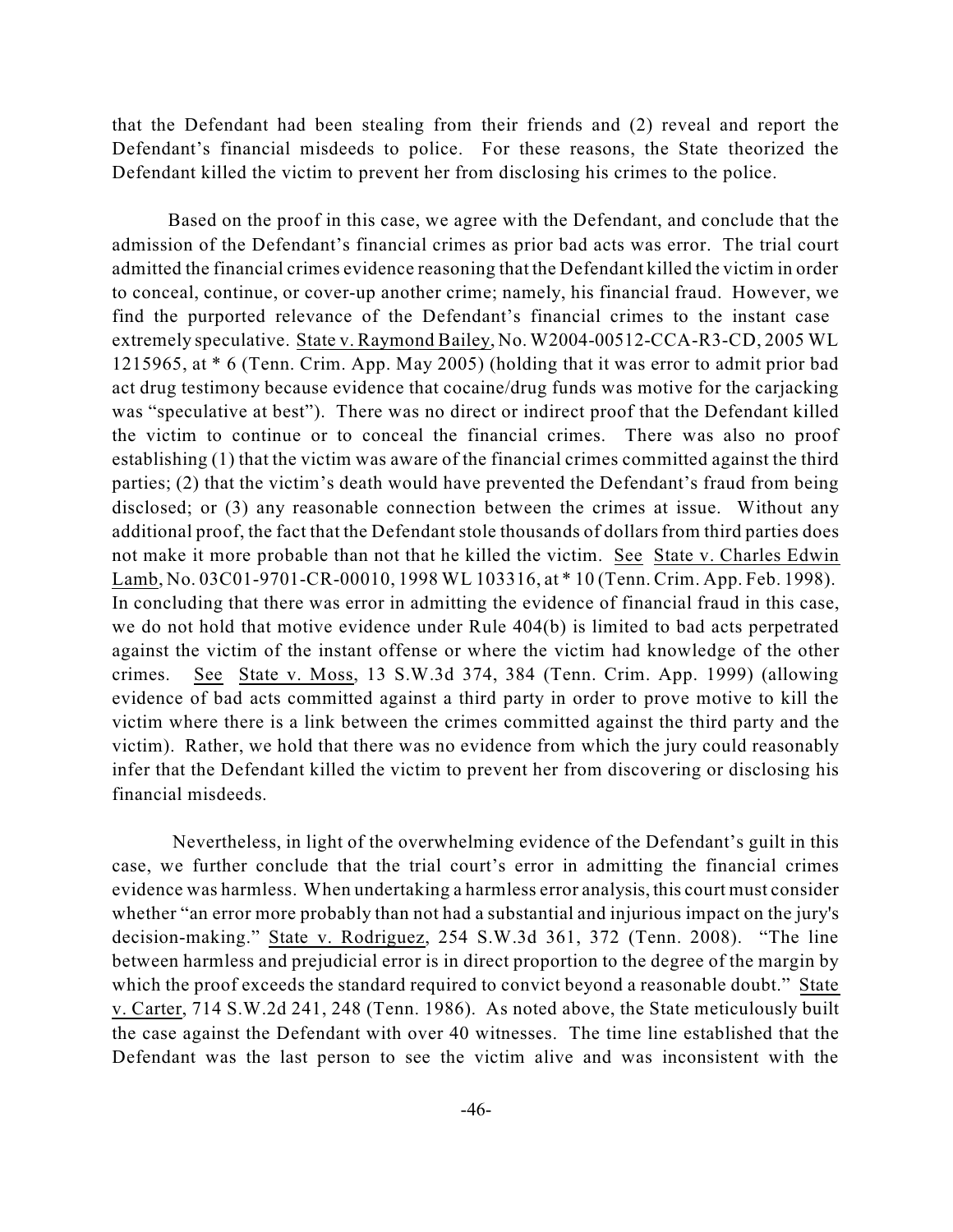that the Defendant had been stealing from their friends and (2) reveal and report the Defendant's financial misdeeds to police. For these reasons, the State theorized the Defendant killed the victim to prevent her from disclosing his crimes to the police.

Based on the proof in this case, we agree with the Defendant, and conclude that the admission of the Defendant's financial crimes as prior bad acts was error. The trial court admitted the financial crimes evidence reasoning that the Defendant killed the victim in order to conceal, continue, or cover-up another crime; namely, his financial fraud. However, we find the purported relevance of the Defendant's financial crimes to the instant case extremely speculative. State v. Raymond Bailey, No. W2004-00512-CCA-R3-CD, 2005 WL 1215965, at * 6 (Tenn. Crim. App. May 2005) (holding that it was error to admit prior bad act drug testimony because evidence that cocaine/drug funds was motive for the carjacking was "speculative at best"). There was no direct or indirect proof that the Defendant killed the victim to continue or to conceal the financial crimes. There was also no proof establishing (1) that the victim was aware of the financial crimes committed against the third parties; (2) that the victim's death would have prevented the Defendant's fraud from being disclosed; or (3) any reasonable connection between the crimes at issue. Without any additional proof, the fact that the Defendant stole thousands of dollars from third parties does not make it more probable than not that he killed the victim. See State v. Charles Edwin Lamb, No. 03C01-9701-CR-00010, 1998 WL 103316, at * 10 (Tenn. Crim. App. Feb. 1998). In concluding that there was error in admitting the evidence of financial fraud in this case, we do not hold that motive evidence under Rule 404(b) is limited to bad acts perpetrated against the victim of the instant offense or where the victim had knowledge of the other crimes. See State v. Moss, 13 S.W.3d 374, 384 (Tenn. Crim. App. 1999) (allowing evidence of bad acts committed against a third party in order to prove motive to kill the victim where there is a link between the crimes committed against the third party and the victim). Rather, we hold that there was no evidence from which the jury could reasonably infer that the Defendant killed the victim to prevent her from discovering or disclosing his financial misdeeds.

Nevertheless, in light of the overwhelming evidence of the Defendant's guilt in this case, we further conclude that the trial court's error in admitting the financial crimes evidence was harmless. When undertaking a harmless error analysis, this court must consider whether "an error more probably than not had a substantial and injurious impact on the jury's decision-making." State v. Rodriguez, 254 S.W.3d 361, 372 (Tenn. 2008). "The line between harmless and prejudicial error is in direct proportion to the degree of the margin by which the proof exceeds the standard required to convict beyond a reasonable doubt." State v. Carter, 714 S.W.2d 241, 248 (Tenn. 1986). As noted above, the State meticulously built the case against the Defendant with over 40 witnesses. The time line established that the Defendant was the last person to see the victim alive and was inconsistent with the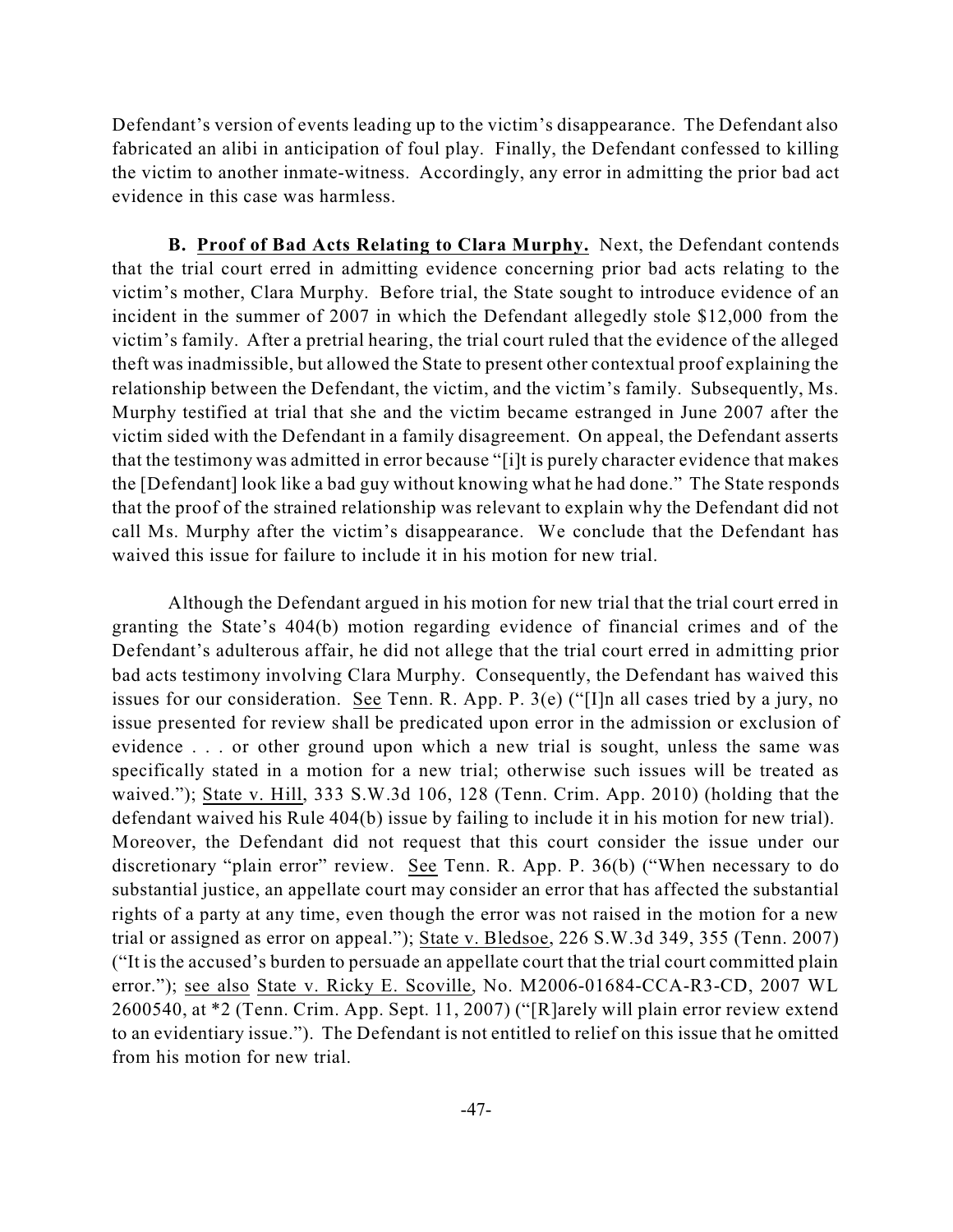Defendant's version of events leading up to the victim's disappearance. The Defendant also fabricated an alibi in anticipation of foul play. Finally, the Defendant confessed to killing the victim to another inmate-witness. Accordingly, any error in admitting the prior bad act evidence in this case was harmless.

**B. <u>Proof of Bad Acts Relating to Clara Murphy</u>.** Next, the Defendant contends that the trial court erred in admitting evidence concerning prior bad acts relating to the victim's mother, Clara Murphy. Before trial, the State sought to introduce evidence of an incident in the summer of 2007 in which the Defendant allegedly stole $12,000 from the victim's family. After a pretrial hearing, the trial court ruled that the evidence of the alleged theft was inadmissible, but allowed the State to present other contextual proof explaining the relationship between the Defendant, the victim, and the victim's family. Subsequently, Ms. Murphy testified at trial that she and the victim became estranged in June 2007 after the victim sided with the Defendant in a family disagreement. On appeal, the Defendant asserts that the testimony was admitted in error because "[i]t is purely character evidence that makes the [Defendant] look like a bad guy without knowing what he had done." The State responds that the proof of the strained relationship was relevant to explain why the Defendant did not call Ms. Murphy after the victim's disappearance. We conclude that the Defendant has waived this issue for failure to include it in his motion for new trial.

Although the Defendant argued in his motion for new trial that the trial court erred in granting the State's 404(b) motion regarding evidence of financial crimes and of the Defendant's adulterous affair, he did not allege that the trial court erred in admitting prior bad acts testimony involving Clara Murphy. Consequently, the Defendant has waived this issues for our consideration. <u>See</u> Tenn. R. App. P. 3(e) ("[I]n all cases tried by a jury, no issue presented for review shall be predicated upon error in the admission or exclusion of evidence . . . or other ground upon which a new trial is sought, unless the same was specifically stated in a motion for a new trial; otherwise such issues will be treated as waived."); <u>State v. Hill</u>, 333 S.W.3d 106, 128 (Tenn. Crim. App. 2010) (holding that the defendant waived his Rule 404(b) issue by failing to include it in his motion for new trial). Moreover, the Defendant did not request that this court consider the issue under our discretionary "plain error" review. <u>See</u> Tenn. R. App. P. 36(b) ("When necessary to do substantial justice, an appellate court may consider an error that has affected the substantial rights of a party at any time, even though the error was not raised in the motion for a new trial or assigned as error on appeal."); <u>State v. Bledsoe</u>, 226 S.W.3d 349, 355 (Tenn. 2007) ("It is the accused's burden to persuade an appellate court that the trial court committed plain error."); <u>see also</u> <u>State v. Ricky E. Scoville</u>, No. M2006-01684-CCA-R3-CD, 2007 WL 2600540, at *2 (Tenn. Crim. App. Sept. 11, 2007) ("[R]arely will plain error review extend to an evidentiary issue."). The Defendant is not entitled to relief on this issue that he omitted from his motion for new trial.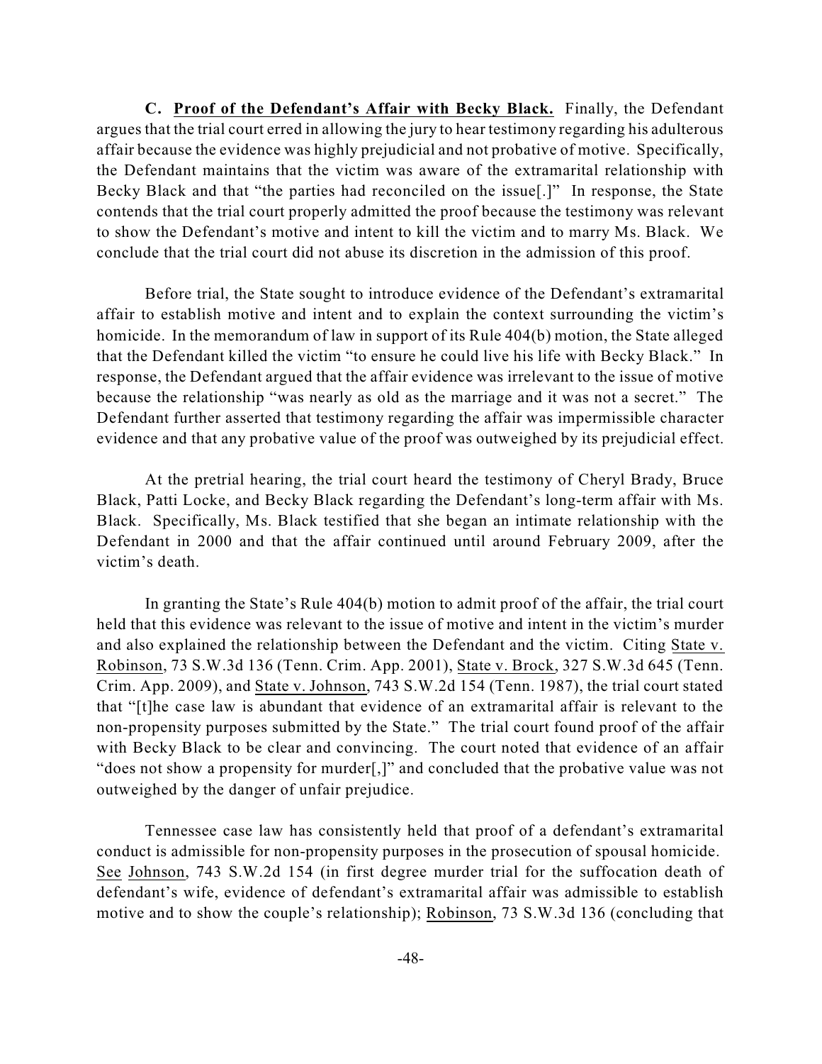**C. <u>Proof of the Defendant's Affair with Becky Black.</u>** Finally, the Defendant argues that the trial court erred in allowing the jury to hear testimony regarding his adulterous affair because the evidence was highly prejudicial and not probative of motive. Specifically, the Defendant maintains that the victim was aware of the extramarital relationship with Becky Black and that "the parties had reconciled on the issue[.]" In response, the State contends that the trial court properly admitted the proof because the testimony was relevant to show the Defendant's motive and intent to kill the victim and to marry Ms. Black. We conclude that the trial court did not abuse its discretion in the admission of this proof.

Before trial, the State sought to introduce evidence of the Defendant's extramarital affair to establish motive and intent and to explain the context surrounding the victim's homicide. In the memorandum of law in support of its Rule 404(b) motion, the State alleged that the Defendant killed the victim "to ensure he could live his life with Becky Black." In response, the Defendant argued that the affair evidence was irrelevant to the issue of motive because the relationship "was nearly as old as the marriage and it was not a secret." The Defendant further asserted that testimony regarding the affair was impermissible character evidence and that any probative value of the proof was outweighed by its prejudicial effect.

At the pretrial hearing, the trial court heard the testimony of Cheryl Brady, Bruce Black, Patti Locke, and Becky Black regarding the Defendant's long-term affair with Ms. Black. Specifically, Ms. Black testified that she began an intimate relationship with the Defendant in 2000 and that the affair continued until around February 2009, after the victim's death.

In granting the State's Rule 404(b) motion to admit proof of the affair, the trial court held that this evidence was relevant to the issue of motive and intent in the victim's murder and also explained the relationship between the Defendant and the victim. Citing <u>State v. Robinson</u>, 73 S.W.3d 136 (Tenn. Crim. App. 2001), <u>State v. Brock</u>, 327 S.W.3d 645 (Tenn. Crim. App. 2009), and <u>State v. Johnson</u>, 743 S.W.2d 154 (Tenn. 1987), the trial court stated that "[t]he case law is abundant that evidence of an extramarital affair is relevant to the non-propensity purposes submitted by the State." The trial court found proof of the affair with Becky Black to be clear and convincing. The court noted that evidence of an affair "does not show a propensity for murder[,]" and concluded that the probative value was not outweighed by the danger of unfair prejudice.

Tennessee case law has consistently held that proof of a defendant's extramarital conduct is admissible for non-propensity purposes in the prosecution of spousal homicide. <u>See</u> <u>Johnson</u>, 743 S.W.2d 154 (in first degree murder trial for the suffocation death of defendant's wife, evidence of defendant's extramarital affair was admissible to establish motive and to show the couple's relationship); <u>Robinson</u>, 73 S.W.3d 136 (concluding that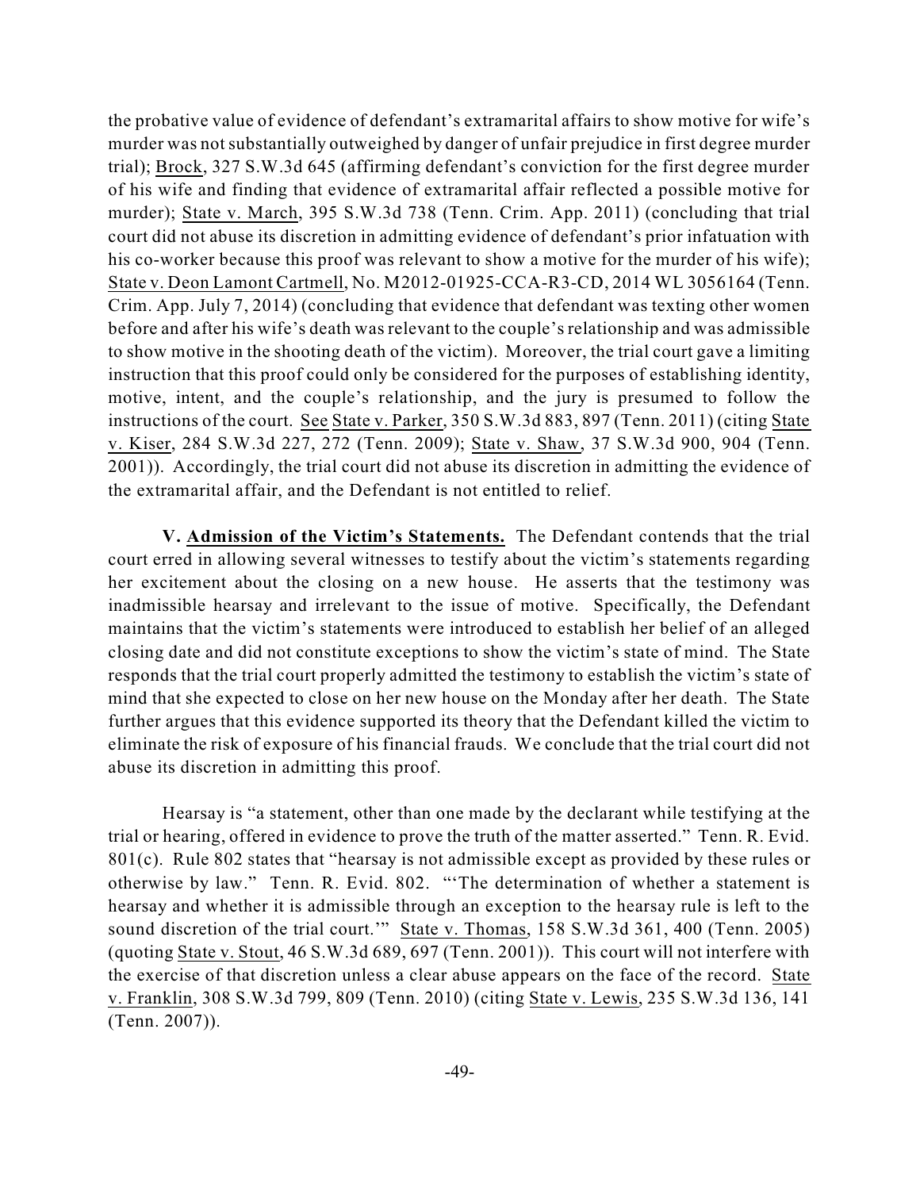the probative value of evidence of defendant's extramarital affairs to show motive for wife's murder was not substantially outweighed by danger of unfair prejudice in first degree murder trial); Brock, 327 S.W.3d 645 (affirming defendant's conviction for the first degree murder of his wife and finding that evidence of extramarital affair reflected a possible motive for murder); State v. March, 395 S.W.3d 738 (Tenn. Crim. App. 2011) (concluding that trial court did not abuse its discretion in admitting evidence of defendant's prior infatuation with his co-worker because this proof was relevant to show a motive for the murder of his wife); State v. Deon Lamont Cartmell, No. M2012-01925-CCA-R3-CD, 2014 WL 3056164 (Tenn. Crim. App. July 7, 2014) (concluding that evidence that defendant was texting other women before and after his wife's death was relevant to the couple's relationship and was admissible to show motive in the shooting death of the victim). Moreover, the trial court gave a limiting instruction that this proof could only be considered for the purposes of establishing identity, motive, intent, and the couple's relationship, and the jury is presumed to follow the instructions of the court. See State v. Parker, 350 S.W.3d 883, 897 (Tenn. 2011) (citing State v. Kiser, 284 S.W.3d 227, 272 (Tenn. 2009); State v. Shaw, 37 S.W.3d 900, 904 (Tenn. 2001)). Accordingly, the trial court did not abuse its discretion in admitting the evidence of the extramarital affair, and the Defendant is not entitled to relief.

**V. Admission of the Victim's Statements.** The Defendant contends that the trial court erred in allowing several witnesses to testify about the victim's statements regarding her excitement about the closing on a new house. He asserts that the testimony was inadmissible hearsay and irrelevant to the issue of motive. Specifically, the Defendant maintains that the victim's statements were introduced to establish her belief of an alleged closing date and did not constitute exceptions to show the victim's state of mind. The State responds that the trial court properly admitted the testimony to establish the victim's state of mind that she expected to close on her new house on the Monday after her death. The State further argues that this evidence supported its theory that the Defendant killed the victim to eliminate the risk of exposure of his financial frauds. We conclude that the trial court did not abuse its discretion in admitting this proof.

Hearsay is "a statement, other than one made by the declarant while testifying at the trial or hearing, offered in evidence to prove the truth of the matter asserted." Tenn. R. Evid. 801(c). Rule 802 states that "hearsay is not admissible except as provided by these rules or otherwise by law." Tenn. R. Evid. 802. "'The determination of whether a statement is hearsay and whether it is admissible through an exception to the hearsay rule is left to the sound discretion of the trial court.'" State v. Thomas, 158 S.W.3d 361, 400 (Tenn. 2005) (quoting State v. Stout, 46 S.W.3d 689, 697 (Tenn. 2001)). This court will not interfere with the exercise of that discretion unless a clear abuse appears on the face of the record. State v. Franklin, 308 S.W.3d 799, 809 (Tenn. 2010) (citing State v. Lewis, 235 S.W.3d 136, 141 (Tenn. 2007)).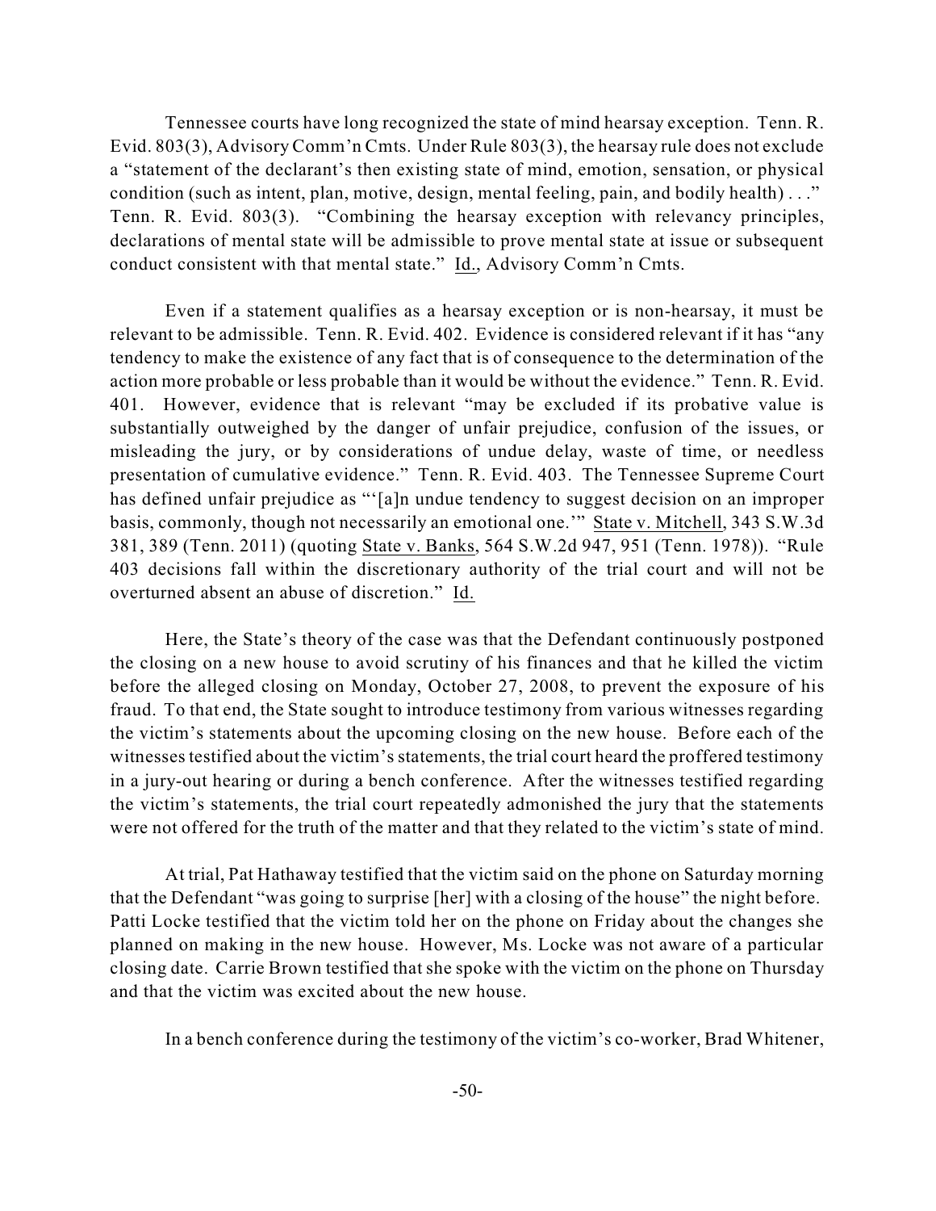Tennessee courts have long recognized the state of mind hearsay exception. Tenn. R. Evid. 803(3), Advisory Comm'n Cmts. Under Rule 803(3), the hearsay rule does not exclude a "statement of the declarant's then existing state of mind, emotion, sensation, or physical condition (such as intent, plan, motive, design, mental feeling, pain, and bodily health) . . ." Tenn. R. Evid. 803(3). "Combining the hearsay exception with relevancy principles, declarations of mental state will be admissible to prove mental state at issue or subsequent conduct consistent with that mental state." Id., Advisory Comm'n Cmts.

Even if a statement qualifies as a hearsay exception or is non-hearsay, it must be relevant to be admissible. Tenn. R. Evid. 402. Evidence is considered relevant if it has "any tendency to make the existence of any fact that is of consequence to the determination of the action more probable or less probable than it would be without the evidence." Tenn. R. Evid. 401. However, evidence that is relevant "may be excluded if its probative value is substantially outweighed by the danger of unfair prejudice, confusion of the issues, or misleading the jury, or by considerations of undue delay, waste of time, or needless presentation of cumulative evidence." Tenn. R. Evid. 403. The Tennessee Supreme Court has defined unfair prejudice as "'[a]n undue tendency to suggest decision on an improper basis, commonly, though not necessarily an emotional one.'" State v. Mitchell, 343 S.W.3d 381, 389 (Tenn. 2011) (quoting State v. Banks, 564 S.W.2d 947, 951 (Tenn. 1978)). "Rule 403 decisions fall within the discretionary authority of the trial court and will not be overturned absent an abuse of discretion." Id.

Here, the State's theory of the case was that the Defendant continuously postponed the closing on a new house to avoid scrutiny of his finances and that he killed the victim before the alleged closing on Monday, October 27, 2008, to prevent the exposure of his fraud. To that end, the State sought to introduce testimony from various witnesses regarding the victim's statements about the upcoming closing on the new house. Before each of the witnesses testified about the victim's statements, the trial court heard the proffered testimony in a jury-out hearing or during a bench conference. After the witnesses testified regarding the victim's statements, the trial court repeatedly admonished the jury that the statements were not offered for the truth of the matter and that they related to the victim's state of mind.

At trial, Pat Hathaway testified that the victim said on the phone on Saturday morning that the Defendant "was going to surprise [her] with a closing of the house" the night before. Patti Locke testified that the victim told her on the phone on Friday about the changes she planned on making in the new house. However, Ms. Locke was not aware of a particular closing date. Carrie Brown testified that she spoke with the victim on the phone on Thursday and that the victim was excited about the new house.

In a bench conference during the testimony of the victim's co-worker, Brad Whitener,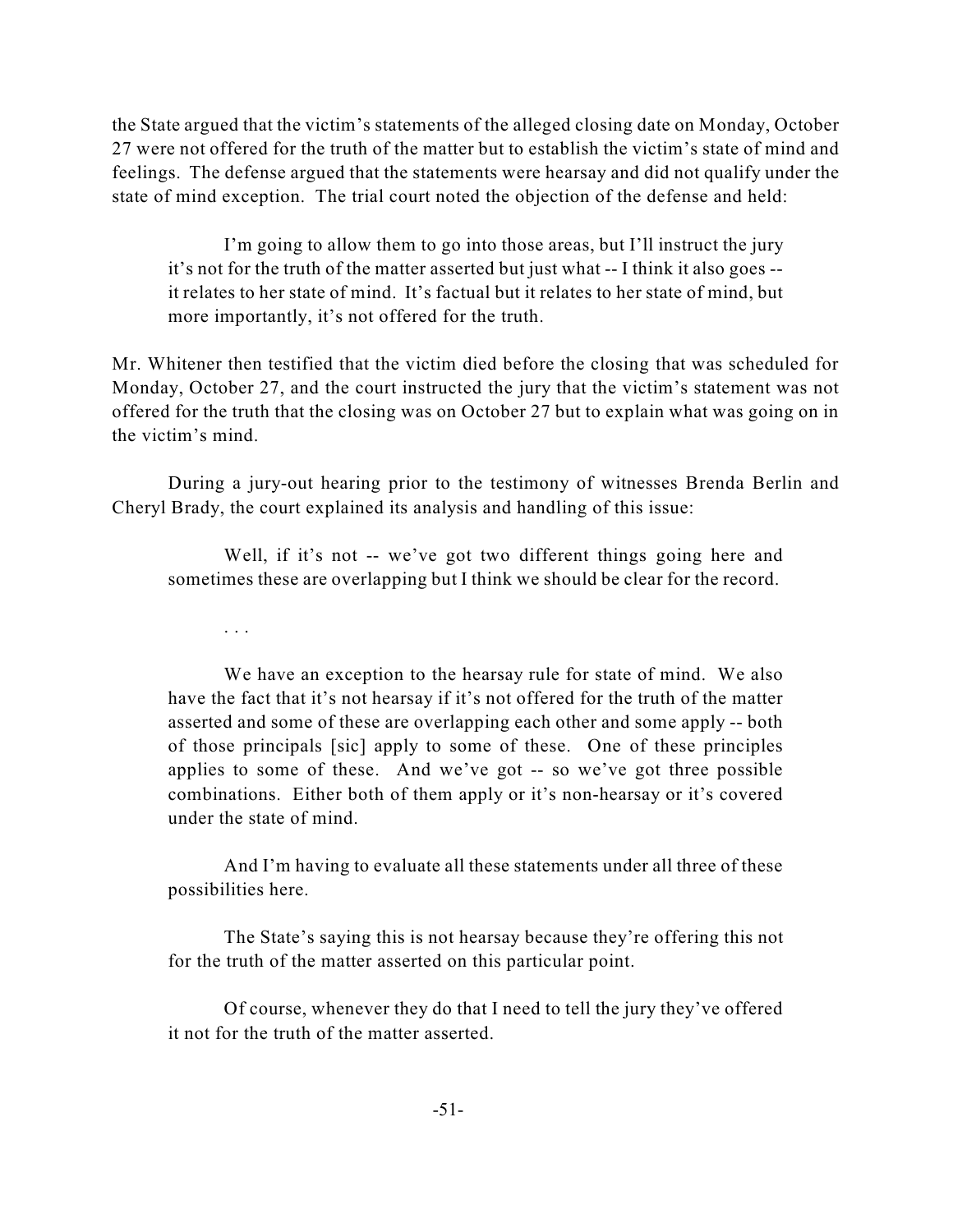the State argued that the victim's statements of the alleged closing date on Monday, October 27 were not offered for the truth of the matter but to establish the victim's state of mind and feelings. The defense argued that the statements were hearsay and did not qualify under the state of mind exception. The trial court noted the objection of the defense and held:

> I'm going to allow them to go into those areas, but I'll instruct the jury it's not for the truth of the matter asserted but just what -- I think it also goes -- it relates to her state of mind. It's factual but it relates to her state of mind, but more importantly, it's not offered for the truth.

Mr. Whitener then testified that the victim died before the closing that was scheduled for Monday, October 27, and the court instructed the jury that the victim's statement was not offered for the truth that the closing was on October 27 but to explain what was going on in the victim's mind.

During a jury-out hearing prior to the testimony of witnesses Brenda Berlin and Cheryl Brady, the court explained its analysis and handling of this issue:

> Well, if it's not -- we've got two different things going here and sometimes these are overlapping but I think we should be clear for the record.
>
> . . .
>
> We have an exception to the hearsay rule for state of mind. We also have the fact that it's not hearsay if it's not offered for the truth of the matter asserted and some of these are overlapping each other and some apply -- both of those principals [sic] apply to some of these. One of these principles applies to some of these. And we've got -- so we've got three possible combinations. Either both of them apply or it's non-hearsay or it's covered under the state of mind.
>
> And I'm having to evaluate all these statements under all three of these possibilities here.
>
> The State's saying this is not hearsay because they're offering this not for the truth of the matter asserted on this particular point.
>
> Of course, whenever they do that I need to tell the jury they've offered it not for the truth of the matter asserted.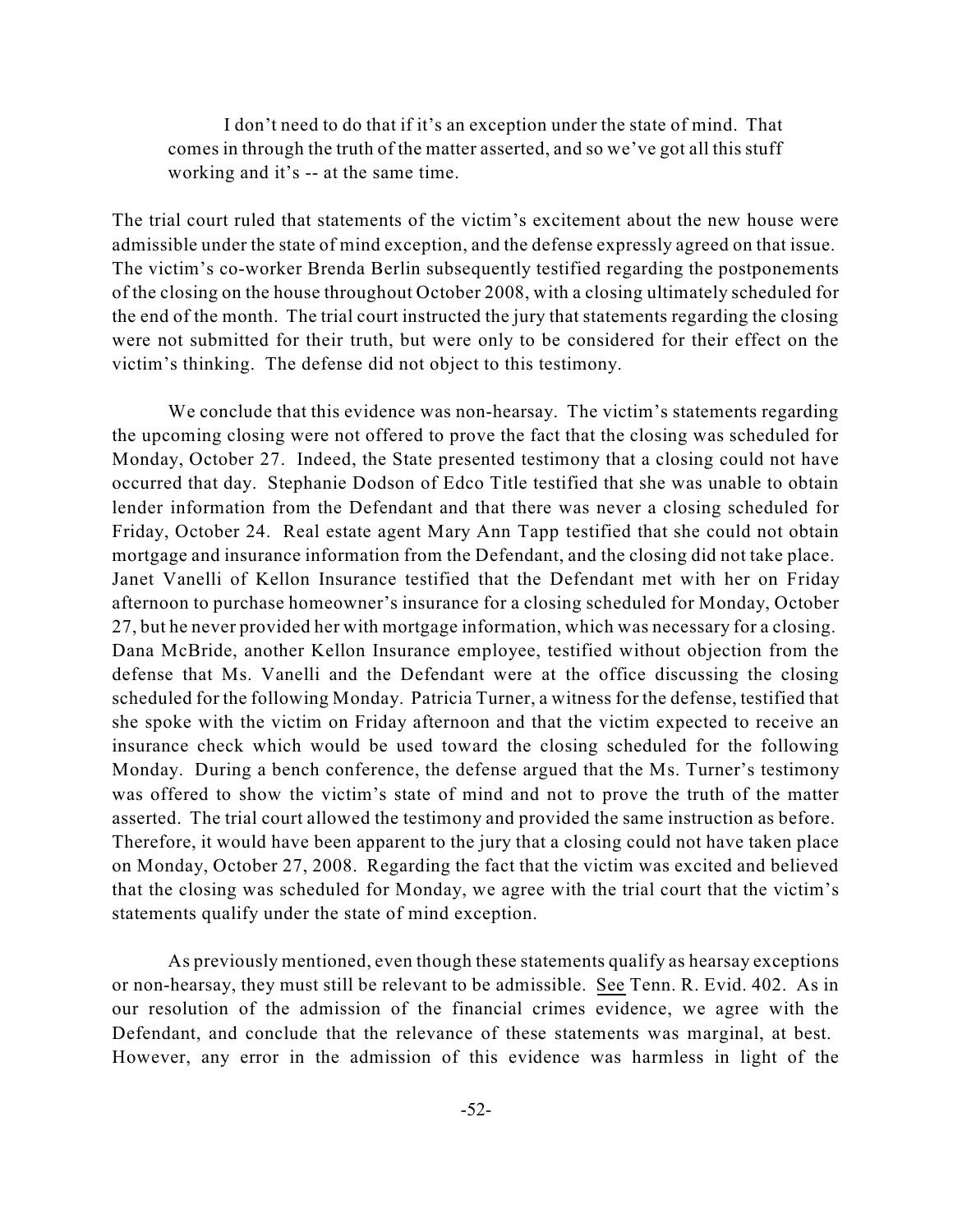> I don't need to do that if it's an exception under the state of mind. That comes in through the truth of the matter asserted, and so we've got all this stuff working and it's -- at the same time.

The trial court ruled that statements of the victim's excitement about the new house were admissible under the state of mind exception, and the defense expressly agreed on that issue. The victim's co-worker Brenda Berlin subsequently testified regarding the postponements of the closing on the house throughout October 2008, with a closing ultimately scheduled for the end of the month. The trial court instructed the jury that statements regarding the closing were not submitted for their truth, but were only to be considered for their effect on the victim's thinking. The defense did not object to this testimony.

We conclude that this evidence was non-hearsay. The victim's statements regarding the upcoming closing were not offered to prove the fact that the closing was scheduled for Monday, October 27. Indeed, the State presented testimony that a closing could not have occurred that day. Stephanie Dodson of Edco Title testified that she was unable to obtain lender information from the Defendant and that there was never a closing scheduled for Friday, October 24. Real estate agent Mary Ann Tapp testified that she could not obtain mortgage and insurance information from the Defendant, and the closing did not take place. Janet Vanelli of Kellon Insurance testified that the Defendant met with her on Friday afternoon to purchase homeowner's insurance for a closing scheduled for Monday, October 27, but he never provided her with mortgage information, which was necessary for a closing. Dana McBride, another Kellon Insurance employee, testified without objection from the defense that Ms. Vanelli and the Defendant were at the office discussing the closing scheduled for the following Monday. Patricia Turner, a witness for the defense, testified that she spoke with the victim on Friday afternoon and that the victim expected to receive an insurance check which would be used toward the closing scheduled for the following Monday. During a bench conference, the defense argued that the Ms. Turner's testimony was offered to show the victim's state of mind and not to prove the truth of the matter asserted. The trial court allowed the testimony and provided the same instruction as before. Therefore, it would have been apparent to the jury that a closing could not have taken place on Monday, October 27, 2008. Regarding the fact that the victim was excited and believed that the closing was scheduled for Monday, we agree with the trial court that the victim's statements qualify under the state of mind exception.

As previously mentioned, even though these statements qualify as hearsay exceptions or non-hearsay, they must still be relevant to be admissible. See Tenn. R. Evid. 402. As in our resolution of the admission of the financial crimes evidence, we agree with the Defendant, and conclude that the relevance of these statements was marginal, at best. However, any error in the admission of this evidence was harmless in light of the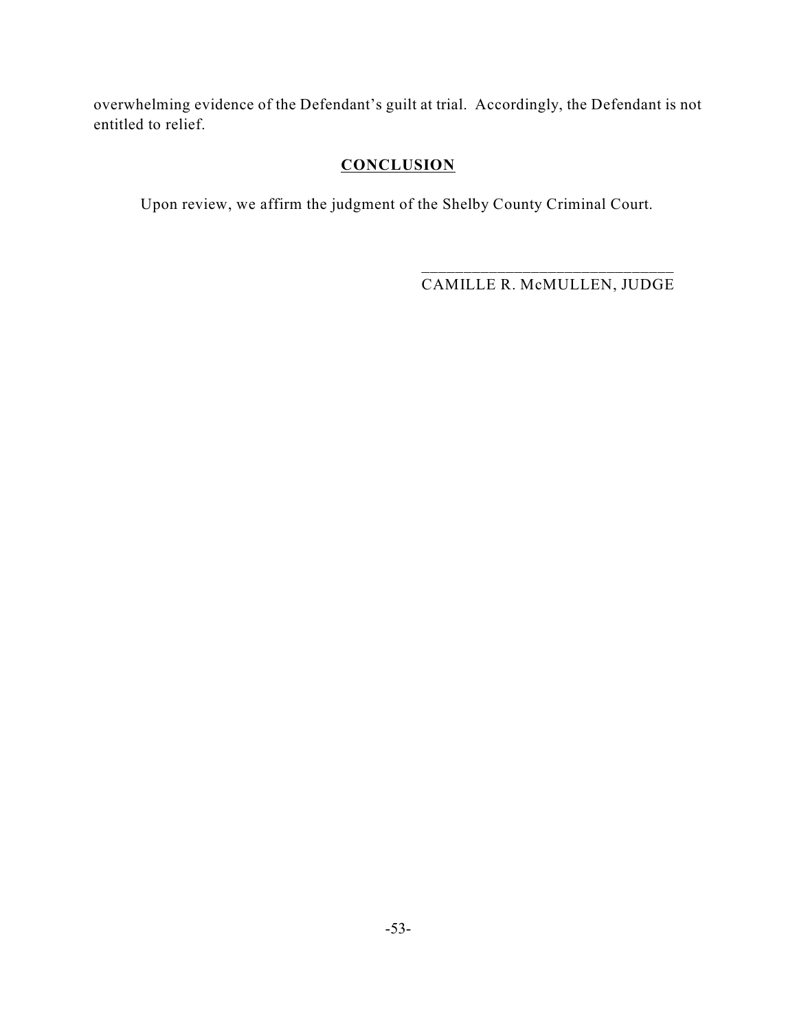overwhelming evidence of the Defendant's guilt at trial. Accordingly, the Defendant is not entitled to relief.

## **CONCLUSION**

Upon review, we affirm the judgment of the Shelby County Criminal Court.

\_\_\_\_\_\_\_\_\_\_\_\_\_\_\_\_\_\_\_\_\_\_\_\_\_\_\_\_\_\_\_\_

CAMILLE R. McMULLEN, JUDGE